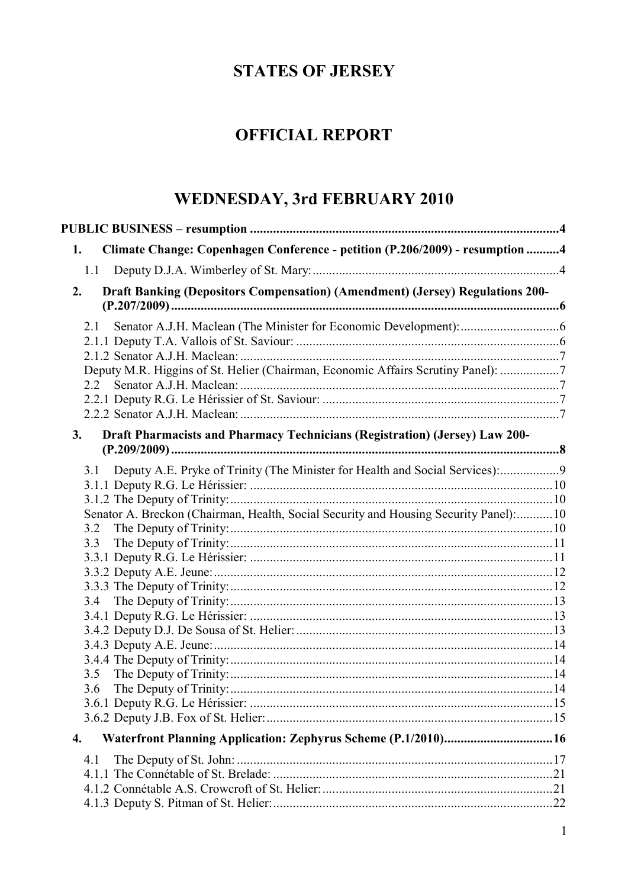# STATES OF JERSEY

# OFFICIAL REPORT

# WEDNESDAY, 3rd FEBRUARY 2010

**PUBLIC BUSINESS – resumption** ....................................................................................................4

**1. Climate Change: Copenhagen Conference - petition (P.206/2009) - resumption** ..........4

1.1 Deputy D.J.A. Wimberley of St. Mary:..........................................................................4

**2. Draft Banking (Depositors Compensation) (Amendment) (Jersey) Regulations 200- (P.207/2009)** ......................................................................................................................6

2.1 Senator A.J.H. Maclean (The Minister for Economic Development):..............................6

2.1.1 Deputy T.A. Vallois of St. Saviour: ...............................................................................6

2.1.2 Senator A.J.H. Maclean: ................................................................................................7

Deputy M.R. Higgins of St. Helier (Chairman, Economic Affairs Scrutiny Panel): ..................7

2.2 Senator A.J.H. Maclean: ................................................................................................7

2.2.1 Deputy R.G. Le Hérissier of St. Saviour: .......................................................................7

2.2.2 Senator A.J.H. Maclean: ................................................................................................7

**3. Draft Pharmacists and Pharmacy Technicians (Registration) (Jersey) Law 200- (P.209/2009)** ......................................................................................................................8

3.1 Deputy A.E. Pryke of Trinity (The Minister for Health and Social Services):..................9

3.1.1 Deputy R.G. Le Hérissier: ............................................................................................10

3.1.2 The Deputy of Trinity:..................................................................................................10

Senator A. Breckon (Chairman, Health, Social Security and Housing Security Panel):...........10

3.2 The Deputy of Trinity:..................................................................................................10

3.3 The Deputy of Trinity:..................................................................................................11

3.3.1 Deputy R.G. Le Hérissier: ............................................................................................11

3.3.2 Deputy A.E. Jeune:.......................................................................................................12

3.3.3 The Deputy of Trinity:..................................................................................................12

3.4 The Deputy of Trinity:..................................................................................................13

3.4.1 Deputy R.G. Le Hérissier: ............................................................................................13

3.4.2 Deputy D.J. De Sousa of St. Helier: .............................................................................13

3.4.3 Deputy A.E. Jeune:.......................................................................................................14

3.4.4 The Deputy of Trinity:..................................................................................................14

3.5 The Deputy of Trinity:..................................................................................................14

3.6 The Deputy of Trinity:..................................................................................................14

3.6.1 Deputy R.G. Le Hérissier: ............................................................................................15

3.6.2 Deputy J.B. Fox of St. Helier:.......................................................................................15

**4. Waterfront Planning Application: Zephyrus Scheme (P.1/2010)**.................................16

4.1 The Deputy of St. John: ................................................................................................17

4.1.1 The Connétable of St. Brelade: .....................................................................................21

4.1.2 Connétable A.S. Crowcroft of St. Helier:......................................................................21

4.1.3 Deputy S. Pitman of St. Helier:.....................................................................................22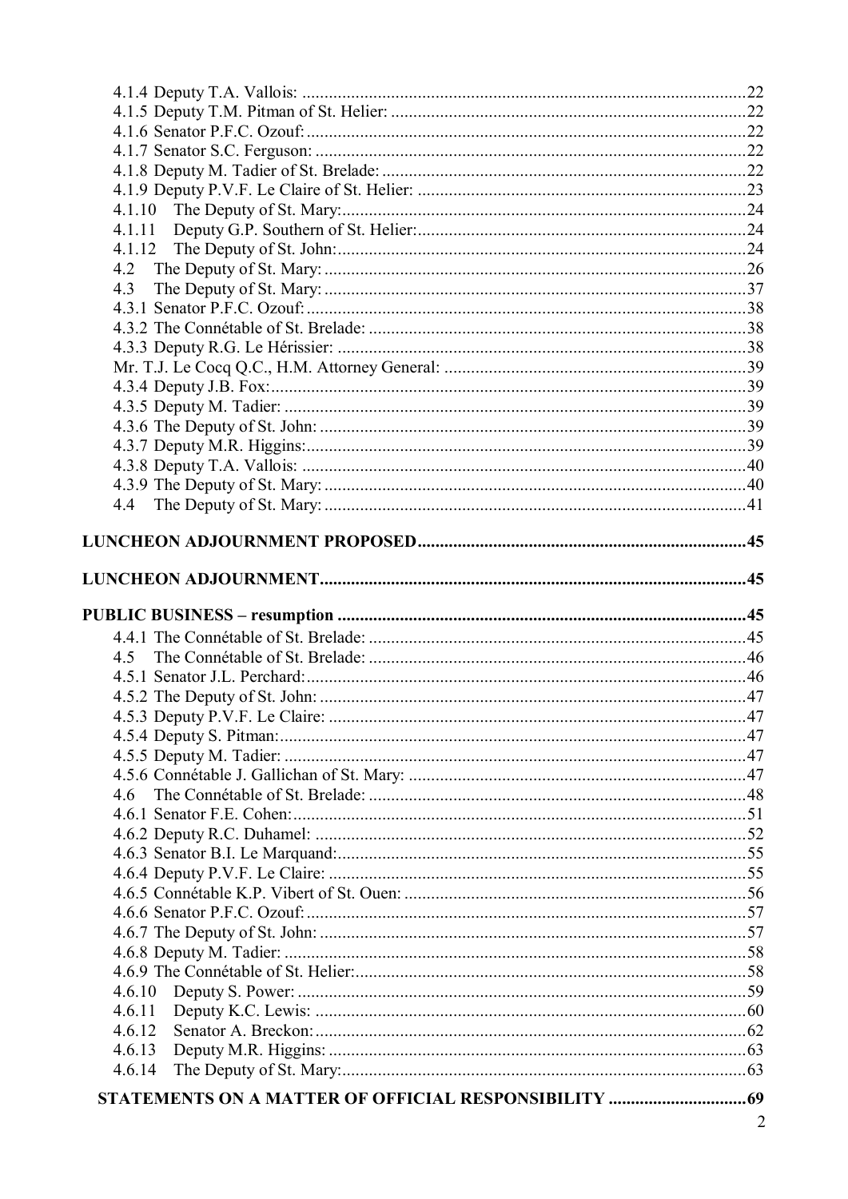4.1.4 Deputy T.A. Vallois: ....................................................................................................22
4.1.5 Deputy T.M. Pitman of St. Helier: ................................................................................22
4.1.6 Senator P.F.C. Ozouf: ...................................................................................................22
4.1.7 Senator S.C. Ferguson: .................................................................................................22
4.1.8 Deputy M. Tadier of St. Brelade: ..................................................................................22
4.1.9 Deputy P.V.F. Le Claire of St. Helier: ..........................................................................23
4.1.10 The Deputy of St. Mary: ...........................................................................................24
4.1.11 Deputy G.P. Southern of St. Helier: ..........................................................................24
4.1.12 The Deputy of St. John: ............................................................................................24
4.2 The Deputy of St. Mary: ...............................................................................................26
4.3 The Deputy of St. Mary: ...............................................................................................37
4.3.1 Senator P.F.C. Ozouf: ...................................................................................................38
4.3.2 The Connétable of St. Brelade: .....................................................................................38
4.3.3 Deputy R.G. Le Hérissier: ............................................................................................38
Mr. T.J. Le Cocq Q.C., H.M. Attorney General: ....................................................................39
4.3.4 Deputy J.B. Fox: ...........................................................................................................39
4.3.5 Deputy M. Tadier: ........................................................................................................39
4.3.6 The Deputy of St. John: ................................................................................................39
4.3.7 Deputy M.R. Higgins: ...................................................................................................39
4.3.8 Deputy T.A. Vallois: .....................................................................................................40
4.3.9 The Deputy of St. Mary: ...............................................................................................40
4.4 The Deputy of St. Mary: ...............................................................................................41

**LUNCHEON ADJOURNMENT PROPOSED..........................................................................45**

**LUNCHEON ADJOURNMENT................................................................................................45**

**PUBLIC BUSINESS – resumption ...........................................................................................45**

4.4.1 The Connétable of St. Brelade: .....................................................................................45
4.5 The Connétable of St. Brelade: .....................................................................................46
4.5.1 Senator J.L. Perchard: ...................................................................................................46
4.5.2 The Deputy of St. John: ................................................................................................47
4.5.3 Deputy P.V.F. Le Claire: ..............................................................................................47
4.5.4 Deputy S. Pitman: .........................................................................................................47
4.5.5 Deputy M. Tadier: ........................................................................................................47
4.5.6 Connétable J. Gallichan of St. Mary: ............................................................................47
4.6 The Connétable of St. Brelade: .....................................................................................48
4.6.1 Senator F.E. Cohen: ......................................................................................................51
4.6.2 Deputy R.C. Duhamel: .................................................................................................52
4.6.3 Senator B.I. Le Marquand: ............................................................................................55
4.6.4 Deputy P.V.F. Le Claire: ..............................................................................................55
4.6.5 Connétable K.P. Vibert of St. Ouen: .............................................................................56
4.6.6 Senator P.F.C. Ozouf: ...................................................................................................57
4.6.7 The Deputy of St. John: ................................................................................................57
4.6.8 Deputy M. Tadier: ........................................................................................................58
4.6.9 The Connétable of St. Helier: ........................................................................................58
4.6.10 Deputy S. Power: ......................................................................................................59
4.6.11 Deputy K.C. Lewis: ..................................................................................................60
4.6.12 Senator A. Breckon: ..................................................................................................62
4.6.13 Deputy M.R. Higgins: ...............................................................................................63
4.6.14 The Deputy of St. Mary: ............................................................................................63

**STATEMENTS ON A MATTER OF OFFICIAL RESPONSIBILITY ...............................69**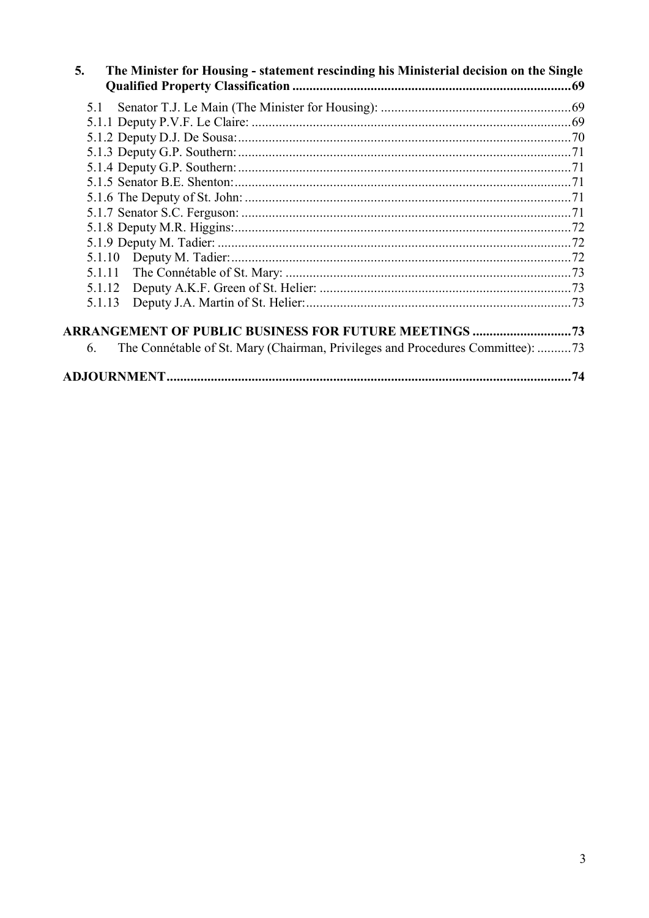**5. The Minister for Housing - statement rescinding his Ministerial decision on the Single Qualified Property Classification ........................................................................................69**

5.1 Senator T.J. Le Main (The Minister for Housing): ........................................................69
5.1.1 Deputy P.V.F. Le Claire: ..............................................................................................69
5.1.2 Deputy D.J. De Sousa:..................................................................................................70
5.1.3 Deputy G.P. Southern:..................................................................................................71
5.1.4 Deputy G.P. Southern:..................................................................................................71
5.1.5 Senator B.E. Shenton:...................................................................................................71
5.1.6 The Deputy of St. John: ................................................................................................71
5.1.7 Senator S.C. Ferguson: .................................................................................................71
5.1.8 Deputy M.R. Higgins:...................................................................................................72
5.1.9 Deputy M. Tadier: ........................................................................................................72
5.1.10 Deputy M. Tadier:....................................................................................................72
5.1.11 The Connétable of St. Mary: ....................................................................................73
5.1.12 Deputy A.K.F. Green of St. Helier: ..........................................................................73
5.1.13 Deputy J.A. Martin of St. Helier:..............................................................................73

**ARRANGEMENT OF PUBLIC BUSINESS FOR FUTURE MEETINGS .............................73**

6. The Connétable of St. Mary (Chairman, Privileges and Procedures Committee): ..........73

**ADJOURNMENT......................................................................................................................74**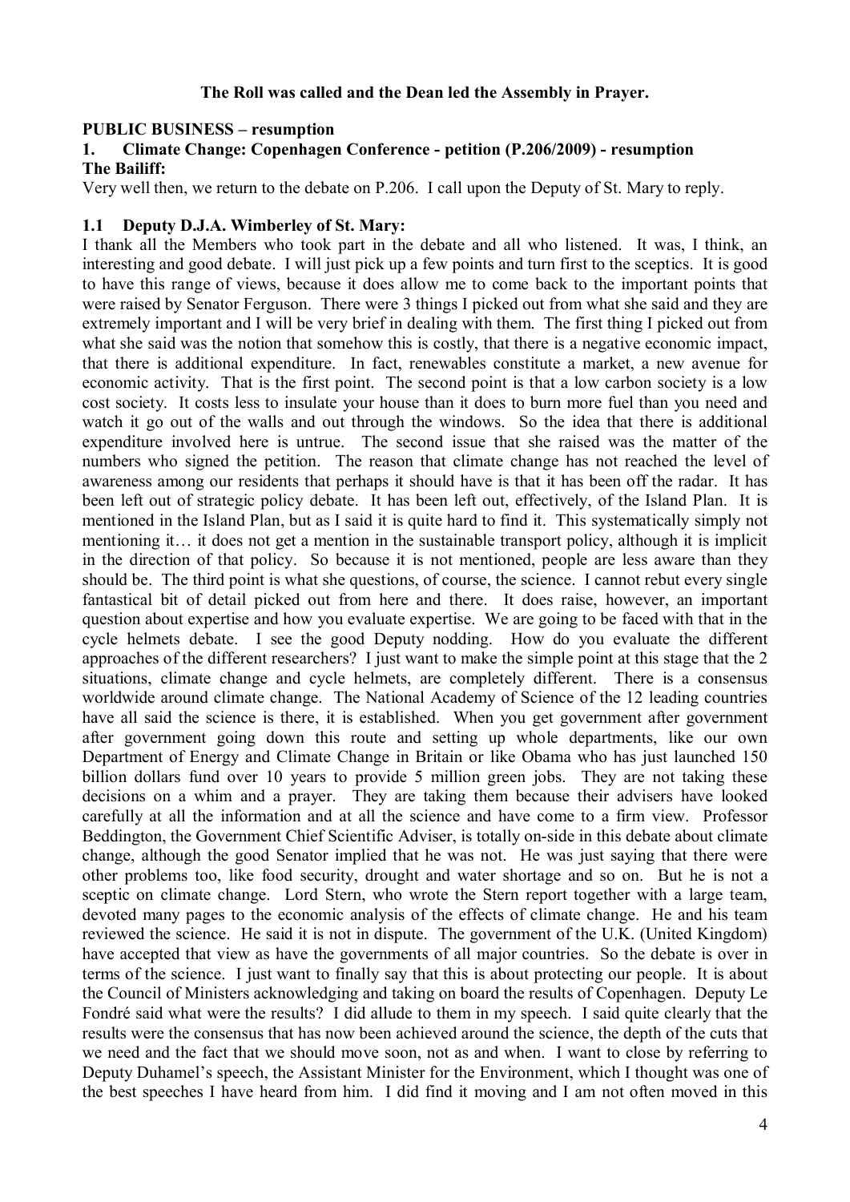**The Roll was called and the Dean led the Assembly in Prayer.**

**PUBLIC BUSINESS – resumption**

**1. Climate Change: Copenhagen Conference - petition (P.206/2009) - resumption**

**The Bailiff:**

Very well then, we return to the debate on P.206. I call upon the Deputy of St. Mary to reply.

**1.1 Deputy D.J.A. Wimberley of St. Mary:**

I thank all the Members who took part in the debate and all who listened. It was, I think, an interesting and good debate. I will just pick up a few points and turn first to the sceptics. It is good to have this range of views, because it does allow me to come back to the important points that were raised by Senator Ferguson. There were 3 things I picked out from what she said and they are extremely important and I will be very brief in dealing with them. The first thing I picked out from what she said was the notion that somehow this is costly, that there is a negative economic impact, that there is additional expenditure. In fact, renewables constitute a market, a new avenue for economic activity. That is the first point. The second point is that a low carbon society is a low cost society. It costs less to insulate your house than it does to burn more fuel than you need and watch it go out of the walls and out through the windows. So the idea that there is additional expenditure involved here is untrue. The second issue that she raised was the matter of the numbers who signed the petition. The reason that climate change has not reached the level of awareness among our residents that perhaps it should have is that it has been off the radar. It has been left out of strategic policy debate. It has been left out, effectively, of the Island Plan. It is mentioned in the Island Plan, but as I said it is quite hard to find it. This systematically simply not mentioning it… it does not get a mention in the sustainable transport policy, although it is implicit in the direction of that policy. So because it is not mentioned, people are less aware than they should be. The third point is what she questions, of course, the science. I cannot rebut every single fantastical bit of detail picked out from here and there. It does raise, however, an important question about expertise and how you evaluate expertise. We are going to be faced with that in the cycle helmets debate. I see the good Deputy nodding. How do you evaluate the different approaches of the different researchers? I just want to make the simple point at this stage that the 2 situations, climate change and cycle helmets, are completely different. There is a consensus worldwide around climate change. The National Academy of Science of the 12 leading countries have all said the science is there, it is established. When you get government after government after government going down this route and setting up whole departments, like our own Department of Energy and Climate Change in Britain or like Obama who has just launched 150 billion dollars fund over 10 years to provide 5 million green jobs. They are not taking these decisions on a whim and a prayer. They are taking them because their advisers have looked carefully at all the information and at all the science and have come to a firm view. Professor Beddington, the Government Chief Scientific Adviser, is totally on-side in this debate about climate change, although the good Senator implied that he was not. He was just saying that there were other problems too, like food security, drought and water shortage and so on. But he is not a sceptic on climate change. Lord Stern, who wrote the Stern report together with a large team, devoted many pages to the economic analysis of the effects of climate change. He and his team reviewed the science. He said it is not in dispute. The government of the U.K. (United Kingdom) have accepted that view as have the governments of all major countries. So the debate is over in terms of the science. I just want to finally say that this is about protecting our people. It is about the Council of Ministers acknowledging and taking on board the results of Copenhagen. Deputy Le Fondré said what were the results? I did allude to them in my speech. I said quite clearly that the results were the consensus that has now been achieved around the science, the depth of the cuts that we need and the fact that we should move soon, not as and when. I want to close by referring to Deputy Duhamel's speech, the Assistant Minister for the Environment, which I thought was one of the best speeches I have heard from him. I did find it moving and I am not often moved in this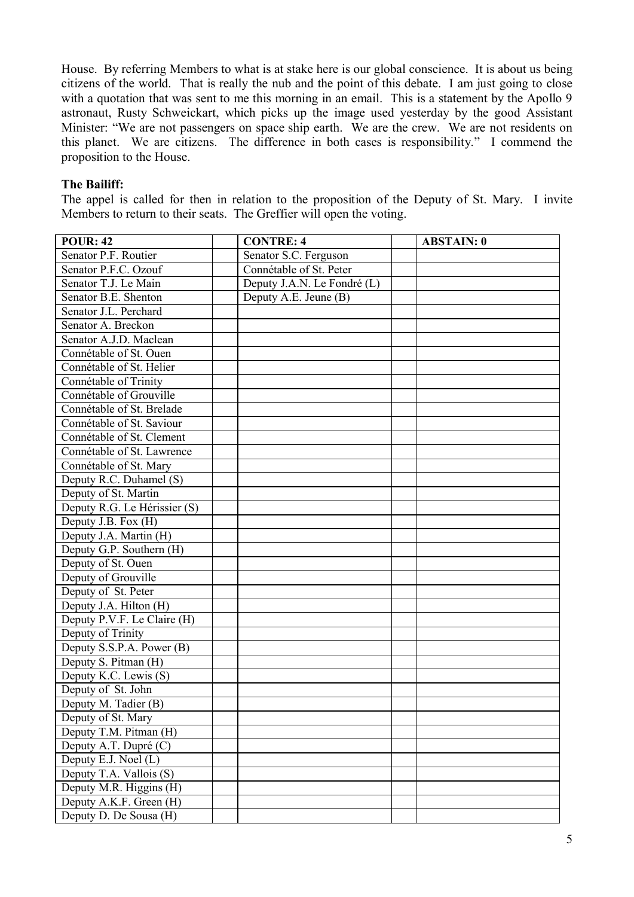House. By referring Members to what is at stake here is our global conscience. It is about us being citizens of the world. That is really the nub and the point of this debate. I am just going to close with a quotation that was sent to me this morning in an email. This is a statement by the Apollo 9 astronaut, Rusty Schweickart, which picks up the image used yesterday by the good Assistant Minister: "We are not passengers on space ship earth. We are the crew. We are not residents on this planet. We are citizens. The difference in both cases is responsibility." I commend the proposition to the House.

**The Bailiff:**

The appel is called for then in relation to the proposition of the Deputy of St. Mary. I invite Members to return to their seats. The Greffier will open the voting.

| POUR: 42 | | CONTRE: 4 | | ABSTAIN: 0 |
|---|---|---|---|---|
| Senator P.F. Routier | | Senator S.C. Ferguson | | |
| Senator P.F.C. Ozouf | | Connétable of St. Peter | | |
| Senator T.J. Le Main | | Deputy J.A.N. Le Fondré (L) | | |
| Senator B.E. Shenton | | Deputy A.E. Jeune (B) | | |
| Senator J.L. Perchard | | | | |
| Senator A. Breckon | | | | |
| Senator A.J.D. Maclean | | | | |
| Connétable of St. Ouen | | | | |
| Connétable of St. Helier | | | | |
| Connétable of Trinity | | | | |
| Connétable of Grouville | | | | |
| Connétable of St. Brelade | | | | |
| Connétable of St. Saviour | | | | |
| Connétable of St. Clement | | | | |
| Connétable of St. Lawrence | | | | |
| Connétable of St. Mary | | | | |
| Deputy R.C. Duhamel (S) | | | | |
| Deputy of St. Martin | | | | |
| Deputy R.G. Le Hérissier (S) | | | | |
| Deputy J.B. Fox (H) | | | | |
| Deputy J.A. Martin (H) | | | | |
| Deputy G.P. Southern (H) | | | | |
| Deputy of St. Ouen | | | | |
| Deputy of Grouville | | | | |
| Deputy of St. Peter | | | | |
| Deputy J.A. Hilton (H) | | | | |
| Deputy P.V.F. Le Claire (H) | | | | |
| Deputy of Trinity | | | | |
| Deputy S.S.P.A. Power (B) | | | | |
| Deputy S. Pitman (H) | | | | |
| Deputy K.C. Lewis (S) | | | | |
| Deputy of St. John | | | | |
| Deputy M. Tadier (B) | | | | |
| Deputy of St. Mary | | | | |
| Deputy T.M. Pitman (H) | | | | |
| Deputy A.T. Dupré (C) | | | | |
| Deputy E.J. Noel (L) | | | | |
| Deputy T.A. Vallois (S) | | | | |
| Deputy M.R. Higgins (H) | | | | |
| Deputy A.K.F. Green (H) | | | | |
| Deputy D. De Sousa (H) | | | | |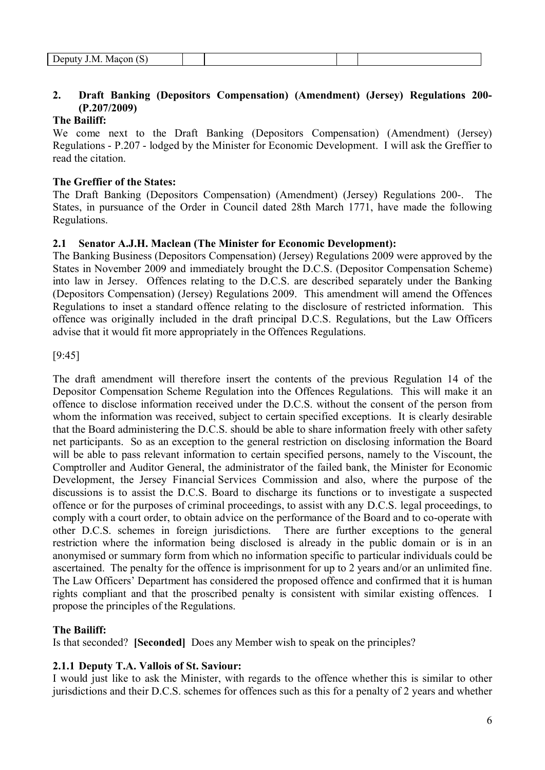| Deputy J.M. Maçon (S) | | | | |
|---|---|---|---|---|

## 2. Draft Banking (Depositors Compensation) (Amendment) (Jersey) Regulations 200- (P.207/2009)

**The Bailiff:**

We come next to the Draft Banking (Depositors Compensation) (Amendment) (Jersey) Regulations - P.207 - lodged by the Minister for Economic Development. I will ask the Greffier to read the citation.

**The Greffier of the States:**

The Draft Banking (Depositors Compensation) (Amendment) (Jersey) Regulations 200-. The States, in pursuance of the Order in Council dated 28th March 1771, have made the following Regulations.

### 2.1 Senator A.J.H. Maclean (The Minister for Economic Development):

The Banking Business (Depositors Compensation) (Jersey) Regulations 2009 were approved by the States in November 2009 and immediately brought the D.C.S. (Depositor Compensation Scheme) into law in Jersey. Offences relating to the D.C.S. are described separately under the Banking (Depositors Compensation) (Jersey) Regulations 2009. This amendment will amend the Offences Regulations to inset a standard offence relating to the disclosure of restricted information. This offence was originally included in the draft principal D.C.S. Regulations, but the Law Officers advise that it would fit more appropriately in the Offences Regulations.

[9:45]

The draft amendment will therefore insert the contents of the previous Regulation 14 of the Depositor Compensation Scheme Regulation into the Offences Regulations. This will make it an offence to disclose information received under the D.C.S. without the consent of the person from whom the information was received, subject to certain specified exceptions. It is clearly desirable that the Board administering the D.C.S. should be able to share information freely with other safety net participants. So as an exception to the general restriction on disclosing information the Board will be able to pass relevant information to certain specified persons, namely to the Viscount, the Comptroller and Auditor General, the administrator of the failed bank, the Minister for Economic Development, the Jersey Financial Services Commission and also, where the purpose of the discussions is to assist the D.C.S. Board to discharge its functions or to investigate a suspected offence or for the purposes of criminal proceedings, to assist with any D.C.S. legal proceedings, to comply with a court order, to obtain advice on the performance of the Board and to co-operate with other D.C.S. schemes in foreign jurisdictions. There are further exceptions to the general restriction where the information being disclosed is already in the public domain or is in an anonymised or summary form from which no information specific to particular individuals could be ascertained. The penalty for the offence is imprisonment for up to 2 years and/or an unlimited fine. The Law Officers' Department has considered the proposed offence and confirmed that it is human rights compliant and that the proscribed penalty is consistent with similar existing offences. I propose the principles of the Regulations.

**The Bailiff:**

Is that seconded? **[Seconded]** Does any Member wish to speak on the principles?

#### 2.1.1 Deputy T.A. Vallois of St. Saviour:

I would just like to ask the Minister, with regards to the offence whether this is similar to other jurisdictions and their D.C.S. schemes for offences such as this for a penalty of 2 years and whether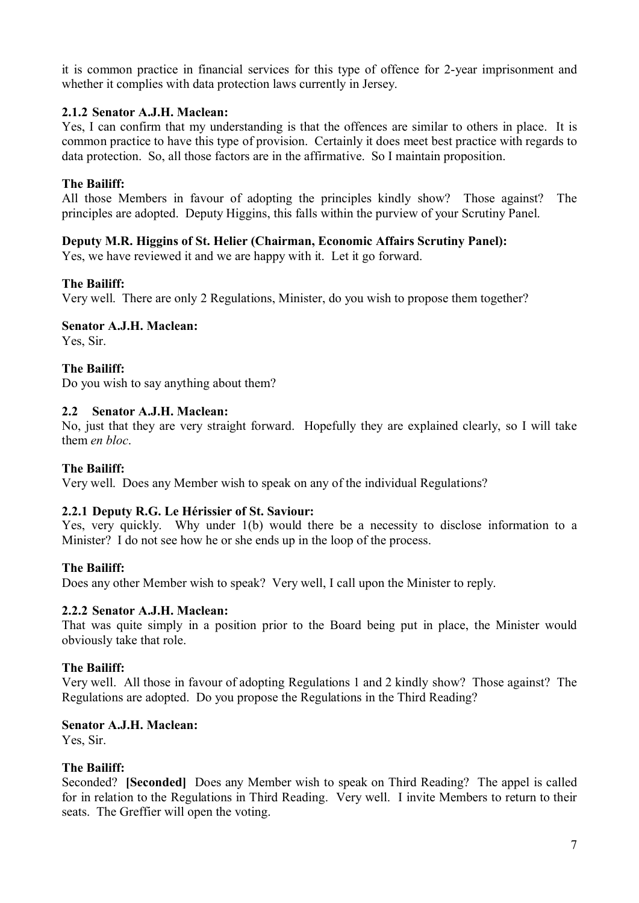it is common practice in financial services for this type of offence for 2-year imprisonment and whether it complies with data protection laws currently in Jersey.

**2.1.2 Senator A.J.H. Maclean:**

Yes, I can confirm that my understanding is that the offences are similar to others in place. It is common practice to have this type of provision. Certainly it does meet best practice with regards to data protection. So, all those factors are in the affirmative. So I maintain proposition.

**The Bailiff:**

All those Members in favour of adopting the principles kindly show? Those against? The principles are adopted. Deputy Higgins, this falls within the purview of your Scrutiny Panel.

**Deputy M.R. Higgins of St. Helier (Chairman, Economic Affairs Scrutiny Panel):**

Yes, we have reviewed it and we are happy with it. Let it go forward.

**The Bailiff:**

Very well. There are only 2 Regulations, Minister, do you wish to propose them together?

**Senator A.J.H. Maclean:**

Yes, Sir.

**The Bailiff:**

Do you wish to say anything about them?

**2.2 Senator A.J.H. Maclean:**

No, just that they are very straight forward. Hopefully they are explained clearly, so I will take them *en bloc*.

**The Bailiff:**

Very well. Does any Member wish to speak on any of the individual Regulations?

**2.2.1 Deputy R.G. Le Hérissier of St. Saviour:**

Yes, very quickly. Why under 1(b) would there be a necessity to disclose information to a Minister? I do not see how he or she ends up in the loop of the process.

**The Bailiff:**

Does any other Member wish to speak? Very well, I call upon the Minister to reply.

**2.2.2 Senator A.J.H. Maclean:**

That was quite simply in a position prior to the Board being put in place, the Minister would obviously take that role.

**The Bailiff:**

Very well. All those in favour of adopting Regulations 1 and 2 kindly show? Those against? The Regulations are adopted. Do you propose the Regulations in the Third Reading?

**Senator A.J.H. Maclean:**

Yes, Sir.

**The Bailiff:**

Seconded? **[Seconded]** Does any Member wish to speak on Third Reading? The appel is called for in relation to the Regulations in Third Reading. Very well. I invite Members to return to their seats. The Greffier will open the voting.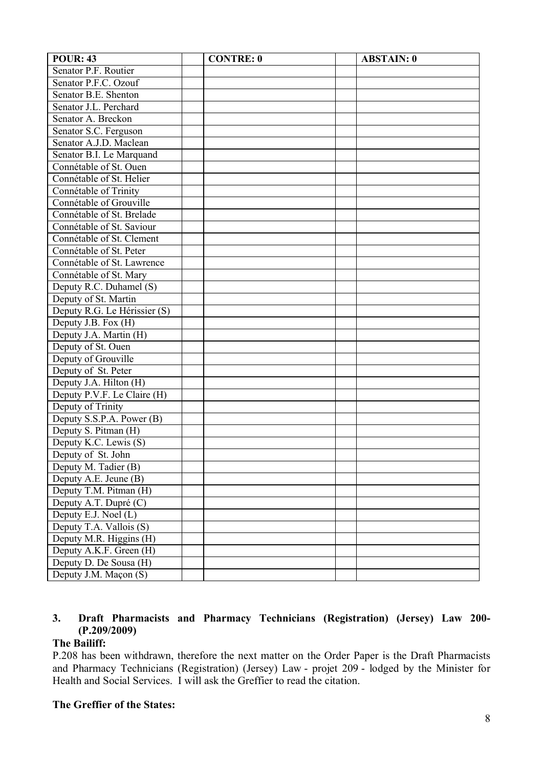| POUR: 43 | | CONTRE: 0 | | ABSTAIN: 0 |
|---|---|---|---|---|
| Senator P.F. Routier | | | | |
| Senator P.F.C. Ozouf | | | | |
| Senator B.E. Shenton | | | | |
| Senator J.L. Perchard | | | | |
| Senator A. Breckon | | | | |
| Senator S.C. Ferguson | | | | |
| Senator A.J.D. Maclean | | | | |
| Senator B.I. Le Marquand | | | | |
| Connétable of St. Ouen | | | | |
| Connétable of St. Helier | | | | |
| Connétable of Trinity | | | | |
| Connétable of Grouville | | | | |
| Connétable of St. Brelade | | | | |
| Connétable of St. Saviour | | | | |
| Connétable of St. Clement | | | | |
| Connétable of St. Peter | | | | |
| Connétable of St. Lawrence | | | | |
| Connétable of St. Mary | | | | |
| Deputy R.C. Duhamel (S) | | | | |
| Deputy of St. Martin | | | | |
| Deputy R.G. Le Hérissier (S) | | | | |
| Deputy J.B. Fox (H) | | | | |
| Deputy J.A. Martin (H) | | | | |
| Deputy of St. Ouen | | | | |
| Deputy of Grouville | | | | |
| Deputy of St. Peter | | | | |
| Deputy J.A. Hilton (H) | | | | |
| Deputy P.V.F. Le Claire (H) | | | | |
| Deputy of Trinity | | | | |
| Deputy S.S.P.A. Power (B) | | | | |
| Deputy S. Pitman (H) | | | | |
| Deputy K.C. Lewis (S) | | | | |
| Deputy of St. John | | | | |
| Deputy M. Tadier (B) | | | | |
| Deputy A.E. Jeune (B) | | | | |
| Deputy T.M. Pitman (H) | | | | |
| Deputy A.T. Dupré (C) | | | | |
| Deputy E.J. Noel (L) | | | | |
| Deputy T.A. Vallois (S) | | | | |
| Deputy M.R. Higgins (H) | | | | |
| Deputy A.K.F. Green (H) | | | | |
| Deputy D. De Sousa (H) | | | | |
| Deputy J.M. Maçon (S) | | | | |

## 3. Draft Pharmacists and Pharmacy Technicians (Registration) (Jersey) Law 200- (P.209/2009)

**The Bailiff:**

P.208 has been withdrawn, therefore the next matter on the Order Paper is the Draft Pharmacists and Pharmacy Technicians (Registration) (Jersey) Law - projet 209 - lodged by the Minister for Health and Social Services. I will ask the Greffier to read the citation.

**The Greffier of the States:**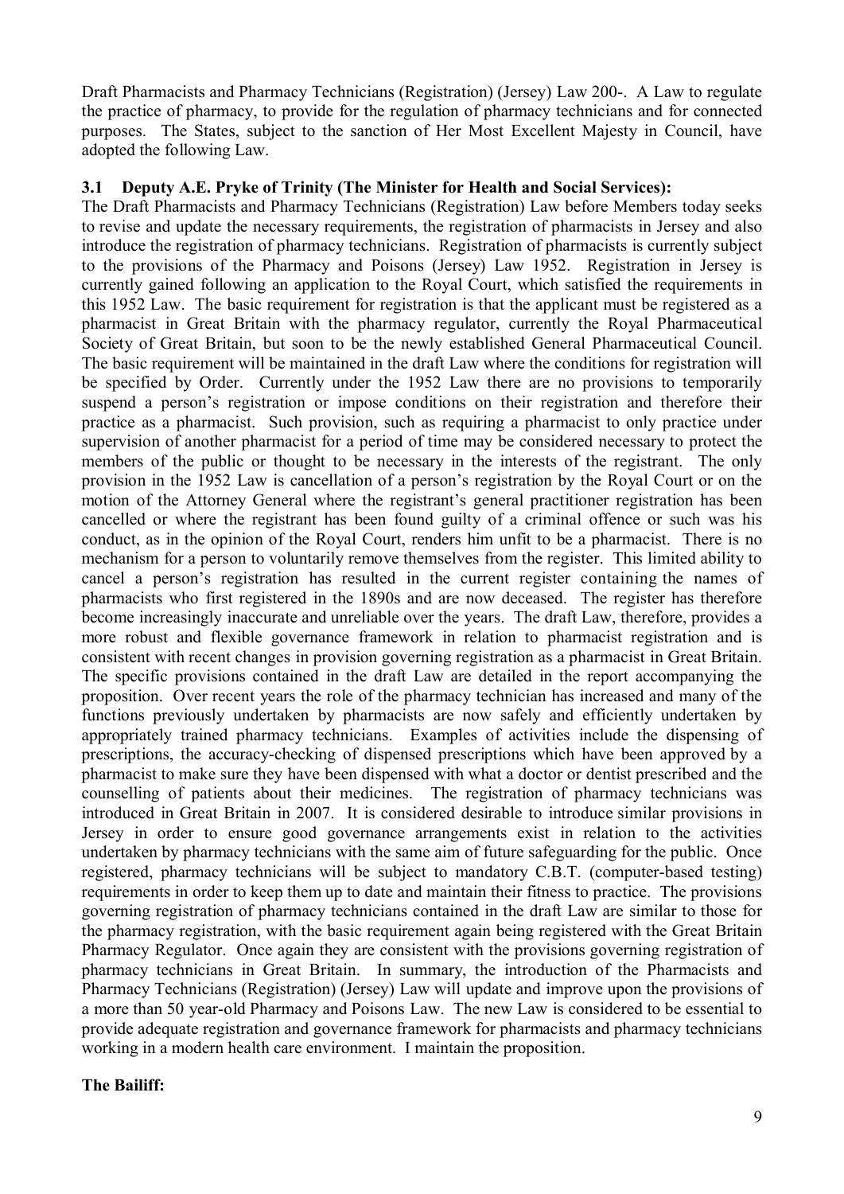Draft Pharmacists and Pharmacy Technicians (Registration) (Jersey) Law 200-. A Law to regulate the practice of pharmacy, to provide for the regulation of pharmacy technicians and for connected purposes. The States, subject to the sanction of Her Most Excellent Majesty in Council, have adopted the following Law.

**3.1 Deputy A.E. Pryke of Trinity (The Minister for Health and Social Services):**

The Draft Pharmacists and Pharmacy Technicians (Registration) Law before Members today seeks to revise and update the necessary requirements, the registration of pharmacists in Jersey and also introduce the registration of pharmacy technicians. Registration of pharmacists is currently subject to the provisions of the Pharmacy and Poisons (Jersey) Law 1952. Registration in Jersey is currently gained following an application to the Royal Court, which satisfied the requirements in this 1952 Law. The basic requirement for registration is that the applicant must be registered as a pharmacist in Great Britain with the pharmacy regulator, currently the Royal Pharmaceutical Society of Great Britain, but soon to be the newly established General Pharmaceutical Council. The basic requirement will be maintained in the draft Law where the conditions for registration will be specified by Order. Currently under the 1952 Law there are no provisions to temporarily suspend a person's registration or impose conditions on their registration and therefore their practice as a pharmacist. Such provision, such as requiring a pharmacist to only practice under supervision of another pharmacist for a period of time may be considered necessary to protect the members of the public or thought to be necessary in the interests of the registrant. The only provision in the 1952 Law is cancellation of a person's registration by the Royal Court or on the motion of the Attorney General where the registrant's general practitioner registration has been cancelled or where the registrant has been found guilty of a criminal offence or such was his conduct, as in the opinion of the Royal Court, renders him unfit to be a pharmacist. There is no mechanism for a person to voluntarily remove themselves from the register. This limited ability to cancel a person's registration has resulted in the current register containing the names of pharmacists who first registered in the 1890s and are now deceased. The register has therefore become increasingly inaccurate and unreliable over the years. The draft Law, therefore, provides a more robust and flexible governance framework in relation to pharmacist registration and is consistent with recent changes in provision governing registration as a pharmacist in Great Britain. The specific provisions contained in the draft Law are detailed in the report accompanying the proposition. Over recent years the role of the pharmacy technician has increased and many of the functions previously undertaken by pharmacists are now safely and efficiently undertaken by appropriately trained pharmacy technicians. Examples of activities include the dispensing of prescriptions, the accuracy-checking of dispensed prescriptions which have been approved by a pharmacist to make sure they have been dispensed with what a doctor or dentist prescribed and the counselling of patients about their medicines. The registration of pharmacy technicians was introduced in Great Britain in 2007. It is considered desirable to introduce similar provisions in Jersey in order to ensure good governance arrangements exist in relation to the activities undertaken by pharmacy technicians with the same aim of future safeguarding for the public. Once registered, pharmacy technicians will be subject to mandatory C.B.T. (computer-based testing) requirements in order to keep them up to date and maintain their fitness to practice. The provisions governing registration of pharmacy technicians contained in the draft Law are similar to those for the pharmacy registration, with the basic requirement again being registered with the Great Britain Pharmacy Regulator. Once again they are consistent with the provisions governing registration of pharmacy technicians in Great Britain. In summary, the introduction of the Pharmacists and Pharmacy Technicians (Registration) (Jersey) Law will update and improve upon the provisions of a more than 50 year-old Pharmacy and Poisons Law. The new Law is considered to be essential to provide adequate registration and governance framework for pharmacists and pharmacy technicians working in a modern health care environment. I maintain the proposition.

**The Bailiff:**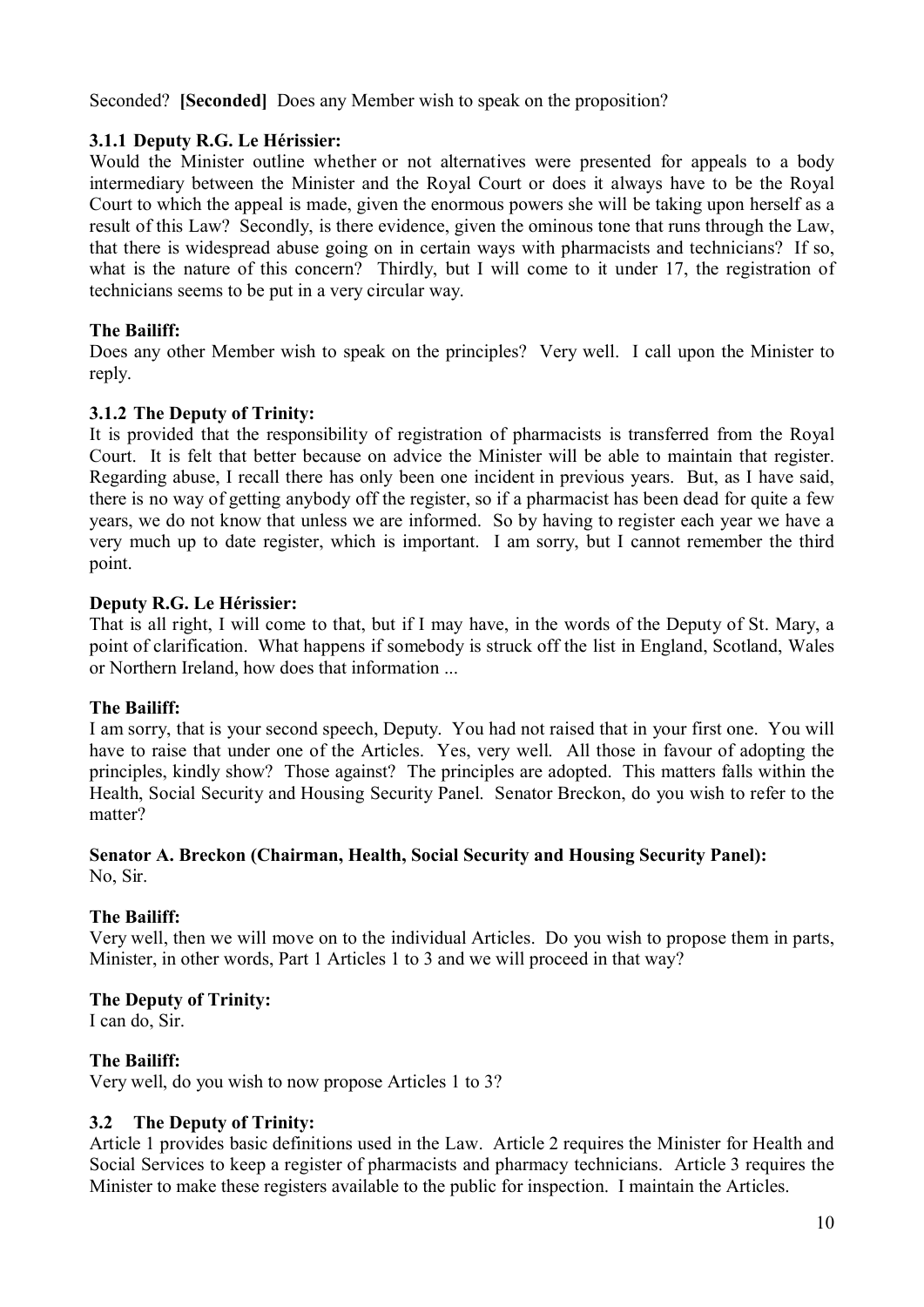Seconded? **[Seconded]** Does any Member wish to speak on the proposition?

### 3.1.1 Deputy R.G. Le Hérissier:

Would the Minister outline whether or not alternatives were presented for appeals to a body intermediary between the Minister and the Royal Court or does it always have to be the Royal Court to which the appeal is made, given the enormous powers she will be taking upon herself as a result of this Law? Secondly, is there evidence, given the ominous tone that runs through the Law, that there is widespread abuse going on in certain ways with pharmacists and technicians? If so, what is the nature of this concern? Thirdly, but I will come to it under 17, the registration of technicians seems to be put in a very circular way.

**The Bailiff:**

Does any other Member wish to speak on the principles? Very well. I call upon the Minister to reply.

### 3.1.2 The Deputy of Trinity:

It is provided that the responsibility of registration of pharmacists is transferred from the Royal Court. It is felt that better because on advice the Minister will be able to maintain that register. Regarding abuse, I recall there has only been one incident in previous years. But, as I have said, there is no way of getting anybody off the register, so if a pharmacist has been dead for quite a few years, we do not know that unless we are informed. So by having to register each year we have a very much up to date register, which is important. I am sorry, but I cannot remember the third point.

**Deputy R.G. Le Hérissier:**

That is all right, I will come to that, but if I may have, in the words of the Deputy of St. Mary, a point of clarification. What happens if somebody is struck off the list in England, Scotland, Wales or Northern Ireland, how does that information ...

**The Bailiff:**

I am sorry, that is your second speech, Deputy. You had not raised that in your first one. You will have to raise that under one of the Articles. Yes, very well. All those in favour of adopting the principles, kindly show? Those against? The principles are adopted. This matters falls within the Health, Social Security and Housing Security Panel. Senator Breckon, do you wish to refer to the matter?

**Senator A. Breckon (Chairman, Health, Social Security and Housing Security Panel):**

No, Sir.

**The Bailiff:**

Very well, then we will move on to the individual Articles. Do you wish to propose them in parts, Minister, in other words, Part 1 Articles 1 to 3 and we will proceed in that way?

**The Deputy of Trinity:**

I can do, Sir.

**The Bailiff:**

Very well, do you wish to now propose Articles 1 to 3?

## 3.2 The Deputy of Trinity:

Article 1 provides basic definitions used in the Law. Article 2 requires the Minister for Health and Social Services to keep a register of pharmacists and pharmacy technicians. Article 3 requires the Minister to make these registers available to the public for inspection. I maintain the Articles.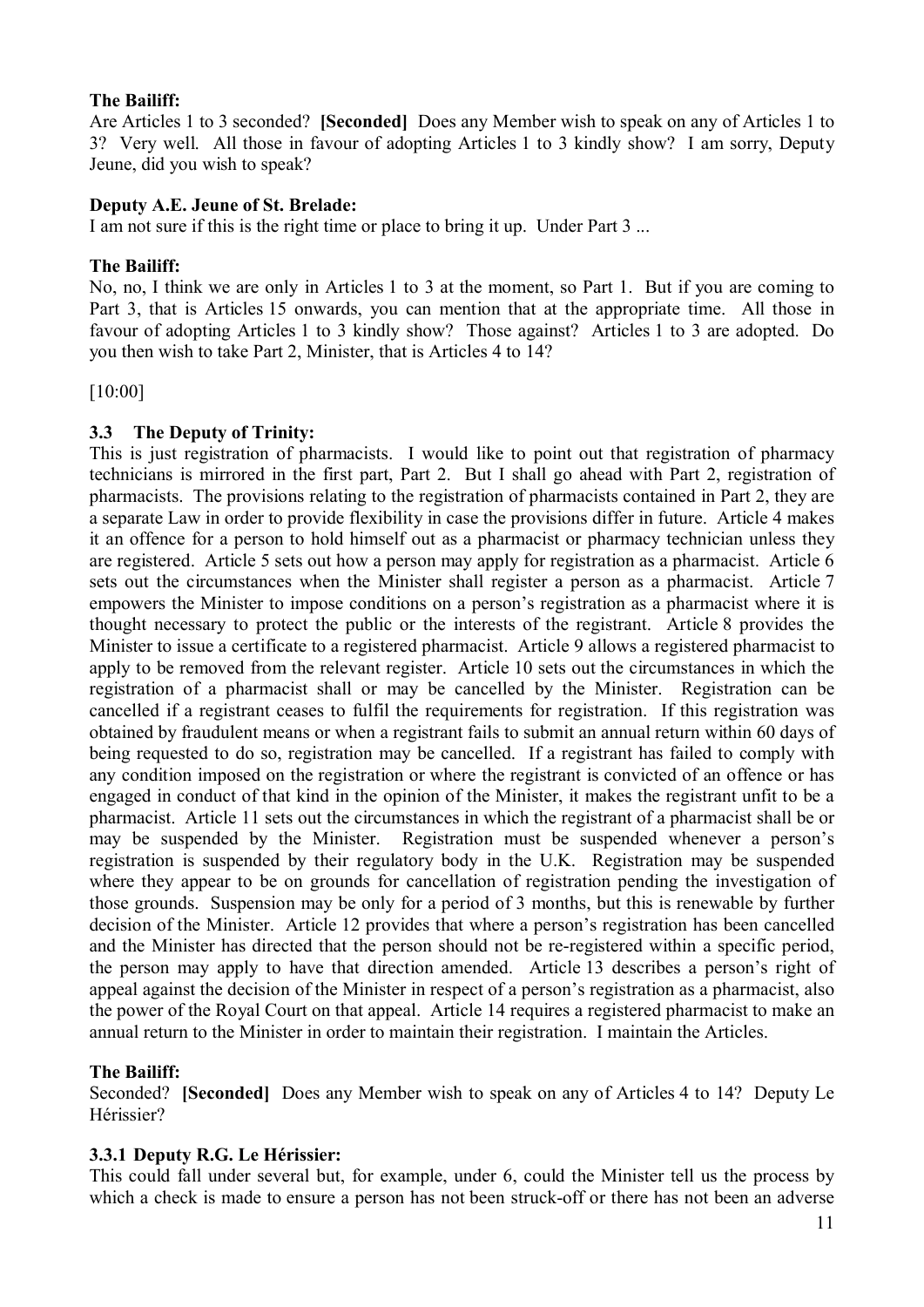**The Bailiff:**

Are Articles 1 to 3 seconded? **[Seconded]** Does any Member wish to speak on any of Articles 1 to 3? Very well. All those in favour of adopting Articles 1 to 3 kindly show? I am sorry, Deputy Jeune, did you wish to speak?

**Deputy A.E. Jeune of St. Brelade:**

I am not sure if this is the right time or place to bring it up. Under Part 3 ...

**The Bailiff:**

No, no, I think we are only in Articles 1 to 3 at the moment, so Part 1. But if you are coming to Part 3, that is Articles 15 onwards, you can mention that at the appropriate time. All those in favour of adopting Articles 1 to 3 kindly show? Those against? Articles 1 to 3 are adopted. Do you then wish to take Part 2, Minister, that is Articles 4 to 14?

[10:00]

### 3.3 The Deputy of Trinity:

This is just registration of pharmacists. I would like to point out that registration of pharmacy technicians is mirrored in the first part, Part 2. But I shall go ahead with Part 2, registration of pharmacists. The provisions relating to the registration of pharmacists contained in Part 2, they are a separate Law in order to provide flexibility in case the provisions differ in future. Article 4 makes it an offence for a person to hold himself out as a pharmacist or pharmacy technician unless they are registered. Article 5 sets out how a person may apply for registration as a pharmacist. Article 6 sets out the circumstances when the Minister shall register a person as a pharmacist. Article 7 empowers the Minister to impose conditions on a person's registration as a pharmacist where it is thought necessary to protect the public or the interests of the registrant. Article 8 provides the Minister to issue a certificate to a registered pharmacist. Article 9 allows a registered pharmacist to apply to be removed from the relevant register. Article 10 sets out the circumstances in which the registration of a pharmacist shall or may be cancelled by the Minister. Registration can be cancelled if a registrant ceases to fulfil the requirements for registration. If this registration was obtained by fraudulent means or when a registrant fails to submit an annual return within 60 days of being requested to do so, registration may be cancelled. If a registrant has failed to comply with any condition imposed on the registration or where the registrant is convicted of an offence or has engaged in conduct of that kind in the opinion of the Minister, it makes the registrant unfit to be a pharmacist. Article 11 sets out the circumstances in which the registrant of a pharmacist shall be or may be suspended by the Minister. Registration must be suspended whenever a person's registration is suspended by their regulatory body in the U.K. Registration may be suspended where they appear to be on grounds for cancellation of registration pending the investigation of those grounds. Suspension may be only for a period of 3 months, but this is renewable by further decision of the Minister. Article 12 provides that where a person's registration has been cancelled and the Minister has directed that the person should not be re-registered within a specific period, the person may apply to have that direction amended. Article 13 describes a person's right of appeal against the decision of the Minister in respect of a person's registration as a pharmacist, also the power of the Royal Court on that appeal. Article 14 requires a registered pharmacist to make an annual return to the Minister in order to maintain their registration. I maintain the Articles.

**The Bailiff:**

Seconded? **[Seconded]** Does any Member wish to speak on any of Articles 4 to 14? Deputy Le Hérissier?

### 3.3.1 Deputy R.G. Le Hérissier:

This could fall under several but, for example, under 6, could the Minister tell us the process by which a check is made to ensure a person has not been struck-off or there has not been an adverse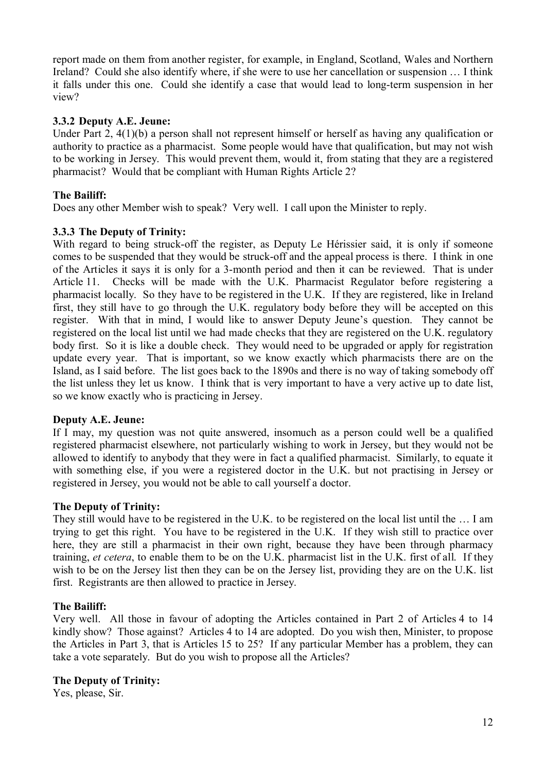report made on them from another register, for example, in England, Scotland, Wales and Northern Ireland? Could she also identify where, if she were to use her cancellation or suspension … I think it falls under this one. Could she identify a case that would lead to long-term suspension in her view?

### 3.3.2 Deputy A.E. Jeune:

Under Part 2, 4(1)(b) a person shall not represent himself or herself as having any qualification or authority to practice as a pharmacist. Some people would have that qualification, but may not wish to be working in Jersey. This would prevent them, would it, from stating that they are a registered pharmacist? Would that be compliant with Human Rights Article 2?

**The Bailiff:**

Does any other Member wish to speak? Very well. I call upon the Minister to reply.

### 3.3.3 The Deputy of Trinity:

With regard to being struck-off the register, as Deputy Le Hérissier said, it is only if someone comes to be suspended that they would be struck-off and the appeal process is there. I think in one of the Articles it says it is only for a 3-month period and then it can be reviewed. That is under Article 11. Checks will be made with the U.K. Pharmacist Regulator before registering a pharmacist locally. So they have to be registered in the U.K. If they are registered, like in Ireland first, they still have to go through the U.K. regulatory body before they will be accepted on this register. With that in mind, I would like to answer Deputy Jeune's question. They cannot be registered on the local list until we had made checks that they are registered on the U.K. regulatory body first. So it is like a double check. They would need to be upgraded or apply for registration update every year. That is important, so we know exactly which pharmacists there are on the Island, as I said before. The list goes back to the 1890s and there is no way of taking somebody off the list unless they let us know. I think that is very important to have a very active up to date list, so we know exactly who is practicing in Jersey.

**Deputy A.E. Jeune:**

If I may, my question was not quite answered, insomuch as a person could well be a qualified registered pharmacist elsewhere, not particularly wishing to work in Jersey, but they would not be allowed to identify to anybody that they were in fact a qualified pharmacist. Similarly, to equate it with something else, if you were a registered doctor in the U.K. but not practising in Jersey or registered in Jersey, you would not be able to call yourself a doctor.

**The Deputy of Trinity:**

They still would have to be registered in the U.K. to be registered on the local list until the … I am trying to get this right. You have to be registered in the U.K. If they wish still to practice over here, they are still a pharmacist in their own right, because they have been through pharmacy training, *et cetera*, to enable them to be on the U.K. pharmacist list in the U.K. first of all. If they wish to be on the Jersey list then they can be on the Jersey list, providing they are on the U.K. list first. Registrants are then allowed to practice in Jersey.

**The Bailiff:**

Very well. All those in favour of adopting the Articles contained in Part 2 of Articles 4 to 14 kindly show? Those against? Articles 4 to 14 are adopted. Do you wish then, Minister, to propose the Articles in Part 3, that is Articles 15 to 25? If any particular Member has a problem, they can take a vote separately. But do you wish to propose all the Articles?

**The Deputy of Trinity:**

Yes, please, Sir.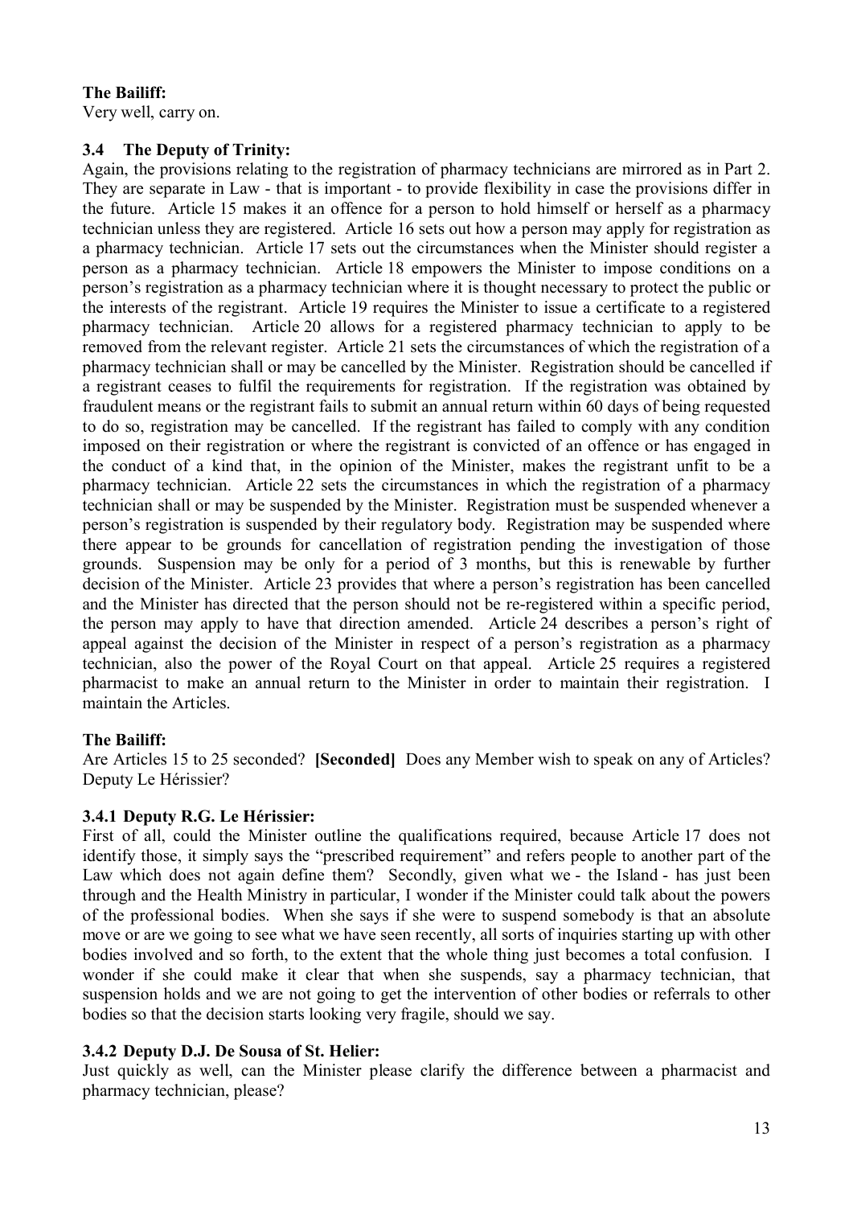**The Bailiff:**

Very well, carry on.

### 3.4 The Deputy of Trinity:

Again, the provisions relating to the registration of pharmacy technicians are mirrored as in Part 2. They are separate in Law - that is important - to provide flexibility in case the provisions differ in the future. Article 15 makes it an offence for a person to hold himself or herself as a pharmacy technician unless they are registered. Article 16 sets out how a person may apply for registration as a pharmacy technician. Article 17 sets out the circumstances when the Minister should register a person as a pharmacy technician. Article 18 empowers the Minister to impose conditions on a person's registration as a pharmacy technician where it is thought necessary to protect the public or the interests of the registrant. Article 19 requires the Minister to issue a certificate to a registered pharmacy technician. Article 20 allows for a registered pharmacy technician to apply to be removed from the relevant register. Article 21 sets the circumstances of which the registration of a pharmacy technician shall or may be cancelled by the Minister. Registration should be cancelled if a registrant ceases to fulfil the requirements for registration. If the registration was obtained by fraudulent means or the registrant fails to submit an annual return within 60 days of being requested to do so, registration may be cancelled. If the registrant has failed to comply with any condition imposed on their registration or where the registrant is convicted of an offence or has engaged in the conduct of a kind that, in the opinion of the Minister, makes the registrant unfit to be a pharmacy technician. Article 22 sets the circumstances in which the registration of a pharmacy technician shall or may be suspended by the Minister. Registration must be suspended whenever a person's registration is suspended by their regulatory body. Registration may be suspended where there appear to be grounds for cancellation of registration pending the investigation of those grounds. Suspension may be only for a period of 3 months, but this is renewable by further decision of the Minister. Article 23 provides that where a person's registration has been cancelled and the Minister has directed that the person should not be re-registered within a specific period, the person may apply to have that direction amended. Article 24 describes a person's right of appeal against the decision of the Minister in respect of a person's registration as a pharmacy technician, also the power of the Royal Court on that appeal. Article 25 requires a registered pharmacist to make an annual return to the Minister in order to maintain their registration. I maintain the Articles.

**The Bailiff:**

Are Articles 15 to 25 seconded? **[Seconded]** Does any Member wish to speak on any of Articles? Deputy Le Hérissier?

### 3.4.1 Deputy R.G. Le Hérissier:

First of all, could the Minister outline the qualifications required, because Article 17 does not identify those, it simply says the "prescribed requirement" and refers people to another part of the Law which does not again define them? Secondly, given what we - the Island - has just been through and the Health Ministry in particular, I wonder if the Minister could talk about the powers of the professional bodies. When she says if she were to suspend somebody is that an absolute move or are we going to see what we have seen recently, all sorts of inquiries starting up with other bodies involved and so forth, to the extent that the whole thing just becomes a total confusion. I wonder if she could make it clear that when she suspends, say a pharmacy technician, that suspension holds and we are not going to get the intervention of other bodies or referrals to other bodies so that the decision starts looking very fragile, should we say.

### 3.4.2 Deputy D.J. De Sousa of St. Helier:

Just quickly as well, can the Minister please clarify the difference between a pharmacist and pharmacy technician, please?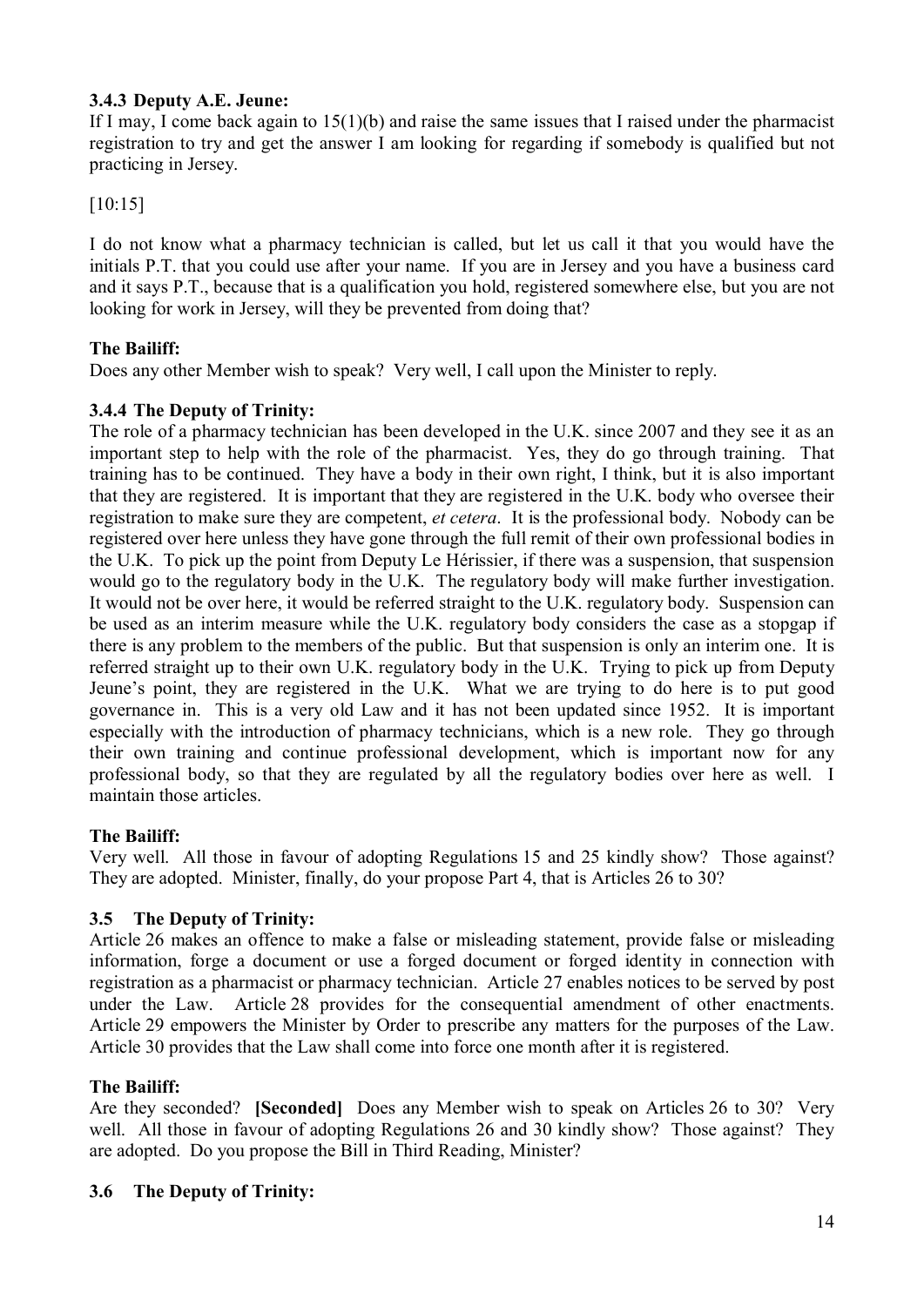### 3.4.3 Deputy A.E. Jeune:

If I may, I come back again to 15(1)(b) and raise the same issues that I raised under the pharmacist registration to try and get the answer I am looking for regarding if somebody is qualified but not practicing in Jersey.

[10:15]

I do not know what a pharmacy technician is called, but let us call it that you would have the initials P.T. that you could use after your name. If you are in Jersey and you have a business card and it says P.T., because that is a qualification you hold, registered somewhere else, but you are not looking for work in Jersey, will they be prevented from doing that?

**The Bailiff:**

Does any other Member wish to speak? Very well, I call upon the Minister to reply.

### 3.4.4 The Deputy of Trinity:

The role of a pharmacy technician has been developed in the U.K. since 2007 and they see it as an important step to help with the role of the pharmacist. Yes, they do go through training. That training has to be continued. They have a body in their own right, I think, but it is also important that they are registered. It is important that they are registered in the U.K. body who oversee their registration to make sure they are competent, *et cetera*. It is the professional body. Nobody can be registered over here unless they have gone through the full remit of their own professional bodies in the U.K. To pick up the point from Deputy Le Hérissier, if there was a suspension, that suspension would go to the regulatory body in the U.K. The regulatory body will make further investigation. It would not be over here, it would be referred straight to the U.K. regulatory body. Suspension can be used as an interim measure while the U.K. regulatory body considers the case as a stopgap if there is any problem to the members of the public. But that suspension is only an interim one. It is referred straight up to their own U.K. regulatory body in the U.K. Trying to pick up from Deputy Jeune's point, they are registered in the U.K. What we are trying to do here is to put good governance in. This is a very old Law and it has not been updated since 1952. It is important especially with the introduction of pharmacy technicians, which is a new role. They go through their own training and continue professional development, which is important now for any professional body, so that they are regulated by all the regulatory bodies over here as well. I maintain those articles.

**The Bailiff:**

Very well. All those in favour of adopting Regulations 15 and 25 kindly show? Those against? They are adopted. Minister, finally, do your propose Part 4, that is Articles 26 to 30?

### 3.5 The Deputy of Trinity:

Article 26 makes an offence to make a false or misleading statement, provide false or misleading information, forge a document or use a forged document or forged identity in connection with registration as a pharmacist or pharmacy technician. Article 27 enables notices to be served by post under the Law. Article 28 provides for the consequential amendment of other enactments. Article 29 empowers the Minister by Order to prescribe any matters for the purposes of the Law. Article 30 provides that the Law shall come into force one month after it is registered.

**The Bailiff:**

Are they seconded? **[Seconded]** Does any Member wish to speak on Articles 26 to 30? Very well. All those in favour of adopting Regulations 26 and 30 kindly show? Those against? They are adopted. Do you propose the Bill in Third Reading, Minister?

### 3.6 The Deputy of Trinity: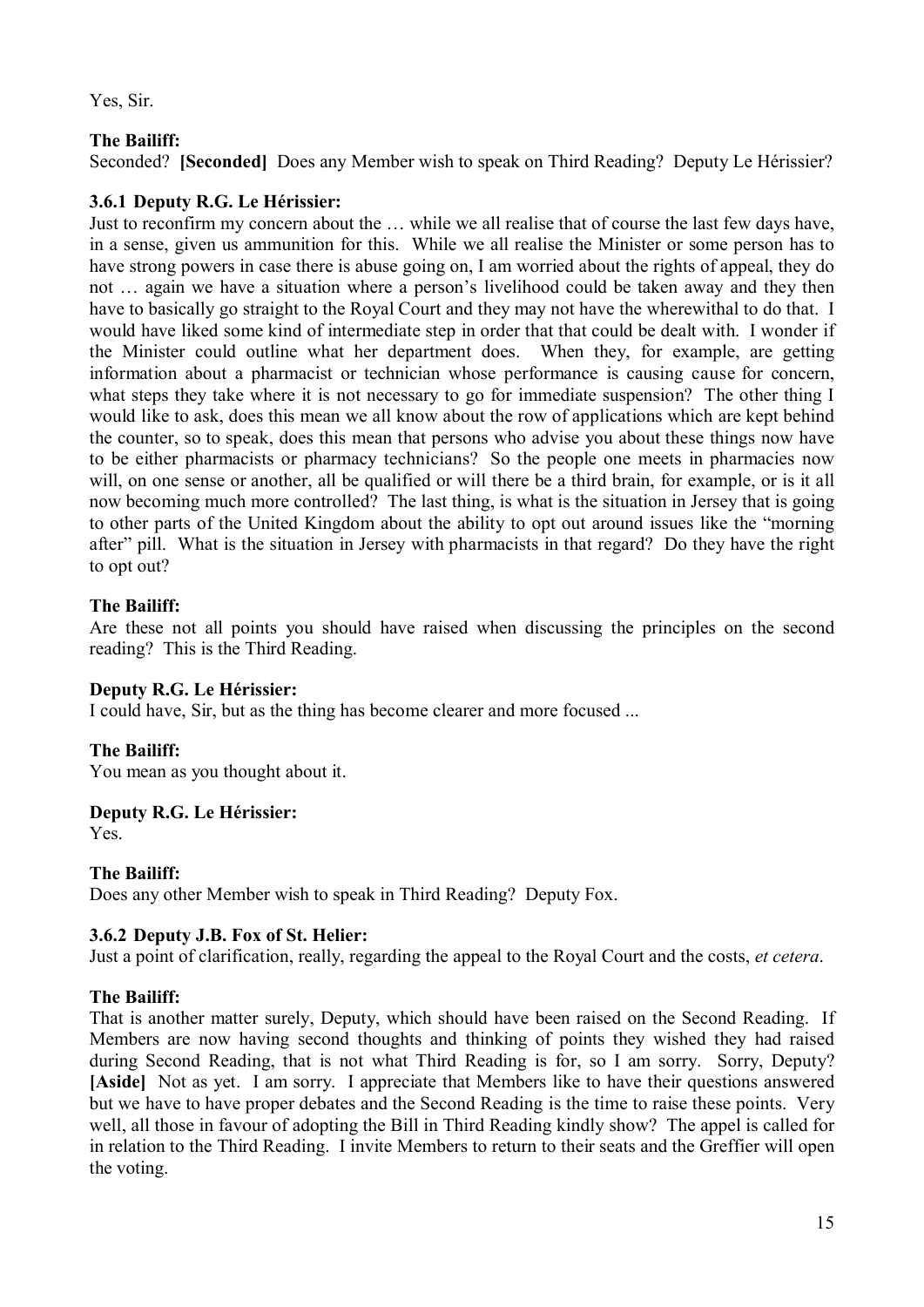Yes, Sir.

**The Bailiff:**

Seconded? **[Seconded]** Does any Member wish to speak on Third Reading? Deputy Le Hérissier?

### 3.6.1 Deputy R.G. Le Hérissier:

Just to reconfirm my concern about the … while we all realise that of course the last few days have, in a sense, given us ammunition for this. While we all realise the Minister or some person has to have strong powers in case there is abuse going on, I am worried about the rights of appeal, they do not … again we have a situation where a person's livelihood could be taken away and they then have to basically go straight to the Royal Court and they may not have the wherewithal to do that. I would have liked some kind of intermediate step in order that that could be dealt with. I wonder if the Minister could outline what her department does. When they, for example, are getting information about a pharmacist or technician whose performance is causing cause for concern, what steps they take where it is not necessary to go for immediate suspension? The other thing I would like to ask, does this mean we all know about the row of applications which are kept behind the counter, so to speak, does this mean that persons who advise you about these things now have to be either pharmacists or pharmacy technicians? So the people one meets in pharmacies now will, on one sense or another, all be qualified or will there be a third brain, for example, or is it all now becoming much more controlled? The last thing, is what is the situation in Jersey that is going to other parts of the United Kingdom about the ability to opt out around issues like the "morning after" pill. What is the situation in Jersey with pharmacists in that regard? Do they have the right to opt out?

**The Bailiff:**

Are these not all points you should have raised when discussing the principles on the second reading? This is the Third Reading.

**Deputy R.G. Le Hérissier:**

I could have, Sir, but as the thing has become clearer and more focused ...

**The Bailiff:**

You mean as you thought about it.

**Deputy R.G. Le Hérissier:**

Yes.

**The Bailiff:**

Does any other Member wish to speak in Third Reading? Deputy Fox.

### 3.6.2 Deputy J.B. Fox of St. Helier:

Just a point of clarification, really, regarding the appeal to the Royal Court and the costs, *et cetera*.

**The Bailiff:**

That is another matter surely, Deputy, which should have been raised on the Second Reading. If Members are now having second thoughts and thinking of points they wished they had raised during Second Reading, that is not what Third Reading is for, so I am sorry. Sorry, Deputy? **[Aside]** Not as yet. I am sorry. I appreciate that Members like to have their questions answered but we have to have proper debates and the Second Reading is the time to raise these points. Very well, all those in favour of adopting the Bill in Third Reading kindly show? The appel is called for in relation to the Third Reading. I invite Members to return to their seats and the Greffier will open the voting.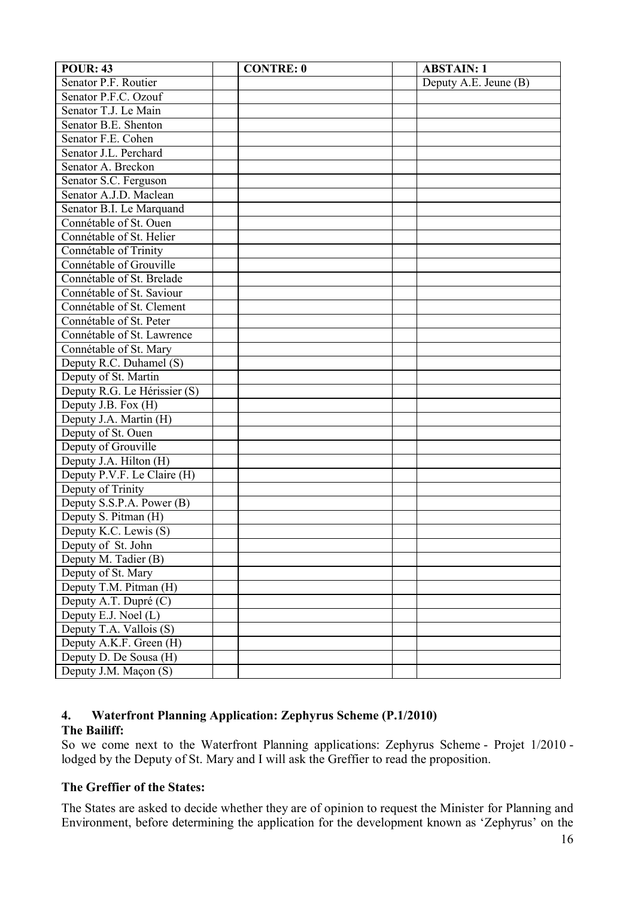| POUR: 43 | | CONTRE: 0 | | ABSTAIN: 1 |
|---|---|---|---|---|
| Senator P.F. Routier | | | | Deputy A.E. Jeune (B) |
| Senator P.F.C. Ozouf | | | | |
| Senator T.J. Le Main | | | | |
| Senator B.E. Shenton | | | | |
| Senator F.E. Cohen | | | | |
| Senator J.L. Perchard | | | | |
| Senator A. Breckon | | | | |
| Senator S.C. Ferguson | | | | |
| Senator A.J.D. Maclean | | | | |
| Senator B.I. Le Marquand | | | | |
| Connétable of St. Ouen | | | | |
| Connétable of St. Helier | | | | |
| Connétable of Trinity | | | | |
| Connétable of Grouville | | | | |
| Connétable of St. Brelade | | | | |
| Connétable of St. Saviour | | | | |
| Connétable of St. Clement | | | | |
| Connétable of St. Peter | | | | |
| Connétable of St. Lawrence | | | | |
| Connétable of St. Mary | | | | |
| Deputy R.C. Duhamel (S) | | | | |
| Deputy of St. Martin | | | | |
| Deputy R.G. Le Hérissier (S) | | | | |
| Deputy J.B. Fox (H) | | | | |
| Deputy J.A. Martin (H) | | | | |
| Deputy of St. Ouen | | | | |
| Deputy of Grouville | | | | |
| Deputy J.A. Hilton (H) | | | | |
| Deputy P.V.F. Le Claire (H) | | | | |
| Deputy of Trinity | | | | |
| Deputy S.S.P.A. Power (B) | | | | |
| Deputy S. Pitman (H) | | | | |
| Deputy K.C. Lewis (S) | | | | |
| Deputy of St. John | | | | |
| Deputy M. Tadier (B) | | | | |
| Deputy of St. Mary | | | | |
| Deputy T.M. Pitman (H) | | | | |
| Deputy A.T. Dupré (C) | | | | |
| Deputy E.J. Noel (L) | | | | |
| Deputy T.A. Vallois (S) | | | | |
| Deputy A.K.F. Green (H) | | | | |
| Deputy D. De Sousa (H) | | | | |
| Deputy J.M. Maçon (S) | | | | |

## 4. Waterfront Planning Application: Zephyrus Scheme (P.1/2010)

**The Bailiff:**

So we come next to the Waterfront Planning applications: Zephyrus Scheme - Projet 1/2010 - lodged by the Deputy of St. Mary and I will ask the Greffier to read the proposition.

**The Greffier of the States:**

The States are asked to decide whether they are of opinion to request the Minister for Planning and Environment, before determining the application for the development known as 'Zephyrus' on the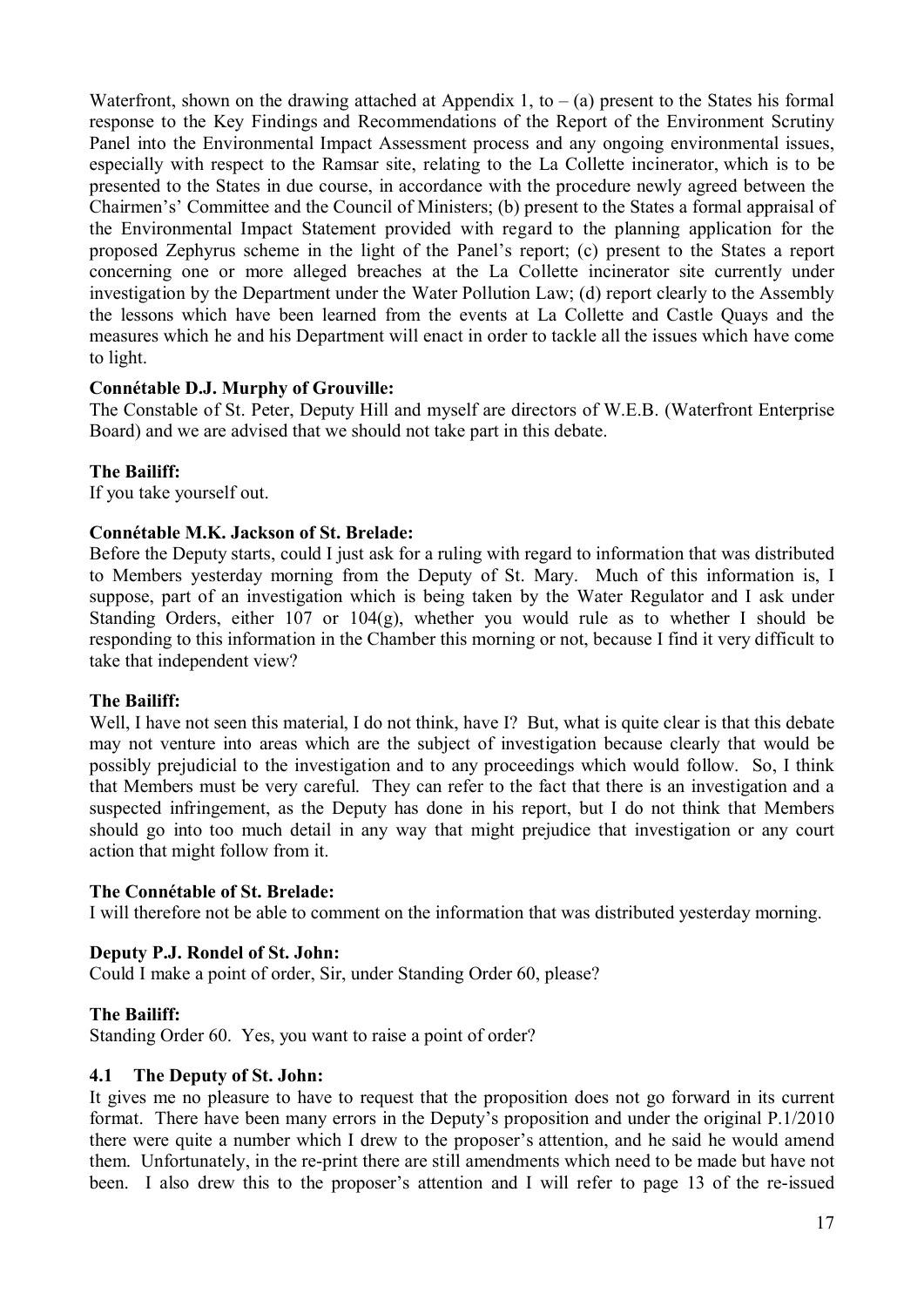Waterfront, shown on the drawing attached at Appendix 1, to – (a) present to the States his formal response to the Key Findings and Recommendations of the Report of the Environment Scrutiny Panel into the Environmental Impact Assessment process and any ongoing environmental issues, especially with respect to the Ramsar site, relating to the La Collette incinerator, which is to be presented to the States in due course, in accordance with the procedure newly agreed between the Chairmen's' Committee and the Council of Ministers; (b) present to the States a formal appraisal of the Environmental Impact Statement provided with regard to the planning application for the proposed Zephyrus scheme in the light of the Panel's report; (c) present to the States a report concerning one or more alleged breaches at the La Collette incinerator site currently under investigation by the Department under the Water Pollution Law; (d) report clearly to the Assembly the lessons which have been learned from the events at La Collette and Castle Quays and the measures which he and his Department will enact in order to tackle all the issues which have come to light.

**Connétable D.J. Murphy of Grouville:**

The Constable of St. Peter, Deputy Hill and myself are directors of W.E.B. (Waterfront Enterprise Board) and we are advised that we should not take part in this debate.

**The Bailiff:**

If you take yourself out.

**Connétable M.K. Jackson of St. Brelade:**

Before the Deputy starts, could I just ask for a ruling with regard to information that was distributed to Members yesterday morning from the Deputy of St. Mary. Much of this information is, I suppose, part of an investigation which is being taken by the Water Regulator and I ask under Standing Orders, either 107 or 104(g), whether you would rule as to whether I should be responding to this information in the Chamber this morning or not, because I find it very difficult to take that independent view?

**The Bailiff:**

Well, I have not seen this material, I do not think, have I? But, what is quite clear is that this debate may not venture into areas which are the subject of investigation because clearly that would be possibly prejudicial to the investigation and to any proceedings which would follow. So, I think that Members must be very careful. They can refer to the fact that there is an investigation and a suspected infringement, as the Deputy has done in his report, but I do not think that Members should go into too much detail in any way that might prejudice that investigation or any court action that might follow from it.

**The Connétable of St. Brelade:**

I will therefore not be able to comment on the information that was distributed yesterday morning.

**Deputy P.J. Rondel of St. John:**

Could I make a point of order, Sir, under Standing Order 60, please?

**The Bailiff:**

Standing Order 60. Yes, you want to raise a point of order?

### 4.1 The Deputy of St. John:

It gives me no pleasure to have to request that the proposition does not go forward in its current format. There have been many errors in the Deputy's proposition and under the original P.1/2010 there were quite a number which I drew to the proposer's attention, and he said he would amend them. Unfortunately, in the re-print there are still amendments which need to be made but have not been. I also drew this to the proposer's attention and I will refer to page 13 of the re-issued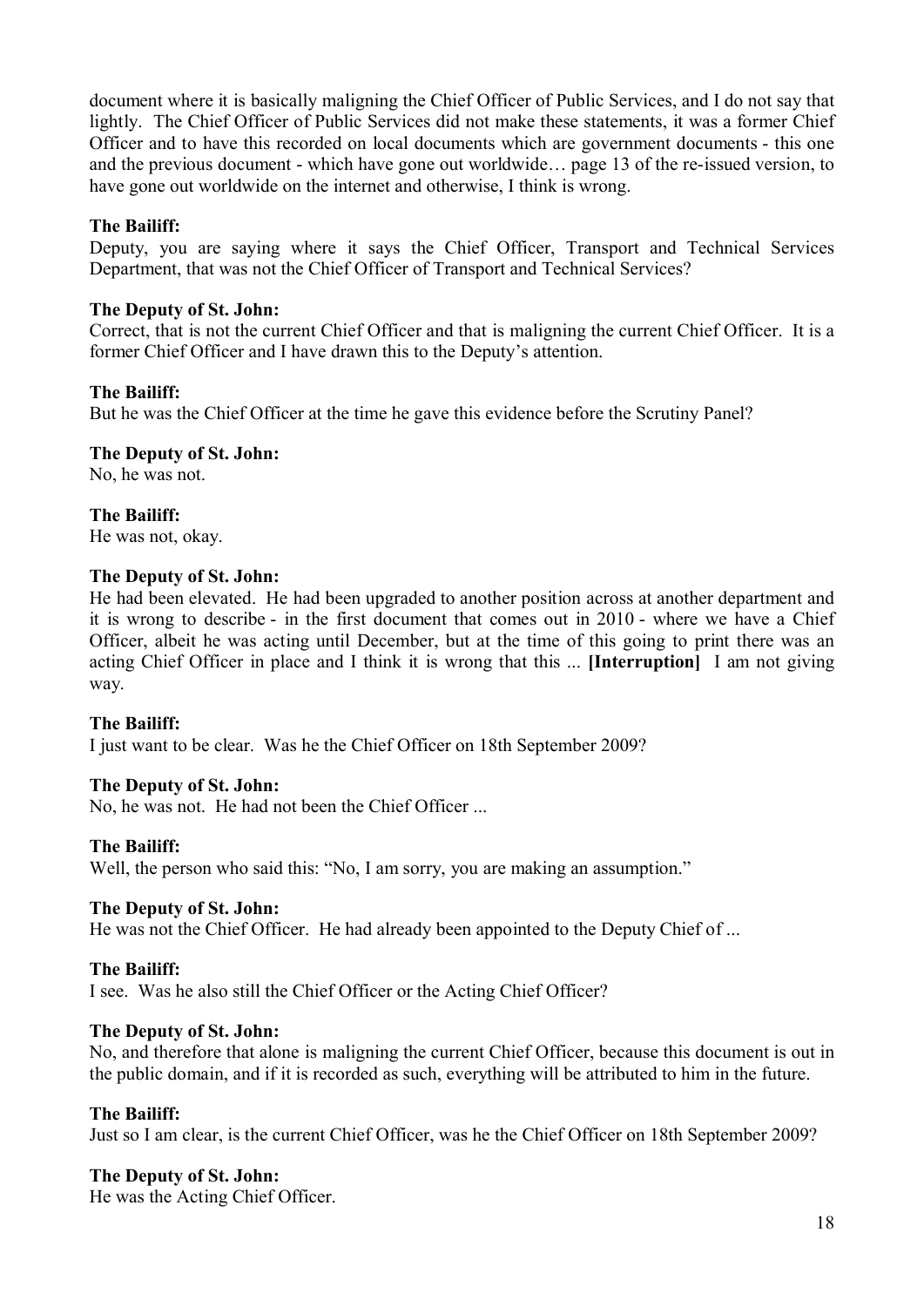document where it is basically maligning the Chief Officer of Public Services, and I do not say that lightly. The Chief Officer of Public Services did not make these statements, it was a former Chief Officer and to have this recorded on local documents which are government documents - this one and the previous document - which have gone out worldwide… page 13 of the re-issued version, to have gone out worldwide on the internet and otherwise, I think is wrong.

**The Bailiff:**
Deputy, you are saying where it says the Chief Officer, Transport and Technical Services Department, that was not the Chief Officer of Transport and Technical Services?

**The Deputy of St. John:**
Correct, that is not the current Chief Officer and that is maligning the current Chief Officer. It is a former Chief Officer and I have drawn this to the Deputy's attention.

**The Bailiff:**
But he was the Chief Officer at the time he gave this evidence before the Scrutiny Panel?

**The Deputy of St. John:**
No, he was not.

**The Bailiff:**
He was not, okay.

**The Deputy of St. John:**
He had been elevated. He had been upgraded to another position across at another department and it is wrong to describe - in the first document that comes out in 2010 - where we have a Chief Officer, albeit he was acting until December, but at the time of this going to print there was an acting Chief Officer in place and I think it is wrong that this ... **[Interruption]** I am not giving way.

**The Bailiff:**
I just want to be clear. Was he the Chief Officer on 18th September 2009?

**The Deputy of St. John:**
No, he was not. He had not been the Chief Officer ...

**The Bailiff:**
Well, the person who said this: "No, I am sorry, you are making an assumption."

**The Deputy of St. John:**
He was not the Chief Officer. He had already been appointed to the Deputy Chief of ...

**The Bailiff:**
I see. Was he also still the Chief Officer or the Acting Chief Officer?

**The Deputy of St. John:**
No, and therefore that alone is maligning the current Chief Officer, because this document is out in the public domain, and if it is recorded as such, everything will be attributed to him in the future.

**The Bailiff:**
Just so I am clear, is the current Chief Officer, was he the Chief Officer on 18th September 2009?

**The Deputy of St. John:**
He was the Acting Chief Officer.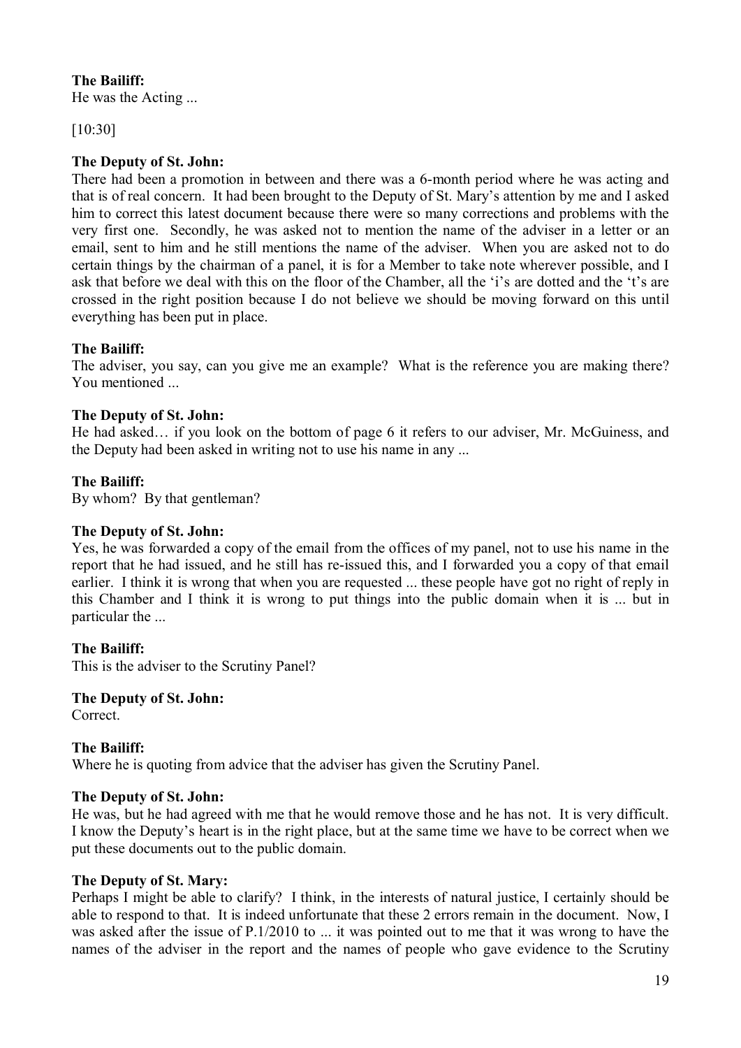**The Bailiff:**
He was the Acting ...

[10:30]

**The Deputy of St. John:**
There had been a promotion in between and there was a 6-month period where he was acting and that is of real concern. It had been brought to the Deputy of St. Mary's attention by me and I asked him to correct this latest document because there were so many corrections and problems with the very first one. Secondly, he was asked not to mention the name of the adviser in a letter or an email, sent to him and he still mentions the name of the adviser. When you are asked not to do certain things by the chairman of a panel, it is for a Member to take note wherever possible, and I ask that before we deal with this on the floor of the Chamber, all the 'i's are dotted and the 't's are crossed in the right position because I do not believe we should be moving forward on this until everything has been put in place.

**The Bailiff:**
The adviser, you say, can you give me an example? What is the reference you are making there? You mentioned ...

**The Deputy of St. John:**
He had asked… if you look on the bottom of page 6 it refers to our adviser, Mr. McGuiness, and the Deputy had been asked in writing not to use his name in any ...

**The Bailiff:**
By whom? By that gentleman?

**The Deputy of St. John:**
Yes, he was forwarded a copy of the email from the offices of my panel, not to use his name in the report that he had issued, and he still has re-issued this, and I forwarded you a copy of that email earlier. I think it is wrong that when you are requested ... these people have got no right of reply in this Chamber and I think it is wrong to put things into the public domain when it is ... but in particular the ...

**The Bailiff:**
This is the adviser to the Scrutiny Panel?

**The Deputy of St. John:**
Correct.

**The Bailiff:**
Where he is quoting from advice that the adviser has given the Scrutiny Panel.

**The Deputy of St. John:**
He was, but he had agreed with me that he would remove those and he has not. It is very difficult. I know the Deputy's heart is in the right place, but at the same time we have to be correct when we put these documents out to the public domain.

**The Deputy of St. Mary:**
Perhaps I might be able to clarify? I think, in the interests of natural justice, I certainly should be able to respond to that. It is indeed unfortunate that these 2 errors remain in the document. Now, I was asked after the issue of P.1/2010 to ... it was pointed out to me that it was wrong to have the names of the adviser in the report and the names of people who gave evidence to the Scrutiny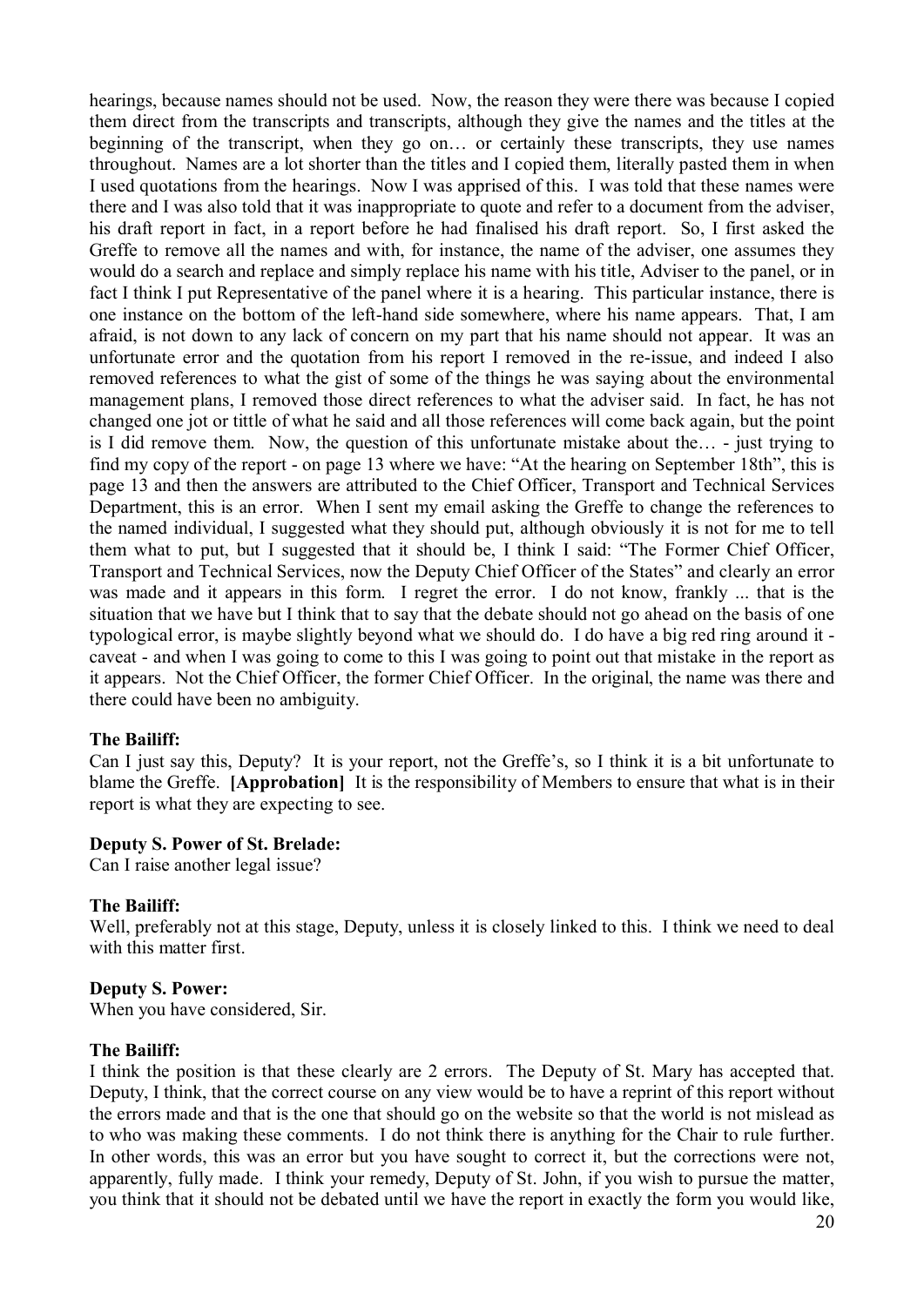hearings, because names should not be used. Now, the reason they were there was because I copied them direct from the transcripts and transcripts, although they give the names and the titles at the beginning of the transcript, when they go on… or certainly these transcripts, they use names throughout. Names are a lot shorter than the titles and I copied them, literally pasted them in when I used quotations from the hearings. Now I was apprised of this. I was told that these names were there and I was also told that it was inappropriate to quote and refer to a document from the adviser, his draft report in fact, in a report before he had finalised his draft report. So, I first asked the Greffe to remove all the names and with, for instance, the name of the adviser, one assumes they would do a search and replace and simply replace his name with his title, Adviser to the panel, or in fact I think I put Representative of the panel where it is a hearing. This particular instance, there is one instance on the bottom of the left-hand side somewhere, where his name appears. That, I am afraid, is not down to any lack of concern on my part that his name should not appear. It was an unfortunate error and the quotation from his report I removed in the re-issue, and indeed I also removed references to what the gist of some of the things he was saying about the environmental management plans, I removed those direct references to what the adviser said. In fact, he has not changed one jot or tittle of what he said and all those references will come back again, but the point is I did remove them. Now, the question of this unfortunate mistake about the… - just trying to find my copy of the report - on page 13 where we have: "At the hearing on September 18th", this is page 13 and then the answers are attributed to the Chief Officer, Transport and Technical Services Department, this is an error. When I sent my email asking the Greffe to change the references to the named individual, I suggested what they should put, although obviously it is not for me to tell them what to put, but I suggested that it should be, I think I said: "The Former Chief Officer, Transport and Technical Services, now the Deputy Chief Officer of the States" and clearly an error was made and it appears in this form. I regret the error. I do not know, frankly ... that is the situation that we have but I think that to say that the debate should not go ahead on the basis of one typological error, is maybe slightly beyond what we should do. I do have a big red ring around it - caveat - and when I was going to come to this I was going to point out that mistake in the report as it appears. Not the Chief Officer, the former Chief Officer. In the original, the name was there and there could have been no ambiguity.

**The Bailiff:**

Can I just say this, Deputy? It is your report, not the Greffe's, so I think it is a bit unfortunate to blame the Greffe. **[Approbation]** It is the responsibility of Members to ensure that what is in their report is what they are expecting to see.

**Deputy S. Power of St. Brelade:**

Can I raise another legal issue?

**The Bailiff:**

Well, preferably not at this stage, Deputy, unless it is closely linked to this. I think we need to deal with this matter first.

**Deputy S. Power:**

When you have considered, Sir.

**The Bailiff:**

I think the position is that these clearly are 2 errors. The Deputy of St. Mary has accepted that. Deputy, I think, that the correct course on any view would be to have a reprint of this report without the errors made and that is the one that should go on the website so that the world is not mislead as to who was making these comments. I do not think there is anything for the Chair to rule further. In other words, this was an error but you have sought to correct it, but the corrections were not, apparently, fully made. I think your remedy, Deputy of St. John, if you wish to pursue the matter, you think that it should not be debated until we have the report in exactly the form you would like,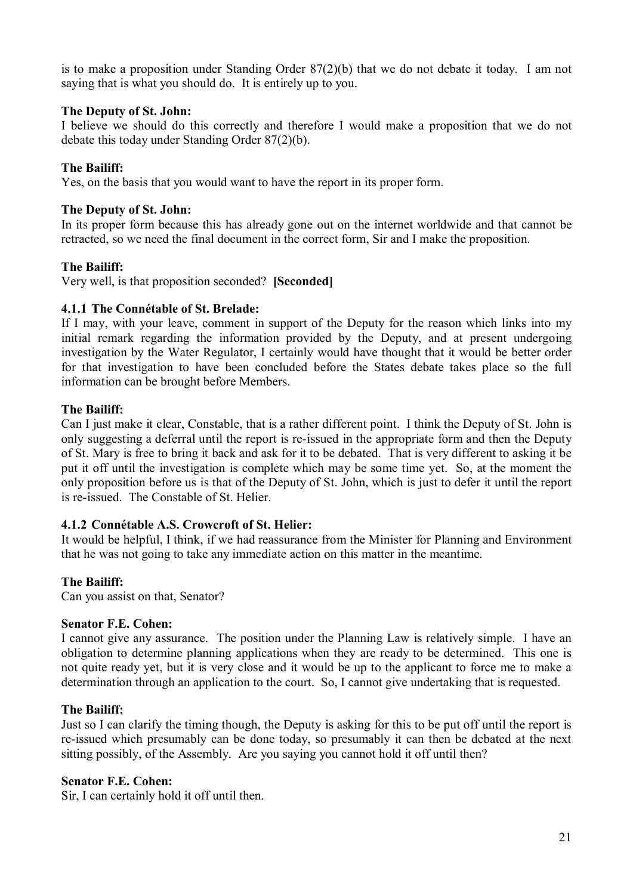is to make a proposition under Standing Order 87(2)(b) that we do not debate it today. I am not saying that is what you should do. It is entirely up to you.

**The Deputy of St. John:**

I believe we should do this correctly and therefore I would make a proposition that we do not debate this today under Standing Order 87(2)(b).

**The Bailiff:**

Yes, on the basis that you would want to have the report in its proper form.

**The Deputy of St. John:**

In its proper form because this has already gone out on the internet worldwide and that cannot be retracted, so we need the final document in the correct form, Sir and I make the proposition.

**The Bailiff:**

Very well, is that proposition seconded? **[Seconded]**

**4.1.1 The Connétable of St. Brelade:**

If I may, with your leave, comment in support of the Deputy for the reason which links into my initial remark regarding the information provided by the Deputy, and at present undergoing investigation by the Water Regulator, I certainly would have thought that it would be better order for that investigation to have been concluded before the States debate takes place so the full information can be brought before Members.

**The Bailiff:**

Can I just make it clear, Constable, that is a rather different point. I think the Deputy of St. John is only suggesting a deferral until the report is re-issued in the appropriate form and then the Deputy of St. Mary is free to bring it back and ask for it to be debated. That is very different to asking it be put it off until the investigation is complete which may be some time yet. So, at the moment the only proposition before us is that of the Deputy of St. John, which is just to defer it until the report is re-issued. The Constable of St. Helier.

**4.1.2 Connétable A.S. Crowcroft of St. Helier:**

It would be helpful, I think, if we had reassurance from the Minister for Planning and Environment that he was not going to take any immediate action on this matter in the meantime.

**The Bailiff:**

Can you assist on that, Senator?

**Senator F.E. Cohen:**

I cannot give any assurance. The position under the Planning Law is relatively simple. I have an obligation to determine planning applications when they are ready to be determined. This one is not quite ready yet, but it is very close and it would be up to the applicant to force me to make a determination through an application to the court. So, I cannot give undertaking that is requested.

**The Bailiff:**

Just so I can clarify the timing though, the Deputy is asking for this to be put off until the report is re-issued which presumably can be done today, so presumably it can then be debated at the next sitting possibly, of the Assembly. Are you saying you cannot hold it off until then?

**Senator F.E. Cohen:**

Sir, I can certainly hold it off until then.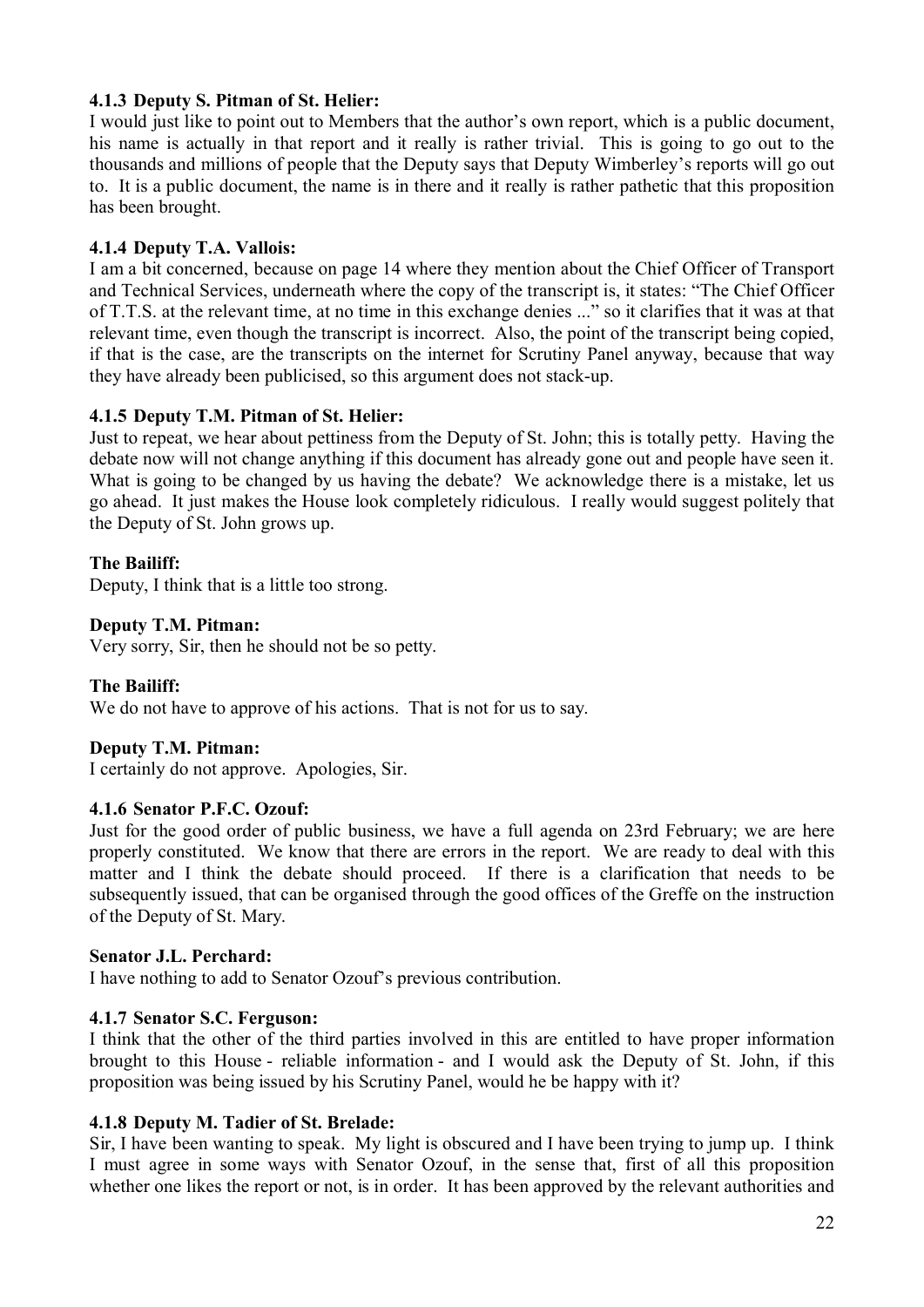**4.1.3 Deputy S. Pitman of St. Helier:**

I would just like to point out to Members that the author's own report, which is a public document, his name is actually in that report and it really is rather trivial. This is going to go out to the thousands and millions of people that the Deputy says that Deputy Wimberley's reports will go out to. It is a public document, the name is in there and it really is rather pathetic that this proposition has been brought.

**4.1.4 Deputy T.A. Vallois:**

I am a bit concerned, because on page 14 where they mention about the Chief Officer of Transport and Technical Services, underneath where the copy of the transcript is, it states: "The Chief Officer of T.T.S. at the relevant time, at no time in this exchange denies ..." so it clarifies that it was at that relevant time, even though the transcript is incorrect. Also, the point of the transcript being copied, if that is the case, are the transcripts on the internet for Scrutiny Panel anyway, because that way they have already been publicised, so this argument does not stack-up.

**4.1.5 Deputy T.M. Pitman of St. Helier:**

Just to repeat, we hear about pettiness from the Deputy of St. John; this is totally petty. Having the debate now will not change anything if this document has already gone out and people have seen it. What is going to be changed by us having the debate? We acknowledge there is a mistake, let us go ahead. It just makes the House look completely ridiculous. I really would suggest politely that the Deputy of St. John grows up.

**The Bailiff:**

Deputy, I think that is a little too strong.

**Deputy T.M. Pitman:**

Very sorry, Sir, then he should not be so petty.

**The Bailiff:**

We do not have to approve of his actions. That is not for us to say.

**Deputy T.M. Pitman:**

I certainly do not approve. Apologies, Sir.

**4.1.6 Senator P.F.C. Ozouf:**

Just for the good order of public business, we have a full agenda on 23rd February; we are here properly constituted. We know that there are errors in the report. We are ready to deal with this matter and I think the debate should proceed. If there is a clarification that needs to be subsequently issued, that can be organised through the good offices of the Greffe on the instruction of the Deputy of St. Mary.

**Senator J.L. Perchard:**

I have nothing to add to Senator Ozouf's previous contribution.

**4.1.7 Senator S.C. Ferguson:**

I think that the other of the third parties involved in this are entitled to have proper information brought to this House - reliable information - and I would ask the Deputy of St. John, if this proposition was being issued by his Scrutiny Panel, would he be happy with it?

**4.1.8 Deputy M. Tadier of St. Brelade:**

Sir, I have been wanting to speak. My light is obscured and I have been trying to jump up. I think I must agree in some ways with Senator Ozouf, in the sense that, first of all this proposition whether one likes the report or not, is in order. It has been approved by the relevant authorities and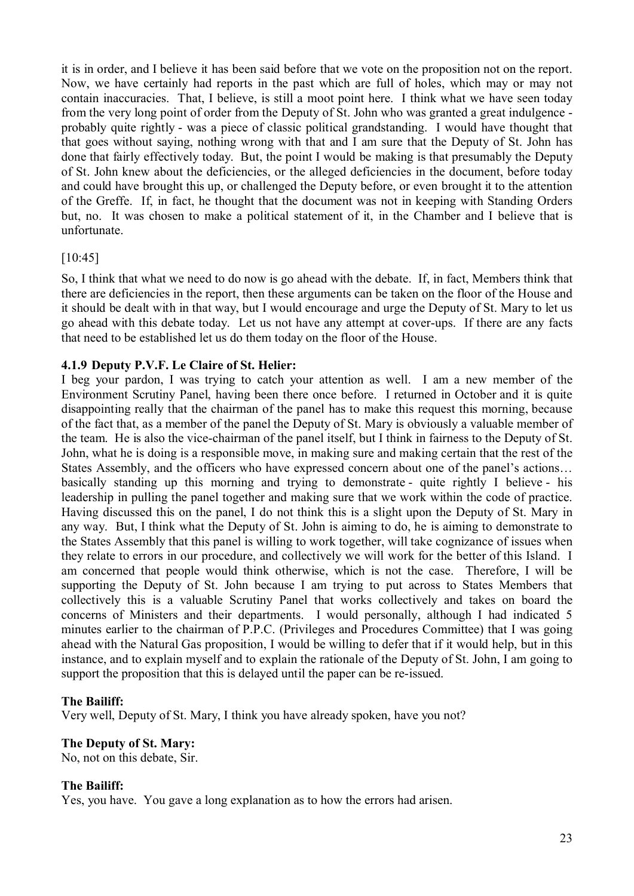it is in order, and I believe it has been said before that we vote on the proposition not on the report. Now, we have certainly had reports in the past which are full of holes, which may or may not contain inaccuracies. That, I believe, is still a moot point here. I think what we have seen today from the very long point of order from the Deputy of St. John who was granted a great indulgence - probably quite rightly - was a piece of classic political grandstanding. I would have thought that that goes without saying, nothing wrong with that and I am sure that the Deputy of St. John has done that fairly effectively today. But, the point I would be making is that presumably the Deputy of St. John knew about the deficiencies, or the alleged deficiencies in the document, before today and could have brought this up, or challenged the Deputy before, or even brought it to the attention of the Greffe. If, in fact, he thought that the document was not in keeping with Standing Orders but, no. It was chosen to make a political statement of it, in the Chamber and I believe that is unfortunate.

[10:45]

So, I think that what we need to do now is go ahead with the debate. If, in fact, Members think that there are deficiencies in the report, then these arguments can be taken on the floor of the House and it should be dealt with in that way, but I would encourage and urge the Deputy of St. Mary to let us go ahead with this debate today. Let us not have any attempt at cover-ups. If there are any facts that need to be established let us do them today on the floor of the House.

**4.1.9 Deputy P.V.F. Le Claire of St. Helier:**

I beg your pardon, I was trying to catch your attention as well. I am a new member of the Environment Scrutiny Panel, having been there once before. I returned in October and it is quite disappointing really that the chairman of the panel has to make this request this morning, because of the fact that, as a member of the panel the Deputy of St. Mary is obviously a valuable member of the team. He is also the vice-chairman of the panel itself, but I think in fairness to the Deputy of St. John, what he is doing is a responsible move, in making sure and making certain that the rest of the States Assembly, and the officers who have expressed concern about one of the panel's actions… basically standing up this morning and trying to demonstrate - quite rightly I believe - his leadership in pulling the panel together and making sure that we work within the code of practice. Having discussed this on the panel, I do not think this is a slight upon the Deputy of St. Mary in any way. But, I think what the Deputy of St. John is aiming to do, he is aiming to demonstrate to the States Assembly that this panel is willing to work together, will take cognizance of issues when they relate to errors in our procedure, and collectively we will work for the better of this Island. I am concerned that people would think otherwise, which is not the case. Therefore, I will be supporting the Deputy of St. John because I am trying to put across to States Members that collectively this is a valuable Scrutiny Panel that works collectively and takes on board the concerns of Ministers and their departments. I would personally, although I had indicated 5 minutes earlier to the chairman of P.P.C. (Privileges and Procedures Committee) that I was going ahead with the Natural Gas proposition, I would be willing to defer that if it would help, but in this instance, and to explain myself and to explain the rationale of the Deputy of St. John, I am going to support the proposition that this is delayed until the paper can be re-issued.

**The Bailiff:**

Very well, Deputy of St. Mary, I think you have already spoken, have you not?

**The Deputy of St. Mary:**

No, not on this debate, Sir.

**The Bailiff:**

Yes, you have. You gave a long explanation as to how the errors had arisen.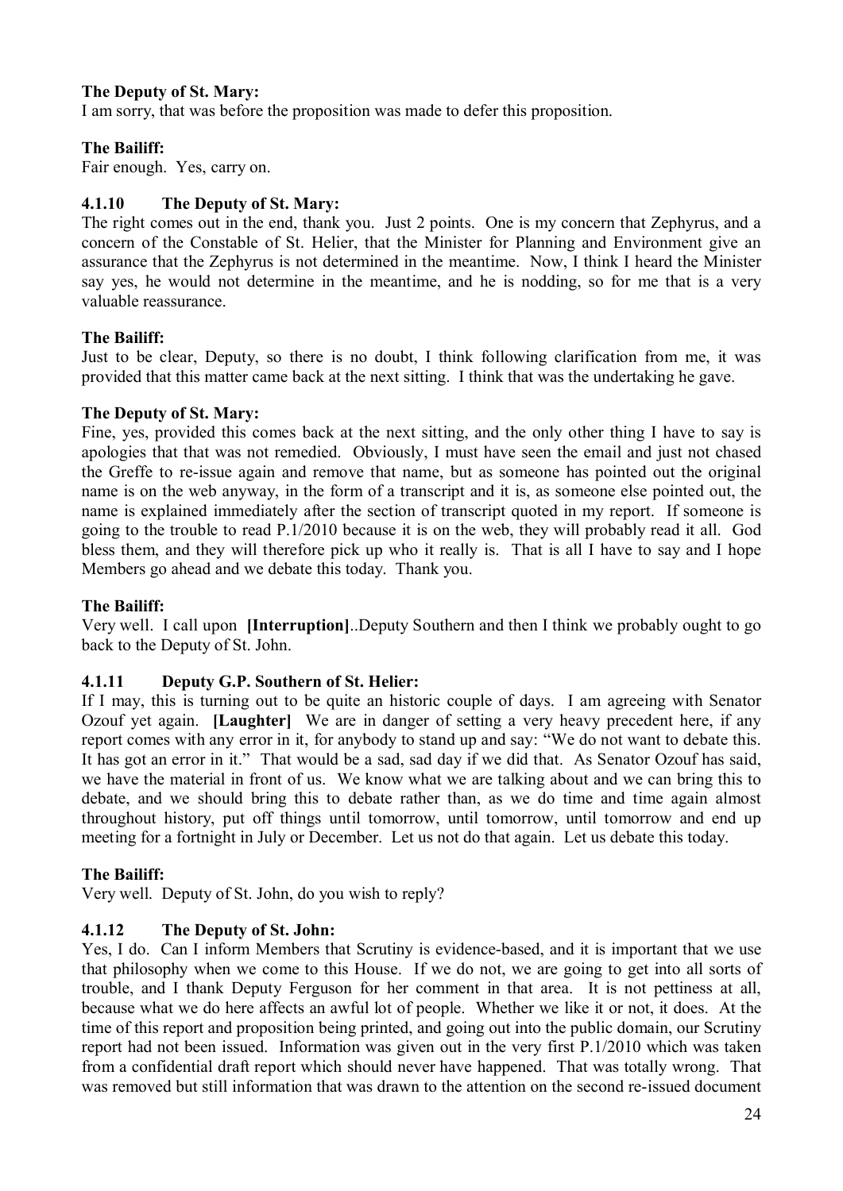**The Deputy of St. Mary:**

I am sorry, that was before the proposition was made to defer this proposition.

**The Bailiff:**

Fair enough. Yes, carry on.

**4.1.10 The Deputy of St. Mary:**

The right comes out in the end, thank you. Just 2 points. One is my concern that Zephyrus, and a concern of the Constable of St. Helier, that the Minister for Planning and Environment give an assurance that the Zephyrus is not determined in the meantime. Now, I think I heard the Minister say yes, he would not determine in the meantime, and he is nodding, so for me that is a very valuable reassurance.

**The Bailiff:**

Just to be clear, Deputy, so there is no doubt, I think following clarification from me, it was provided that this matter came back at the next sitting. I think that was the undertaking he gave.

**The Deputy of St. Mary:**

Fine, yes, provided this comes back at the next sitting, and the only other thing I have to say is apologies that that was not remedied. Obviously, I must have seen the email and just not chased the Greffe to re-issue again and remove that name, but as someone has pointed out the original name is on the web anyway, in the form of a transcript and it is, as someone else pointed out, the name is explained immediately after the section of transcript quoted in my report. If someone is going to the trouble to read P.1/2010 because it is on the web, they will probably read it all. God bless them, and they will therefore pick up who it really is. That is all I have to say and I hope Members go ahead and we debate this today. Thank you.

**The Bailiff:**

Very well. I call upon **[Interruption]**..Deputy Southern and then I think we probably ought to go back to the Deputy of St. John.

**4.1.11 Deputy G.P. Southern of St. Helier:**

If I may, this is turning out to be quite an historic couple of days. I am agreeing with Senator Ozouf yet again. **[Laughter]** We are in danger of setting a very heavy precedent here, if any report comes with any error in it, for anybody to stand up and say: "We do not want to debate this. It has got an error in it." That would be a sad, sad day if we did that. As Senator Ozouf has said, we have the material in front of us. We know what we are talking about and we can bring this to debate, and we should bring this to debate rather than, as we do time and time again almost throughout history, put off things until tomorrow, until tomorrow, until tomorrow and end up meeting for a fortnight in July or December. Let us not do that again. Let us debate this today.

**The Bailiff:**

Very well. Deputy of St. John, do you wish to reply?

**4.1.12 The Deputy of St. John:**

Yes, I do. Can I inform Members that Scrutiny is evidence-based, and it is important that we use that philosophy when we come to this House. If we do not, we are going to get into all sorts of trouble, and I thank Deputy Ferguson for her comment in that area. It is not pettiness at all, because what we do here affects an awful lot of people. Whether we like it or not, it does. At the time of this report and proposition being printed, and going out into the public domain, our Scrutiny report had not been issued. Information was given out in the very first P.1/2010 which was taken from a confidential draft report which should never have happened. That was totally wrong. That was removed but still information that was drawn to the attention on the second re-issued document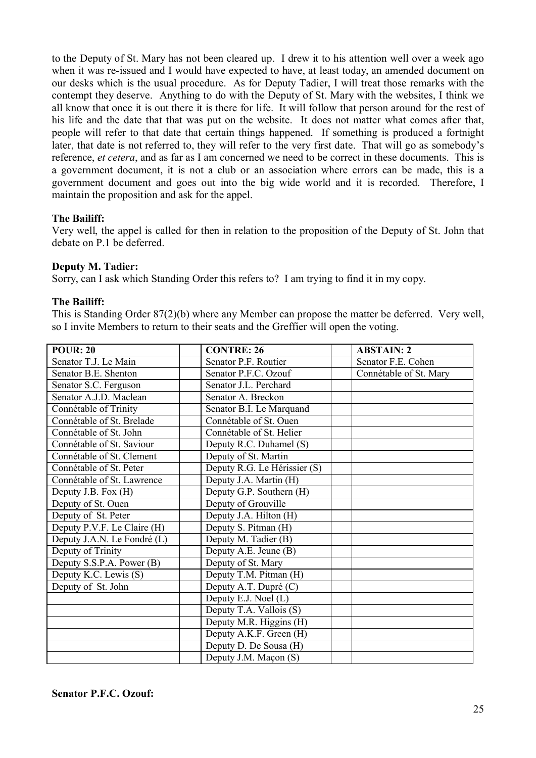to the Deputy of St. Mary has not been cleared up. I drew it to his attention well over a week ago when it was re-issued and I would have expected to have, at least today, an amended document on our desks which is the usual procedure. As for Deputy Tadier, I will treat those remarks with the contempt they deserve. Anything to do with the Deputy of St. Mary with the websites, I think we all know that once it is out there it is there for life. It will follow that person around for the rest of his life and the date that that was put on the website. It does not matter what comes after that, people will refer to that date that certain things happened. If something is produced a fortnight later, that date is not referred to, they will refer to the very first date. That will go as somebody's reference, *et cetera*, and as far as I am concerned we need to be correct in these documents. This is a government document, it is not a club or an association where errors can be made, this is a government document and goes out into the big wide world and it is recorded. Therefore, I maintain the proposition and ask for the appel.

**The Bailiff:**

Very well, the appel is called for then in relation to the proposition of the Deputy of St. John that debate on P.1 be deferred.

**Deputy M. Tadier:**

Sorry, can I ask which Standing Order this refers to? I am trying to find it in my copy.

**The Bailiff:**

This is Standing Order 87(2)(b) where any Member can propose the matter be deferred. Very well, so I invite Members to return to their seats and the Greffier will open the voting.

| POUR: 20 | | CONTRE: 26 | | ABSTAIN: 2 |
|---|---|---|---|---|
| Senator T.J. Le Main | | Senator P.F. Routier | | Senator F.E. Cohen |
| Senator B.E. Shenton | | Senator P.F.C. Ozouf | | Connétable of St. Mary |
| Senator S.C. Ferguson | | Senator J.L. Perchard | | |
| Senator A.J.D. Maclean | | Senator A. Breckon | | |
| Connétable of Trinity | | Senator B.I. Le Marquand | | |
| Connétable of St. Brelade | | Connétable of St. Ouen | | |
| Connétable of St. John | | Connétable of St. Helier | | |
| Connétable of St. Saviour | | Deputy R.C. Duhamel (S) | | |
| Connétable of St. Clement | | Deputy of St. Martin | | |
| Connétable of St. Peter | | Deputy R.G. Le Hérissier (S) | | |
| Connétable of St. Lawrence | | Deputy J.A. Martin (H) | | |
| Deputy J.B. Fox (H) | | Deputy G.P. Southern (H) | | |
| Deputy of St. Ouen | | Deputy of Grouville | | |
| Deputy of St. Peter | | Deputy J.A. Hilton (H) | | |
| Deputy P.V.F. Le Claire (H) | | Deputy S. Pitman (H) | | |
| Deputy J.A.N. Le Fondré (L) | | Deputy M. Tadier (B) | | |
| Deputy of Trinity | | Deputy A.E. Jeune (B) | | |
| Deputy S.S.P.A. Power (B) | | Deputy of St. Mary | | |
| Deputy K.C. Lewis (S) | | Deputy T.M. Pitman (H) | | |
| Deputy of St. John | | Deputy A.T. Dupré (C) | | |
| | | Deputy E.J. Noel (L) | | |
| | | Deputy T.A. Vallois (S) | | |
| | | Deputy M.R. Higgins (H) | | |
| | | Deputy A.K.F. Green (H) | | |
| | | Deputy D. De Sousa (H) | | |
| | | Deputy J.M. Maçon (S) | | |

**Senator P.F.C. Ozouf:**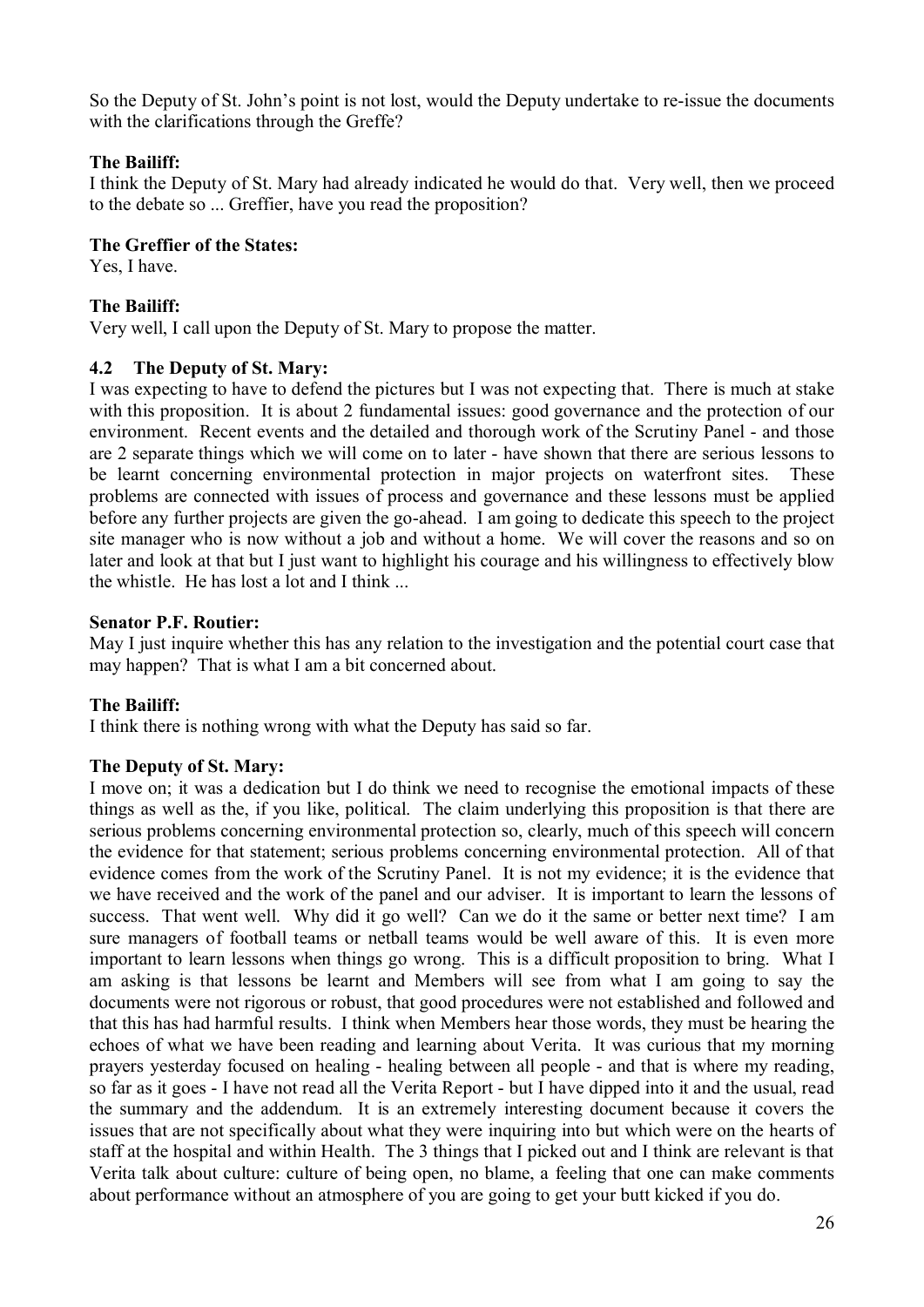So the Deputy of St. John's point is not lost, would the Deputy undertake to re-issue the documents with the clarifications through the Greffe?

**The Bailiff:**

I think the Deputy of St. Mary had already indicated he would do that. Very well, then we proceed to the debate so ... Greffier, have you read the proposition?

**The Greffier of the States:**

Yes, I have.

**The Bailiff:**

Very well, I call upon the Deputy of St. Mary to propose the matter.

### 4.2 The Deputy of St. Mary:

I was expecting to have to defend the pictures but I was not expecting that. There is much at stake with this proposition. It is about 2 fundamental issues: good governance and the protection of our environment. Recent events and the detailed and thorough work of the Scrutiny Panel - and those are 2 separate things which we will come on to later - have shown that there are serious lessons to be learnt concerning environmental protection in major projects on waterfront sites. These problems are connected with issues of process and governance and these lessons must be applied before any further projects are given the go-ahead. I am going to dedicate this speech to the project site manager who is now without a job and without a home. We will cover the reasons and so on later and look at that but I just want to highlight his courage and his willingness to effectively blow the whistle. He has lost a lot and I think ...

**Senator P.F. Routier:**

May I just inquire whether this has any relation to the investigation and the potential court case that may happen? That is what I am a bit concerned about.

**The Bailiff:**

I think there is nothing wrong with what the Deputy has said so far.

**The Deputy of St. Mary:**

I move on; it was a dedication but I do think we need to recognise the emotional impacts of these things as well as the, if you like, political. The claim underlying this proposition is that there are serious problems concerning environmental protection so, clearly, much of this speech will concern the evidence for that statement; serious problems concerning environmental protection. All of that evidence comes from the work of the Scrutiny Panel. It is not my evidence; it is the evidence that we have received and the work of the panel and our adviser. It is important to learn the lessons of success. That went well. Why did it go well? Can we do it the same or better next time? I am sure managers of football teams or netball teams would be well aware of this. It is even more important to learn lessons when things go wrong. This is a difficult proposition to bring. What I am asking is that lessons be learnt and Members will see from what I am going to say the documents were not rigorous or robust, that good procedures were not established and followed and that this has had harmful results. I think when Members hear those words, they must be hearing the echoes of what we have been reading and learning about Verita. It was curious that my morning prayers yesterday focused on healing - healing between all people - and that is where my reading, so far as it goes - I have not read all the Verita Report - but I have dipped into it and the usual, read the summary and the addendum. It is an extremely interesting document because it covers the issues that are not specifically about what they were inquiring into but which were on the hearts of staff at the hospital and within Health. The 3 things that I picked out and I think are relevant is that Verita talk about culture: culture of being open, no blame, a feeling that one can make comments about performance without an atmosphere of you are going to get your butt kicked if you do.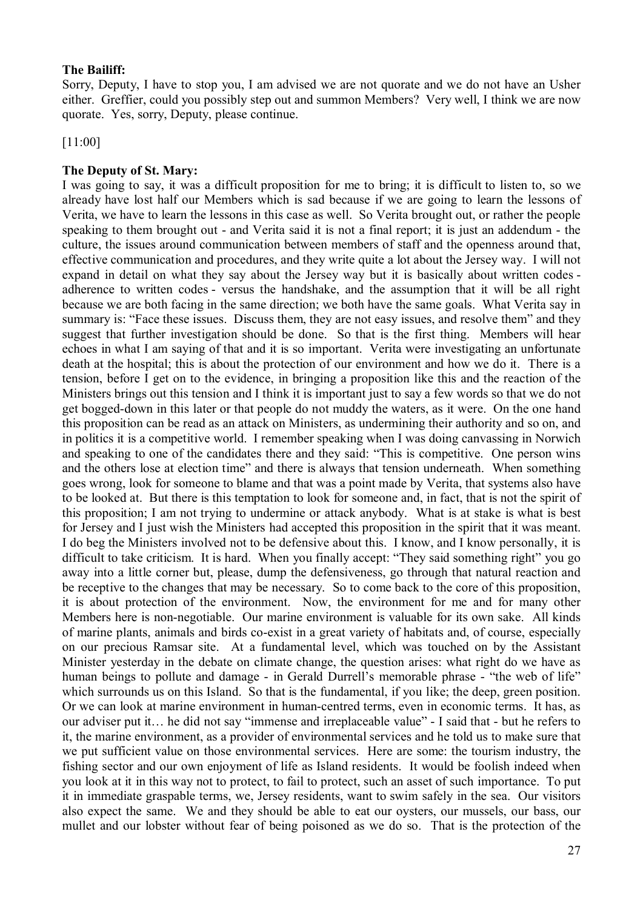**The Bailiff:**

Sorry, Deputy, I have to stop you, I am advised we are not quorate and we do not have an Usher either. Greffier, could you possibly step out and summon Members? Very well, I think we are now quorate. Yes, sorry, Deputy, please continue.

[11:00]

**The Deputy of St. Mary:**

I was going to say, it was a difficult proposition for me to bring; it is difficult to listen to, so we already have lost half our Members which is sad because if we are going to learn the lessons of Verita, we have to learn the lessons in this case as well. So Verita brought out, or rather the people speaking to them brought out - and Verita said it is not a final report; it is just an addendum - the culture, the issues around communication between members of staff and the openness around that, effective communication and procedures, and they write quite a lot about the Jersey way. I will not expand in detail on what they say about the Jersey way but it is basically about written codes - adherence to written codes - versus the handshake, and the assumption that it will be all right because we are both facing in the same direction; we both have the same goals. What Verita say in summary is: "Face these issues. Discuss them, they are not easy issues, and resolve them" and they suggest that further investigation should be done. So that is the first thing. Members will hear echoes in what I am saying of that and it is so important. Verita were investigating an unfortunate death at the hospital; this is about the protection of our environment and how we do it. There is a tension, before I get on to the evidence, in bringing a proposition like this and the reaction of the Ministers brings out this tension and I think it is important just to say a few words so that we do not get bogged-down in this later or that people do not muddy the waters, as it were. On the one hand this proposition can be read as an attack on Ministers, as undermining their authority and so on, and in politics it is a competitive world. I remember speaking when I was doing canvassing in Norwich and speaking to one of the candidates there and they said: "This is competitive. One person wins and the others lose at election time" and there is always that tension underneath. When something goes wrong, look for someone to blame and that was a point made by Verita, that systems also have to be looked at. But there is this temptation to look for someone and, in fact, that is not the spirit of this proposition; I am not trying to undermine or attack anybody. What is at stake is what is best for Jersey and I just wish the Ministers had accepted this proposition in the spirit that it was meant. I do beg the Ministers involved not to be defensive about this. I know, and I know personally, it is difficult to take criticism. It is hard. When you finally accept: "They said something right" you go away into a little corner but, please, dump the defensiveness, go through that natural reaction and be receptive to the changes that may be necessary. So to come back to the core of this proposition, it is about protection of the environment. Now, the environment for me and for many other Members here is non-negotiable. Our marine environment is valuable for its own sake. All kinds of marine plants, animals and birds co-exist in a great variety of habitats and, of course, especially on our precious Ramsar site. At a fundamental level, which was touched on by the Assistant Minister yesterday in the debate on climate change, the question arises: what right do we have as human beings to pollute and damage - in Gerald Durrell's memorable phrase - "the web of life" which surrounds us on this Island. So that is the fundamental, if you like; the deep, green position. Or we can look at marine environment in human-centred terms, even in economic terms. It has, as our adviser put it… he did not say "immense and irreplaceable value" - I said that - but he refers to it, the marine environment, as a provider of environmental services and he told us to make sure that we put sufficient value on those environmental services. Here are some: the tourism industry, the fishing sector and our own enjoyment of life as Island residents. It would be foolish indeed when you look at it in this way not to protect, to fail to protect, such an asset of such importance. To put it in immediate graspable terms, we, Jersey residents, want to swim safely in the sea. Our visitors also expect the same. We and they should be able to eat our oysters, our mussels, our bass, our mullet and our lobster without fear of being poisoned as we do so. That is the protection of the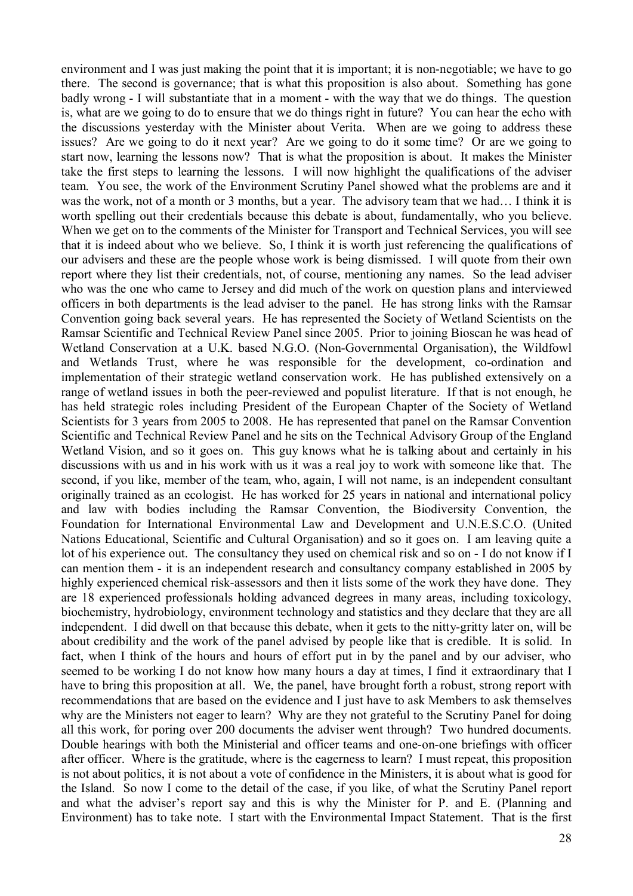environment and I was just making the point that it is important; it is non-negotiable; we have to go there. The second is governance; that is what this proposition is also about. Something has gone badly wrong - I will substantiate that in a moment - with the way that we do things. The question is, what are we going to do to ensure that we do things right in future? You can hear the echo with the discussions yesterday with the Minister about Verita. When are we going to address these issues? Are we going to do it next year? Are we going to do it some time? Or are we going to start now, learning the lessons now? That is what the proposition is about. It makes the Minister take the first steps to learning the lessons. I will now highlight the qualifications of the adviser team. You see, the work of the Environment Scrutiny Panel showed what the problems are and it was the work, not of a month or 3 months, but a year. The advisory team that we had… I think it is worth spelling out their credentials because this debate is about, fundamentally, who you believe. When we get on to the comments of the Minister for Transport and Technical Services, you will see that it is indeed about who we believe. So, I think it is worth just referencing the qualifications of our advisers and these are the people whose work is being dismissed. I will quote from their own report where they list their credentials, not, of course, mentioning any names. So the lead adviser who was the one who came to Jersey and did much of the work on question plans and interviewed officers in both departments is the lead adviser to the panel. He has strong links with the Ramsar Convention going back several years. He has represented the Society of Wetland Scientists on the Ramsar Scientific and Technical Review Panel since 2005. Prior to joining Bioscan he was head of Wetland Conservation at a U.K. based N.G.O. (Non-Governmental Organisation), the Wildfowl and Wetlands Trust, where he was responsible for the development, co-ordination and implementation of their strategic wetland conservation work. He has published extensively on a range of wetland issues in both the peer-reviewed and populist literature. If that is not enough, he has held strategic roles including President of the European Chapter of the Society of Wetland Scientists for 3 years from 2005 to 2008. He has represented that panel on the Ramsar Convention Scientific and Technical Review Panel and he sits on the Technical Advisory Group of the England Wetland Vision, and so it goes on. This guy knows what he is talking about and certainly in his discussions with us and in his work with us it was a real joy to work with someone like that. The second, if you like, member of the team, who, again, I will not name, is an independent consultant originally trained as an ecologist. He has worked for 25 years in national and international policy and law with bodies including the Ramsar Convention, the Biodiversity Convention, the Foundation for International Environmental Law and Development and U.N.E.S.C.O. (United Nations Educational, Scientific and Cultural Organisation) and so it goes on. I am leaving quite a lot of his experience out. The consultancy they used on chemical risk and so on - I do not know if I can mention them - it is an independent research and consultancy company established in 2005 by highly experienced chemical risk-assessors and then it lists some of the work they have done. They are 18 experienced professionals holding advanced degrees in many areas, including toxicology, biochemistry, hydrobiology, environment technology and statistics and they declare that they are all independent. I did dwell on that because this debate, when it gets to the nitty-gritty later on, will be about credibility and the work of the panel advised by people like that is credible. It is solid. In fact, when I think of the hours and hours of effort put in by the panel and by our adviser, who seemed to be working I do not know how many hours a day at times, I find it extraordinary that I have to bring this proposition at all. We, the panel, have brought forth a robust, strong report with recommendations that are based on the evidence and I just have to ask Members to ask themselves why are the Ministers not eager to learn? Why are they not grateful to the Scrutiny Panel for doing all this work, for poring over 200 documents the adviser went through? Two hundred documents. Double hearings with both the Ministerial and officer teams and one-on-one briefings with officer after officer. Where is the gratitude, where is the eagerness to learn? I must repeat, this proposition is not about politics, it is not about a vote of confidence in the Ministers, it is about what is good for the Island. So now I come to the detail of the case, if you like, of what the Scrutiny Panel report and what the adviser's report say and this is why the Minister for P. and E. (Planning and Environment) has to take note. I start with the Environmental Impact Statement. That is the first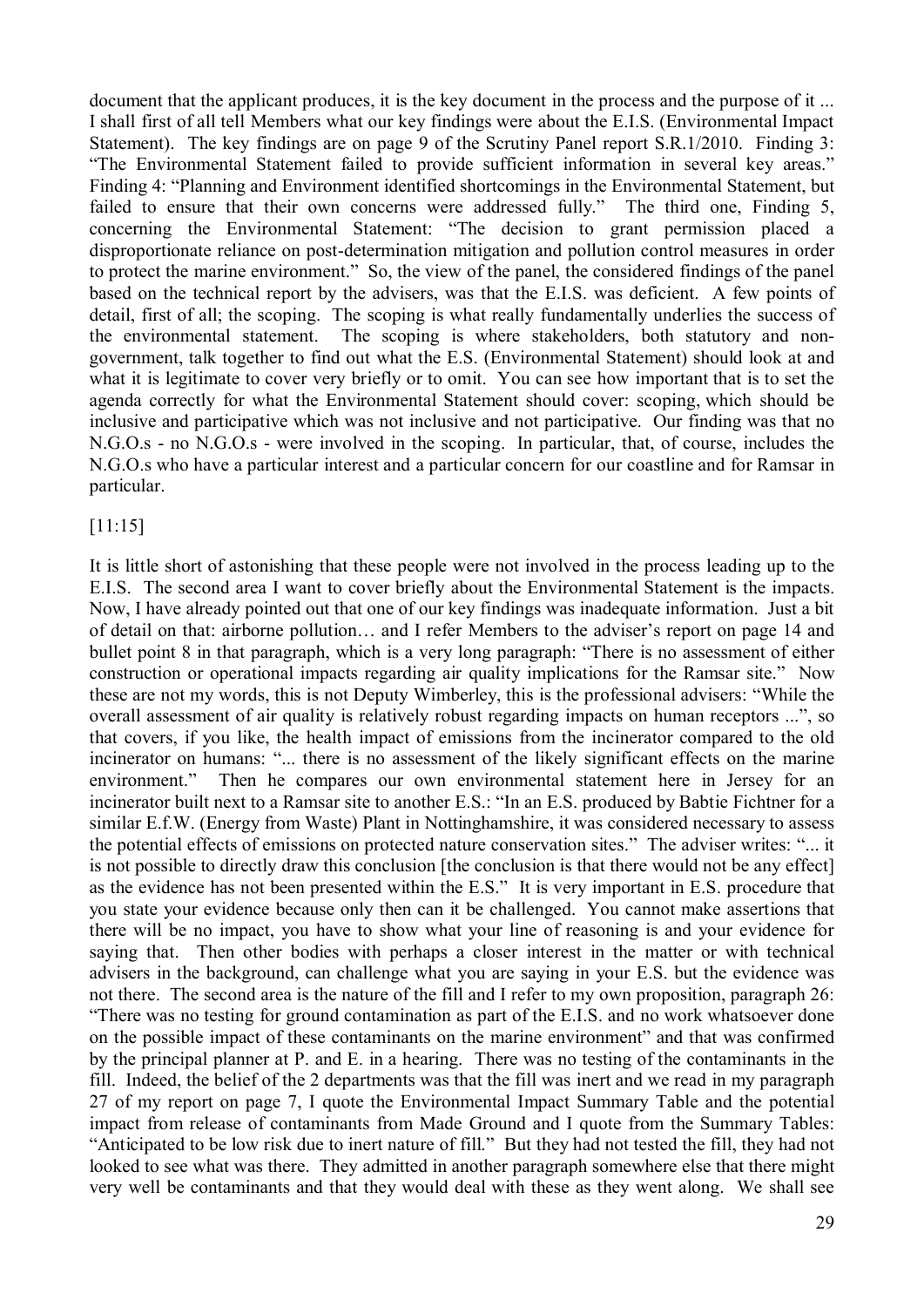document that the applicant produces, it is the key document in the process and the purpose of it ... I shall first of all tell Members what our key findings were about the E.I.S. (Environmental Impact Statement). The key findings are on page 9 of the Scrutiny Panel report S.R.1/2010. Finding 3: "The Environmental Statement failed to provide sufficient information in several key areas." Finding 4: "Planning and Environment identified shortcomings in the Environmental Statement, but failed to ensure that their own concerns were addressed fully." The third one, Finding 5, concerning the Environmental Statement: "The decision to grant permission placed a disproportionate reliance on post-determination mitigation and pollution control measures in order to protect the marine environment." So, the view of the panel, the considered findings of the panel based on the technical report by the advisers, was that the E.I.S. was deficient. A few points of detail, first of all; the scoping. The scoping is what really fundamentally underlies the success of the environmental statement. The scoping is where stakeholders, both statutory and non-government, talk together to find out what the E.S. (Environmental Statement) should look at and what it is legitimate to cover very briefly or to omit. You can see how important that is to set the agenda correctly for what the Environmental Statement should cover: scoping, which should be inclusive and participative which was not inclusive and not participative. Our finding was that no N.G.O.s - no N.G.O.s - were involved in the scoping. In particular, that, of course, includes the N.G.O.s who have a particular interest and a particular concern for our coastline and for Ramsar in particular.

[11:15]

It is little short of astonishing that these people were not involved in the process leading up to the E.I.S. The second area I want to cover briefly about the Environmental Statement is the impacts. Now, I have already pointed out that one of our key findings was inadequate information. Just a bit of detail on that: airborne pollution… and I refer Members to the adviser's report on page 14 and bullet point 8 in that paragraph, which is a very long paragraph: "There is no assessment of either construction or operational impacts regarding air quality implications for the Ramsar site." Now these are not my words, this is not Deputy Wimberley, this is the professional advisers: "While the overall assessment of air quality is relatively robust regarding impacts on human receptors ...", so that covers, if you like, the health impact of emissions from the incinerator compared to the old incinerator on humans: "... there is no assessment of the likely significant effects on the marine environment." Then he compares our own environmental statement here in Jersey for an incinerator built next to a Ramsar site to another E.S.: "In an E.S. produced by Babtie Fichtner for a similar E.f.W. (Energy from Waste) Plant in Nottinghamshire, it was considered necessary to assess the potential effects of emissions on protected nature conservation sites." The adviser writes: "... it is not possible to directly draw this conclusion [the conclusion is that there would not be any effect] as the evidence has not been presented within the E.S." It is very important in E.S. procedure that you state your evidence because only then can it be challenged. You cannot make assertions that there will be no impact, you have to show what your line of reasoning is and your evidence for saying that. Then other bodies with perhaps a closer interest in the matter or with technical advisers in the background, can challenge what you are saying in your E.S. but the evidence was not there. The second area is the nature of the fill and I refer to my own proposition, paragraph 26: "There was no testing for ground contamination as part of the E.I.S. and no work whatsoever done on the possible impact of these contaminants on the marine environment" and that was confirmed by the principal planner at P. and E. in a hearing. There was no testing of the contaminants in the fill. Indeed, the belief of the 2 departments was that the fill was inert and we read in my paragraph 27 of my report on page 7, I quote the Environmental Impact Summary Table and the potential impact from release of contaminants from Made Ground and I quote from the Summary Tables: "Anticipated to be low risk due to inert nature of fill." But they had not tested the fill, they had not looked to see what was there. They admitted in another paragraph somewhere else that there might very well be contaminants and that they would deal with these as they went along. We shall see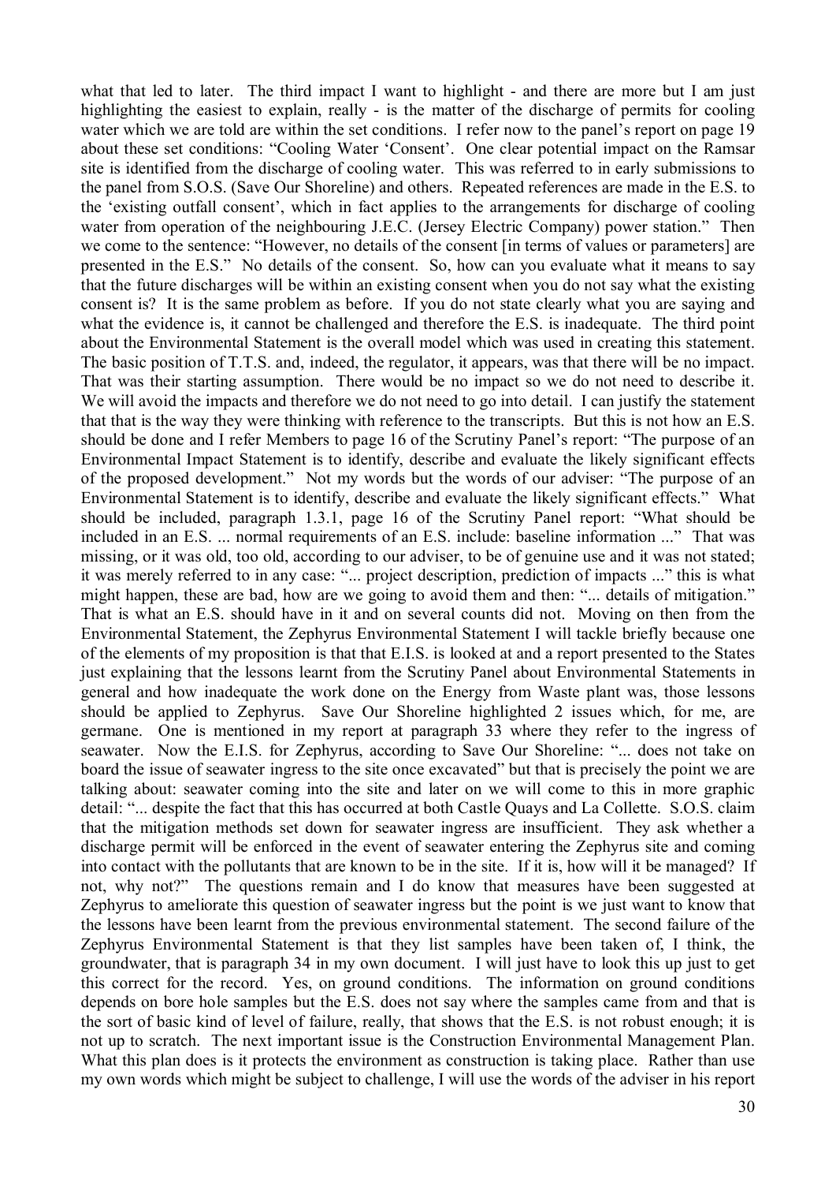what that led to later. The third impact I want to highlight - and there are more but I am just highlighting the easiest to explain, really - is the matter of the discharge of permits for cooling water which we are told are within the set conditions. I refer now to the panel's report on page 19 about these set conditions: "Cooling Water 'Consent'. One clear potential impact on the Ramsar site is identified from the discharge of cooling water. This was referred to in early submissions to the panel from S.O.S. (Save Our Shoreline) and others. Repeated references are made in the E.S. to the 'existing outfall consent', which in fact applies to the arrangements for discharge of cooling water from operation of the neighbouring J.E.C. (Jersey Electric Company) power station." Then we come to the sentence: "However, no details of the consent [in terms of values or parameters] are presented in the E.S." No details of the consent. So, how can you evaluate what it means to say that the future discharges will be within an existing consent when you do not say what the existing consent is? It is the same problem as before. If you do not state clearly what you are saying and what the evidence is, it cannot be challenged and therefore the E.S. is inadequate. The third point about the Environmental Statement is the overall model which was used in creating this statement. The basic position of T.T.S. and, indeed, the regulator, it appears, was that there will be no impact. That was their starting assumption. There would be no impact so we do not need to describe it. We will avoid the impacts and therefore we do not need to go into detail. I can justify the statement that that is the way they were thinking with reference to the transcripts. But this is not how an E.S. should be done and I refer Members to page 16 of the Scrutiny Panel's report: "The purpose of an Environmental Impact Statement is to identify, describe and evaluate the likely significant effects of the proposed development." Not my words but the words of our adviser: "The purpose of an Environmental Statement is to identify, describe and evaluate the likely significant effects." What should be included, paragraph 1.3.1, page 16 of the Scrutiny Panel report: "What should be included in an E.S. ... normal requirements of an E.S. include: baseline information ..." That was missing, or it was old, too old, according to our adviser, to be of genuine use and it was not stated; it was merely referred to in any case: "... project description, prediction of impacts ..." this is what might happen, these are bad, how are we going to avoid them and then: "... details of mitigation." That is what an E.S. should have in it and on several counts did not. Moving on then from the Environmental Statement, the Zephyrus Environmental Statement I will tackle briefly because one of the elements of my proposition is that that E.I.S. is looked at and a report presented to the States just explaining that the lessons learnt from the Scrutiny Panel about Environmental Statements in general and how inadequate the work done on the Energy from Waste plant was, those lessons should be applied to Zephyrus. Save Our Shoreline highlighted 2 issues which, for me, are germane. One is mentioned in my report at paragraph 33 where they refer to the ingress of seawater. Now the E.I.S. for Zephyrus, according to Save Our Shoreline: "... does not take on board the issue of seawater ingress to the site once excavated" but that is precisely the point we are talking about: seawater coming into the site and later on we will come to this in more graphic detail: "... despite the fact that this has occurred at both Castle Quays and La Collette. S.O.S. claim that the mitigation methods set down for seawater ingress are insufficient. They ask whether a discharge permit will be enforced in the event of seawater entering the Zephyrus site and coming into contact with the pollutants that are known to be in the site. If it is, how will it be managed? If not, why not?" The questions remain and I do know that measures have been suggested at Zephyrus to ameliorate this question of seawater ingress but the point is we just want to know that the lessons have been learnt from the previous environmental statement. The second failure of the Zephyrus Environmental Statement is that they list samples have been taken of, I think, the groundwater, that is paragraph 34 in my own document. I will just have to look this up just to get this correct for the record. Yes, on ground conditions. The information on ground conditions depends on bore hole samples but the E.S. does not say where the samples came from and that is the sort of basic kind of level of failure, really, that shows that the E.S. is not robust enough; it is not up to scratch. The next important issue is the Construction Environmental Management Plan. What this plan does is it protects the environment as construction is taking place. Rather than use my own words which might be subject to challenge, I will use the words of the adviser in his report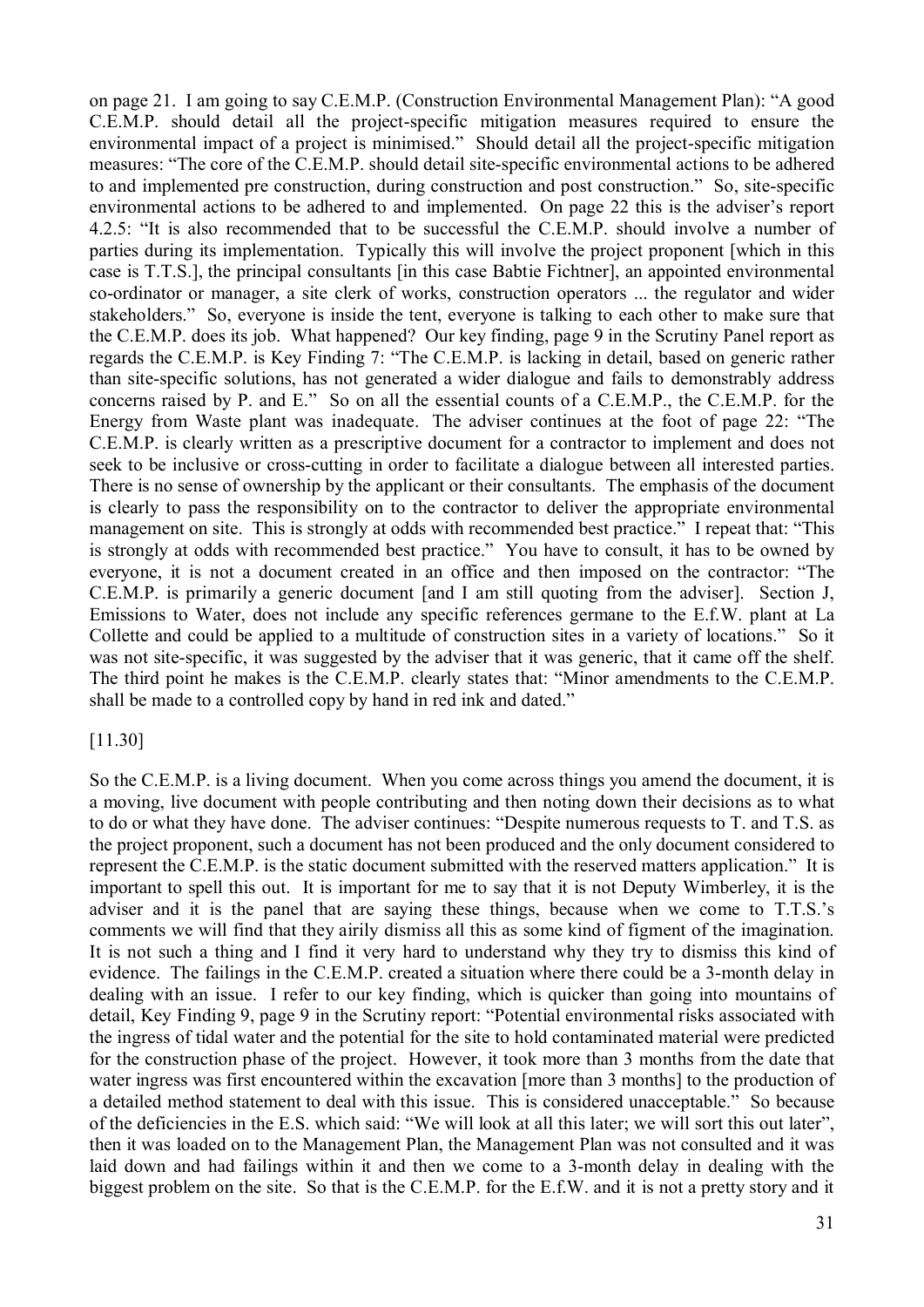on page 21. I am going to say C.E.M.P. (Construction Environmental Management Plan): "A good C.E.M.P. should detail all the project-specific mitigation measures required to ensure the environmental impact of a project is minimised." Should detail all the project-specific mitigation measures: "The core of the C.E.M.P. should detail site-specific environmental actions to be adhered to and implemented pre construction, during construction and post construction." So, site-specific environmental actions to be adhered to and implemented. On page 22 this is the adviser's report 4.2.5: "It is also recommended that to be successful the C.E.M.P. should involve a number of parties during its implementation. Typically this will involve the project proponent [which in this case is T.T.S.], the principal consultants [in this case Babtie Fichtner], an appointed environmental co-ordinator or manager, a site clerk of works, construction operators ... the regulator and wider stakeholders." So, everyone is inside the tent, everyone is talking to each other to make sure that the C.E.M.P. does its job. What happened? Our key finding, page 9 in the Scrutiny Panel report as regards the C.E.M.P. is Key Finding 7: "The C.E.M.P. is lacking in detail, based on generic rather than site-specific solutions, has not generated a wider dialogue and fails to demonstrably address concerns raised by P. and E." So on all the essential counts of a C.E.M.P., the C.E.M.P. for the Energy from Waste plant was inadequate. The adviser continues at the foot of page 22: "The C.E.M.P. is clearly written as a prescriptive document for a contractor to implement and does not seek to be inclusive or cross-cutting in order to facilitate a dialogue between all interested parties. There is no sense of ownership by the applicant or their consultants. The emphasis of the document is clearly to pass the responsibility on to the contractor to deliver the appropriate environmental management on site. This is strongly at odds with recommended best practice." I repeat that: "This is strongly at odds with recommended best practice." You have to consult, it has to be owned by everyone, it is not a document created in an office and then imposed on the contractor: "The C.E.M.P. is primarily a generic document [and I am still quoting from the adviser]. Section J, Emissions to Water, does not include any specific references germane to the E.f.W. plant at La Collette and could be applied to a multitude of construction sites in a variety of locations." So it was not site-specific, it was suggested by the adviser that it was generic, that it came off the shelf. The third point he makes is the C.E.M.P. clearly states that: "Minor amendments to the C.E.M.P. shall be made to a controlled copy by hand in red ink and dated."

[11.30]

So the C.E.M.P. is a living document. When you come across things you amend the document, it is a moving, live document with people contributing and then noting down their decisions as to what to do or what they have done. The adviser continues: "Despite numerous requests to T. and T.S. as the project proponent, such a document has not been produced and the only document considered to represent the C.E.M.P. is the static document submitted with the reserved matters application." It is important to spell this out. It is important for me to say that it is not Deputy Wimberley, it is the adviser and it is the panel that are saying these things, because when we come to T.T.S.'s comments we will find that they airily dismiss all this as some kind of figment of the imagination. It is not such a thing and I find it very hard to understand why they try to dismiss this kind of evidence. The failings in the C.E.M.P. created a situation where there could be a 3-month delay in dealing with an issue. I refer to our key finding, which is quicker than going into mountains of detail, Key Finding 9, page 9 in the Scrutiny report: "Potential environmental risks associated with the ingress of tidal water and the potential for the site to hold contaminated material were predicted for the construction phase of the project. However, it took more than 3 months from the date that water ingress was first encountered within the excavation [more than 3 months] to the production of a detailed method statement to deal with this issue. This is considered unacceptable." So because of the deficiencies in the E.S. which said: "We will look at all this later; we will sort this out later", then it was loaded on to the Management Plan, the Management Plan was not consulted and it was laid down and had failings within it and then we come to a 3-month delay in dealing with the biggest problem on the site. So that is the C.E.M.P. for the E.f.W. and it is not a pretty story and it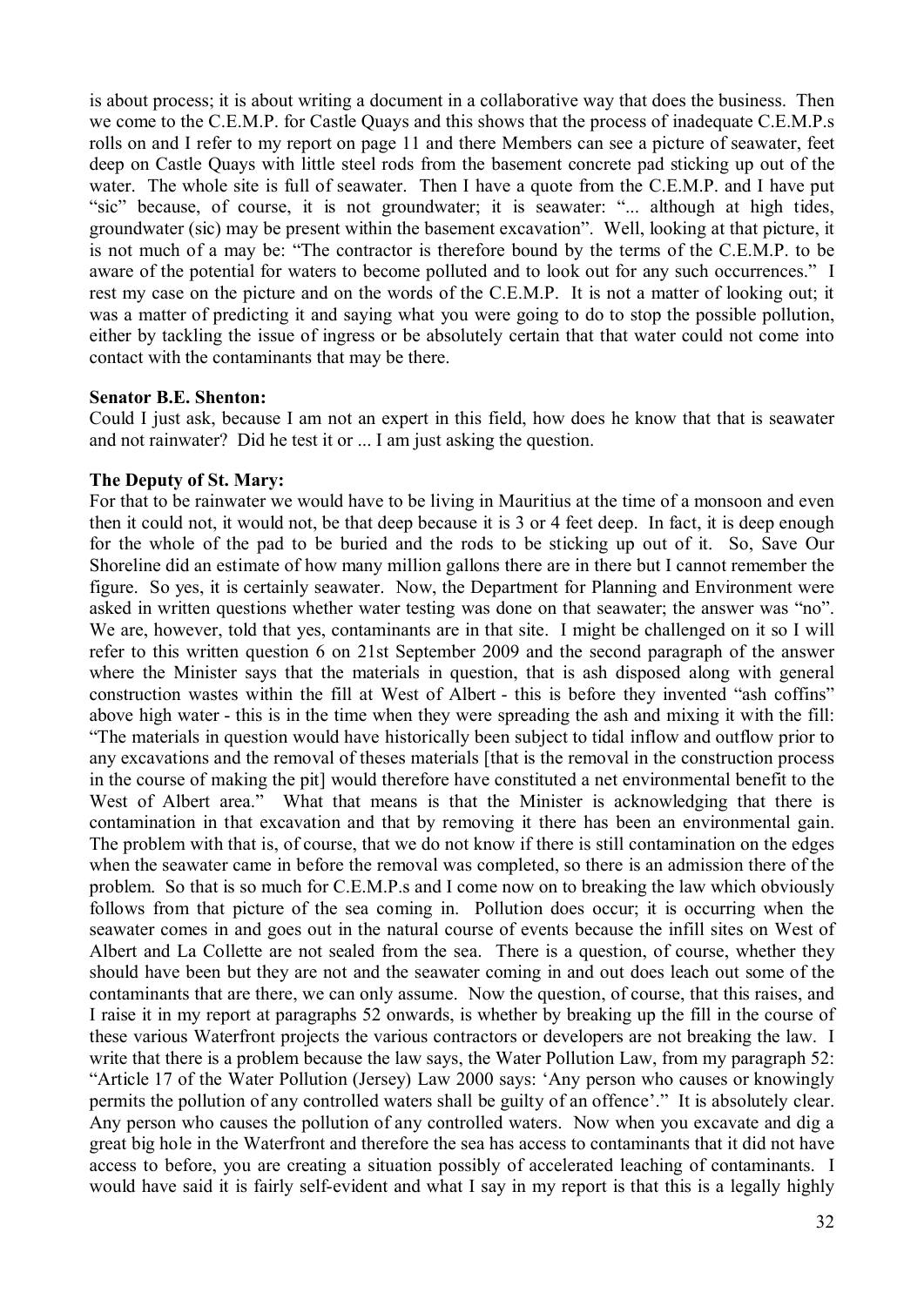is about process; it is about writing a document in a collaborative way that does the business. Then we come to the C.E.M.P. for Castle Quays and this shows that the process of inadequate C.E.M.P.s rolls on and I refer to my report on page 11 and there Members can see a picture of seawater, feet deep on Castle Quays with little steel rods from the basement concrete pad sticking up out of the water. The whole site is full of seawater. Then I have a quote from the C.E.M.P. and I have put "sic" because, of course, it is not groundwater; it is seawater: "... although at high tides, groundwater (sic) may be present within the basement excavation". Well, looking at that picture, it is not much of a may be: "The contractor is therefore bound by the terms of the C.E.M.P. to be aware of the potential for waters to become polluted and to look out for any such occurrences." I rest my case on the picture and on the words of the C.E.M.P. It is not a matter of looking out; it was a matter of predicting it and saying what you were going to do to stop the possible pollution, either by tackling the issue of ingress or be absolutely certain that that water could not come into contact with the contaminants that may be there.

**Senator B.E. Shenton:**

Could I just ask, because I am not an expert in this field, how does he know that that is seawater and not rainwater? Did he test it or ... I am just asking the question.

**The Deputy of St. Mary:**

For that to be rainwater we would have to be living in Mauritius at the time of a monsoon and even then it could not, it would not, be that deep because it is 3 or 4 feet deep. In fact, it is deep enough for the whole of the pad to be buried and the rods to be sticking up out of it. So, Save Our Shoreline did an estimate of how many million gallons there are in there but I cannot remember the figure. So yes, it is certainly seawater. Now, the Department for Planning and Environment were asked in written questions whether water testing was done on that seawater; the answer was "no". We are, however, told that yes, contaminants are in that site. I might be challenged on it so I will refer to this written question 6 on 21st September 2009 and the second paragraph of the answer where the Minister says that the materials in question, that is ash disposed along with general construction wastes within the fill at West of Albert - this is before they invented "ash coffins" above high water - this is in the time when they were spreading the ash and mixing it with the fill: "The materials in question would have historically been subject to tidal inflow and outflow prior to any excavations and the removal of theses materials [that is the removal in the construction process in the course of making the pit] would therefore have constituted a net environmental benefit to the West of Albert area." What that means is that the Minister is acknowledging that there is contamination in that excavation and that by removing it there has been an environmental gain. The problem with that is, of course, that we do not know if there is still contamination on the edges when the seawater came in before the removal was completed, so there is an admission there of the problem. So that is so much for C.E.M.P.s and I come now on to breaking the law which obviously follows from that picture of the sea coming in. Pollution does occur; it is occurring when the seawater comes in and goes out in the natural course of events because the infill sites on West of Albert and La Collette are not sealed from the sea. There is a question, of course, whether they should have been but they are not and the seawater coming in and out does leach out some of the contaminants that are there, we can only assume. Now the question, of course, that this raises, and I raise it in my report at paragraphs 52 onwards, is whether by breaking up the fill in the course of these various Waterfront projects the various contractors or developers are not breaking the law. I write that there is a problem because the law says, the Water Pollution Law, from my paragraph 52: "Article 17 of the Water Pollution (Jersey) Law 2000 says: 'Any person who causes or knowingly permits the pollution of any controlled waters shall be guilty of an offence'." It is absolutely clear. Any person who causes the pollution of any controlled waters. Now when you excavate and dig a great big hole in the Waterfront and therefore the sea has access to contaminants that it did not have access to before, you are creating a situation possibly of accelerated leaching of contaminants. I would have said it is fairly self-evident and what I say in my report is that this is a legally highly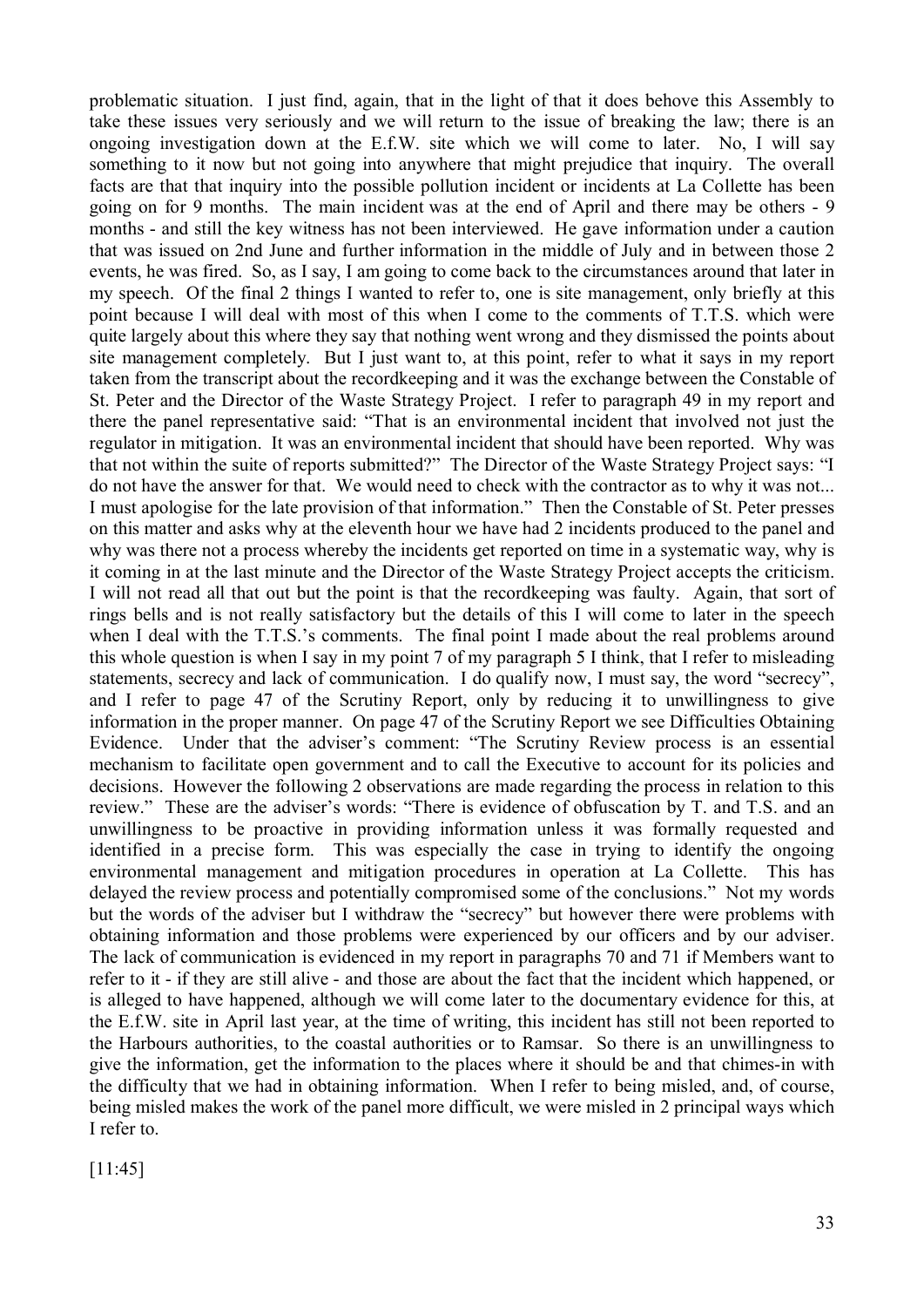problematic situation. I just find, again, that in the light of that it does behove this Assembly to take these issues very seriously and we will return to the issue of breaking the law; there is an ongoing investigation down at the E.f.W. site which we will come to later. No, I will say something to it now but not going into anywhere that might prejudice that inquiry. The overall facts are that that inquiry into the possible pollution incident or incidents at La Collette has been going on for 9 months. The main incident was at the end of April and there may be others - 9 months - and still the key witness has not been interviewed. He gave information under a caution that was issued on 2nd June and further information in the middle of July and in between those 2 events, he was fired. So, as I say, I am going to come back to the circumstances around that later in my speech. Of the final 2 things I wanted to refer to, one is site management, only briefly at this point because I will deal with most of this when I come to the comments of T.T.S. which were quite largely about this where they say that nothing went wrong and they dismissed the points about site management completely. But I just want to, at this point, refer to what it says in my report taken from the transcript about the recordkeeping and it was the exchange between the Constable of St. Peter and the Director of the Waste Strategy Project. I refer to paragraph 49 in my report and there the panel representative said: "That is an environmental incident that involved not just the regulator in mitigation. It was an environmental incident that should have been reported. Why was that not within the suite of reports submitted?" The Director of the Waste Strategy Project says: "I do not have the answer for that. We would need to check with the contractor as to why it was not... I must apologise for the late provision of that information." Then the Constable of St. Peter presses on this matter and asks why at the eleventh hour we have had 2 incidents produced to the panel and why was there not a process whereby the incidents get reported on time in a systematic way, why is it coming in at the last minute and the Director of the Waste Strategy Project accepts the criticism. I will not read all that out but the point is that the recordkeeping was faulty. Again, that sort of rings bells and is not really satisfactory but the details of this I will come to later in the speech when I deal with the T.T.S.'s comments. The final point I made about the real problems around this whole question is when I say in my point 7 of my paragraph 5 I think, that I refer to misleading statements, secrecy and lack of communication. I do qualify now, I must say, the word "secrecy", and I refer to page 47 of the Scrutiny Report, only by reducing it to unwillingness to give information in the proper manner. On page 47 of the Scrutiny Report we see Difficulties Obtaining Evidence. Under that the adviser's comment: "The Scrutiny Review process is an essential mechanism to facilitate open government and to call the Executive to account for its policies and decisions. However the following 2 observations are made regarding the process in relation to this review." These are the adviser's words: "There is evidence of obfuscation by T. and T.S. and an unwillingness to be proactive in providing information unless it was formally requested and identified in a precise form. This was especially the case in trying to identify the ongoing environmental management and mitigation procedures in operation at La Collette. This has delayed the review process and potentially compromised some of the conclusions." Not my words but the words of the adviser but I withdraw the "secrecy" but however there were problems with obtaining information and those problems were experienced by our officers and by our adviser. The lack of communication is evidenced in my report in paragraphs 70 and 71 if Members want to refer to it - if they are still alive - and those are about the fact that the incident which happened, or is alleged to have happened, although we will come later to the documentary evidence for this, at the E.f.W. site in April last year, at the time of writing, this incident has still not been reported to the Harbours authorities, to the coastal authorities or to Ramsar. So there is an unwillingness to give the information, get the information to the places where it should be and that chimes-in with the difficulty that we had in obtaining information. When I refer to being misled, and, of course, being misled makes the work of the panel more difficult, we were misled in 2 principal ways which I refer to.

[11:45]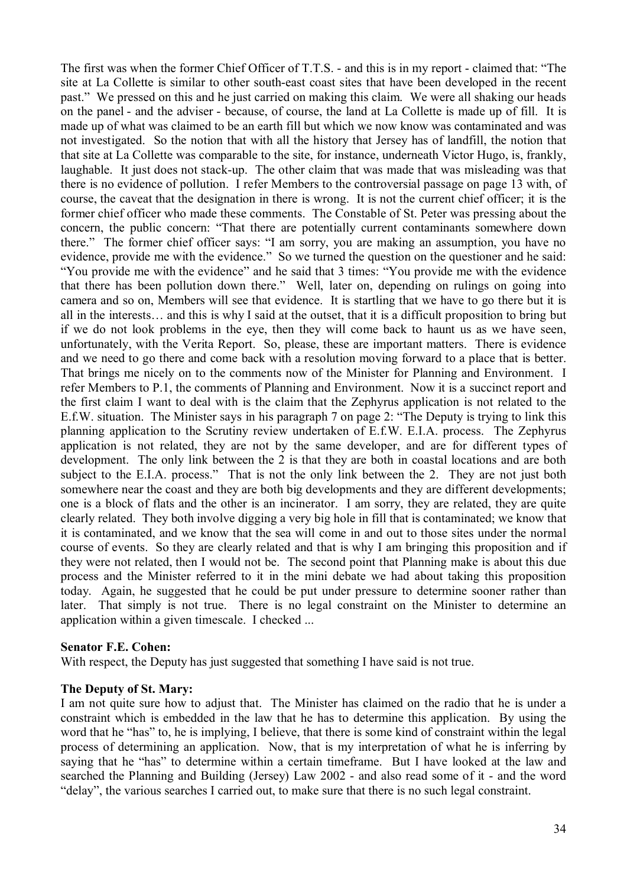The first was when the former Chief Officer of T.T.S. - and this is in my report - claimed that: "The site at La Collette is similar to other south-east coast sites that have been developed in the recent past." We pressed on this and he just carried on making this claim. We were all shaking our heads on the panel - and the adviser - because, of course, the land at La Collette is made up of fill. It is made up of what was claimed to be an earth fill but which we now know was contaminated and was not investigated. So the notion that with all the history that Jersey has of landfill, the notion that that site at La Collette was comparable to the site, for instance, underneath Victor Hugo, is, frankly, laughable. It just does not stack-up. The other claim that was made that was misleading was that there is no evidence of pollution. I refer Members to the controversial passage on page 13 with, of course, the caveat that the designation in there is wrong. It is not the current chief officer; it is the former chief officer who made these comments. The Constable of St. Peter was pressing about the concern, the public concern: "That there are potentially current contaminants somewhere down there." The former chief officer says: "I am sorry, you are making an assumption, you have no evidence, provide me with the evidence." So we turned the question on the questioner and he said: "You provide me with the evidence" and he said that 3 times: "You provide me with the evidence that there has been pollution down there." Well, later on, depending on rulings on going into camera and so on, Members will see that evidence. It is startling that we have to go there but it is all in the interests… and this is why I said at the outset, that it is a difficult proposition to bring but if we do not look problems in the eye, then they will come back to haunt us as we have seen, unfortunately, with the Verita Report. So, please, these are important matters. There is evidence and we need to go there and come back with a resolution moving forward to a place that is better. That brings me nicely on to the comments now of the Minister for Planning and Environment. I refer Members to P.1, the comments of Planning and Environment. Now it is a succinct report and the first claim I want to deal with is the claim that the Zephyrus application is not related to the E.f.W. situation. The Minister says in his paragraph 7 on page 2: "The Deputy is trying to link this planning application to the Scrutiny review undertaken of E.f.W. E.I.A. process. The Zephyrus application is not related, they are not by the same developer, and are for different types of development. The only link between the 2 is that they are both in coastal locations and are both subject to the E.I.A. process." That is not the only link between the 2. They are not just both somewhere near the coast and they are both big developments and they are different developments; one is a block of flats and the other is an incinerator. I am sorry, they are related, they are quite clearly related. They both involve digging a very big hole in fill that is contaminated; we know that it is contaminated, and we know that the sea will come in and out to those sites under the normal course of events. So they are clearly related and that is why I am bringing this proposition and if they were not related, then I would not be. The second point that Planning make is about this due process and the Minister referred to it in the mini debate we had about taking this proposition today. Again, he suggested that he could be put under pressure to determine sooner rather than later. That simply is not true. There is no legal constraint on the Minister to determine an application within a given timescale. I checked ...

**Senator F.E. Cohen:**

With respect, the Deputy has just suggested that something I have said is not true.

**The Deputy of St. Mary:**

I am not quite sure how to adjust that. The Minister has claimed on the radio that he is under a constraint which is embedded in the law that he has to determine this application. By using the word that he "has" to, he is implying, I believe, that there is some kind of constraint within the legal process of determining an application. Now, that is my interpretation of what he is inferring by saying that he "has" to determine within a certain timeframe. But I have looked at the law and searched the Planning and Building (Jersey) Law 2002 - and also read some of it - and the word "delay", the various searches I carried out, to make sure that there is no such legal constraint.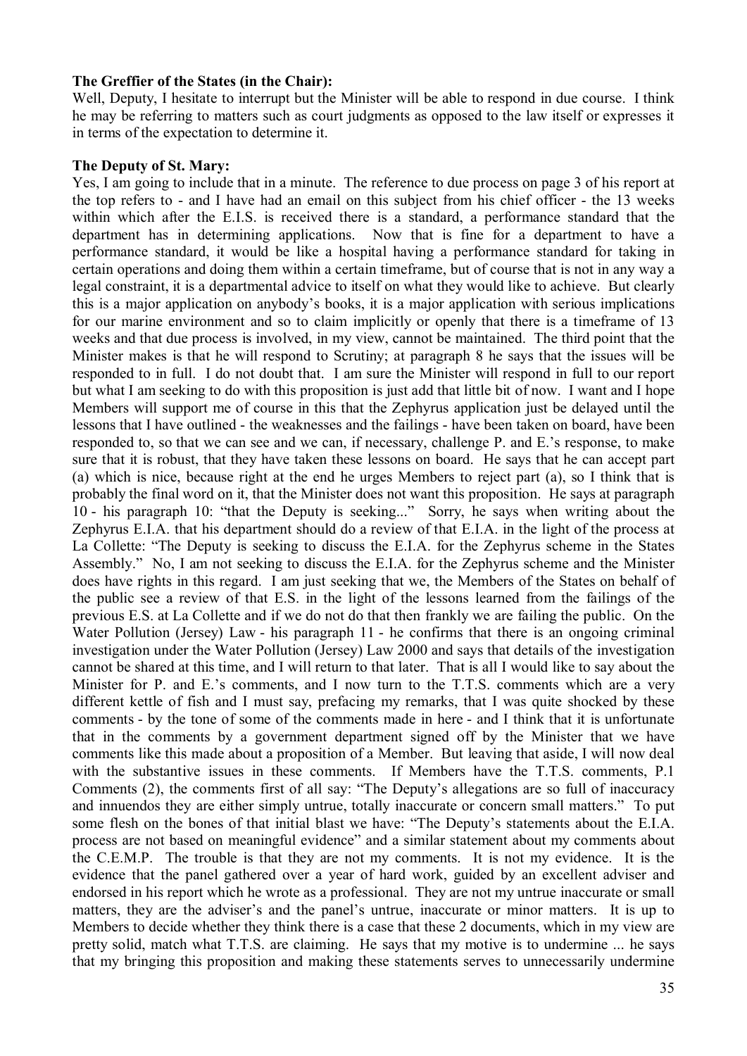**The Greffier of the States (in the Chair):**

Well, Deputy, I hesitate to interrupt but the Minister will be able to respond in due course. I think he may be referring to matters such as court judgments as opposed to the law itself or expresses it in terms of the expectation to determine it.

**The Deputy of St. Mary:**

Yes, I am going to include that in a minute. The reference to due process on page 3 of his report at the top refers to - and I have had an email on this subject from his chief officer - the 13 weeks within which after the E.I.S. is received there is a standard, a performance standard that the department has in determining applications. Now that is fine for a department to have a performance standard, it would be like a hospital having a performance standard for taking in certain operations and doing them within a certain timeframe, but of course that is not in any way a legal constraint, it is a departmental advice to itself on what they would like to achieve. But clearly this is a major application on anybody's books, it is a major application with serious implications for our marine environment and so to claim implicitly or openly that there is a timeframe of 13 weeks and that due process is involved, in my view, cannot be maintained. The third point that the Minister makes is that he will respond to Scrutiny; at paragraph 8 he says that the issues will be responded to in full. I do not doubt that. I am sure the Minister will respond in full to our report but what I am seeking to do with this proposition is just add that little bit of now. I want and I hope Members will support me of course in this that the Zephyrus application just be delayed until the lessons that I have outlined - the weaknesses and the failings - have been taken on board, have been responded to, so that we can see and we can, if necessary, challenge P. and E.'s response, to make sure that it is robust, that they have taken these lessons on board. He says that he can accept part (a) which is nice, because right at the end he urges Members to reject part (a), so I think that is probably the final word on it, that the Minister does not want this proposition. He says at paragraph 10 - his paragraph 10: "that the Deputy is seeking..." Sorry, he says when writing about the Zephyrus E.I.A. that his department should do a review of that E.I.A. in the light of the process at La Collette: "The Deputy is seeking to discuss the E.I.A. for the Zephyrus scheme in the States Assembly." No, I am not seeking to discuss the E.I.A. for the Zephyrus scheme and the Minister does have rights in this regard. I am just seeking that we, the Members of the States on behalf of the public see a review of that E.S. in the light of the lessons learned from the failings of the previous E.S. at La Collette and if we do not do that then frankly we are failing the public. On the Water Pollution (Jersey) Law - his paragraph 11 - he confirms that there is an ongoing criminal investigation under the Water Pollution (Jersey) Law 2000 and says that details of the investigation cannot be shared at this time, and I will return to that later. That is all I would like to say about the Minister for P. and E.'s comments, and I now turn to the T.T.S. comments which are a very different kettle of fish and I must say, prefacing my remarks, that I was quite shocked by these comments - by the tone of some of the comments made in here - and I think that it is unfortunate that in the comments by a government department signed off by the Minister that we have comments like this made about a proposition of a Member. But leaving that aside, I will now deal with the substantive issues in these comments. If Members have the T.T.S. comments, P.1 Comments (2), the comments first of all say: "The Deputy's allegations are so full of inaccuracy and innuendos they are either simply untrue, totally inaccurate or concern small matters." To put some flesh on the bones of that initial blast we have: "The Deputy's statements about the E.I.A. process are not based on meaningful evidence" and a similar statement about my comments about the C.E.M.P. The trouble is that they are not my comments. It is not my evidence. It is the evidence that the panel gathered over a year of hard work, guided by an excellent adviser and endorsed in his report which he wrote as a professional. They are not my untrue inaccurate or small matters, they are the adviser's and the panel's untrue, inaccurate or minor matters. It is up to Members to decide whether they think there is a case that these 2 documents, which in my view are pretty solid, match what T.T.S. are claiming. He says that my motive is to undermine ... he says that my bringing this proposition and making these statements serves to unnecessarily undermine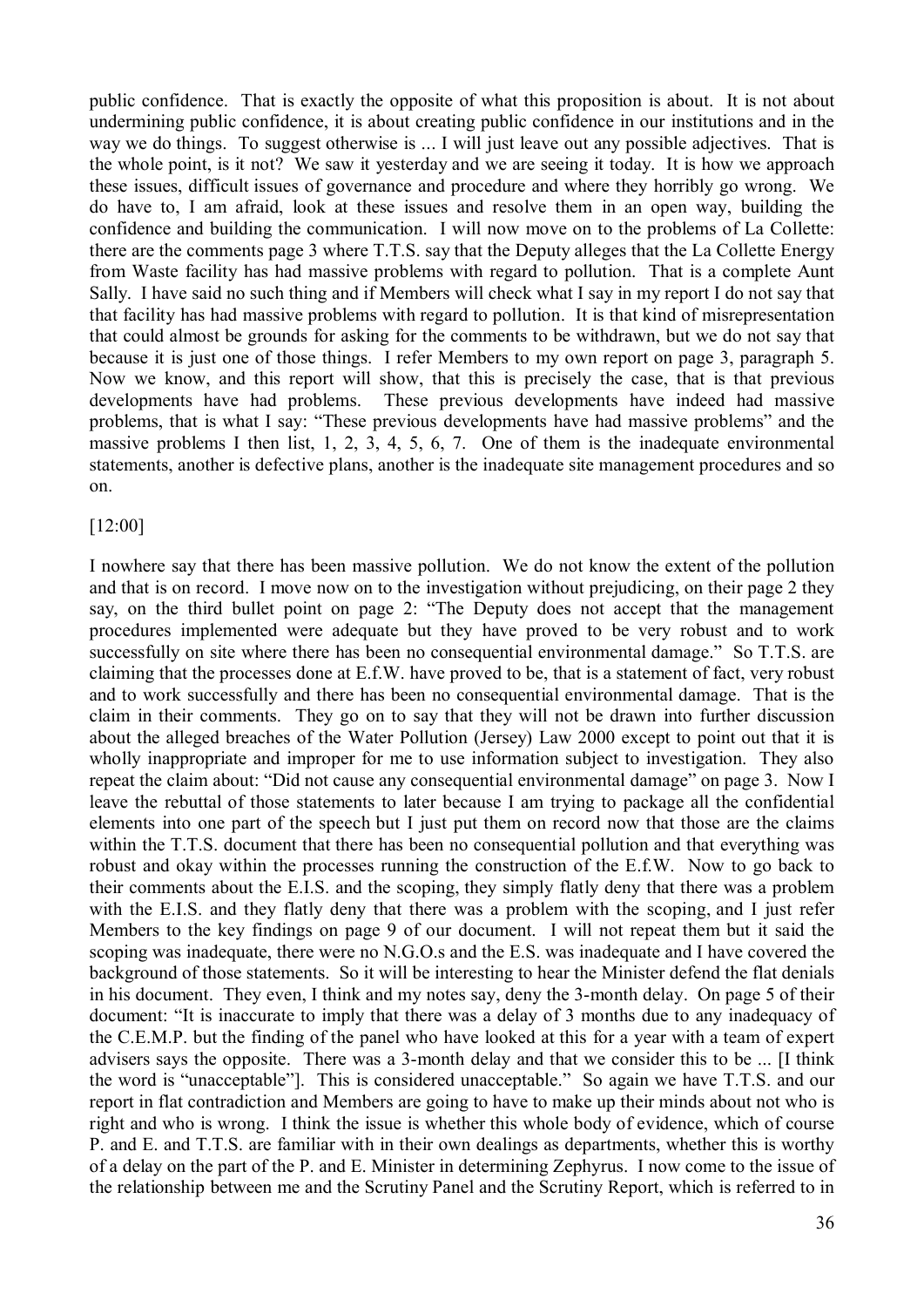public confidence. That is exactly the opposite of what this proposition is about. It is not about undermining public confidence, it is about creating public confidence in our institutions and in the way we do things. To suggest otherwise is ... I will just leave out any possible adjectives. That is the whole point, is it not? We saw it yesterday and we are seeing it today. It is how we approach these issues, difficult issues of governance and procedure and where they horribly go wrong. We do have to, I am afraid, look at these issues and resolve them in an open way, building the confidence and building the communication. I will now move on to the problems of La Collette: there are the comments page 3 where T.T.S. say that the Deputy alleges that the La Collette Energy from Waste facility has had massive problems with regard to pollution. That is a complete Aunt Sally. I have said no such thing and if Members will check what I say in my report I do not say that that facility has had massive problems with regard to pollution. It is that kind of misrepresentation that could almost be grounds for asking for the comments to be withdrawn, but we do not say that because it is just one of those things. I refer Members to my own report on page 3, paragraph 5. Now we know, and this report will show, that this is precisely the case, that is that previous developments have had problems. These previous developments have indeed had massive problems, that is what I say: "These previous developments have had massive problems" and the massive problems I then list, 1, 2, 3, 4, 5, 6, 7. One of them is the inadequate environmental statements, another is defective plans, another is the inadequate site management procedures and so on.

[12:00]

I nowhere say that there has been massive pollution. We do not know the extent of the pollution and that is on record. I move now on to the investigation without prejudicing, on their page 2 they say, on the third bullet point on page 2: "The Deputy does not accept that the management procedures implemented were adequate but they have proved to be very robust and to work successfully on site where there has been no consequential environmental damage." So T.T.S. are claiming that the processes done at E.f.W. have proved to be, that is a statement of fact, very robust and to work successfully and there has been no consequential environmental damage. That is the claim in their comments. They go on to say that they will not be drawn into further discussion about the alleged breaches of the Water Pollution (Jersey) Law 2000 except to point out that it is wholly inappropriate and improper for me to use information subject to investigation. They also repeat the claim about: "Did not cause any consequential environmental damage" on page 3. Now I leave the rebuttal of those statements to later because I am trying to package all the confidential elements into one part of the speech but I just put them on record now that those are the claims within the T.T.S. document that there has been no consequential pollution and that everything was robust and okay within the processes running the construction of the E.f.W. Now to go back to their comments about the E.I.S. and the scoping, they simply flatly deny that there was a problem with the E.I.S. and they flatly deny that there was a problem with the scoping, and I just refer Members to the key findings on page 9 of our document. I will not repeat them but it said the scoping was inadequate, there were no N.G.O.s and the E.S. was inadequate and I have covered the background of those statements. So it will be interesting to hear the Minister defend the flat denials in his document. They even, I think and my notes say, deny the 3-month delay. On page 5 of their document: "It is inaccurate to imply that there was a delay of 3 months due to any inadequacy of the C.E.M.P. but the finding of the panel who have looked at this for a year with a team of expert advisers says the opposite. There was a 3-month delay and that we consider this to be ... [I think the word is "unacceptable"]. This is considered unacceptable." So again we have T.T.S. and our report in flat contradiction and Members are going to have to make up their minds about not who is right and who is wrong. I think the issue is whether this whole body of evidence, which of course P. and E. and T.T.S. are familiar with in their own dealings as departments, whether this is worthy of a delay on the part of the P. and E. Minister in determining Zephyrus. I now come to the issue of the relationship between me and the Scrutiny Panel and the Scrutiny Report, which is referred to in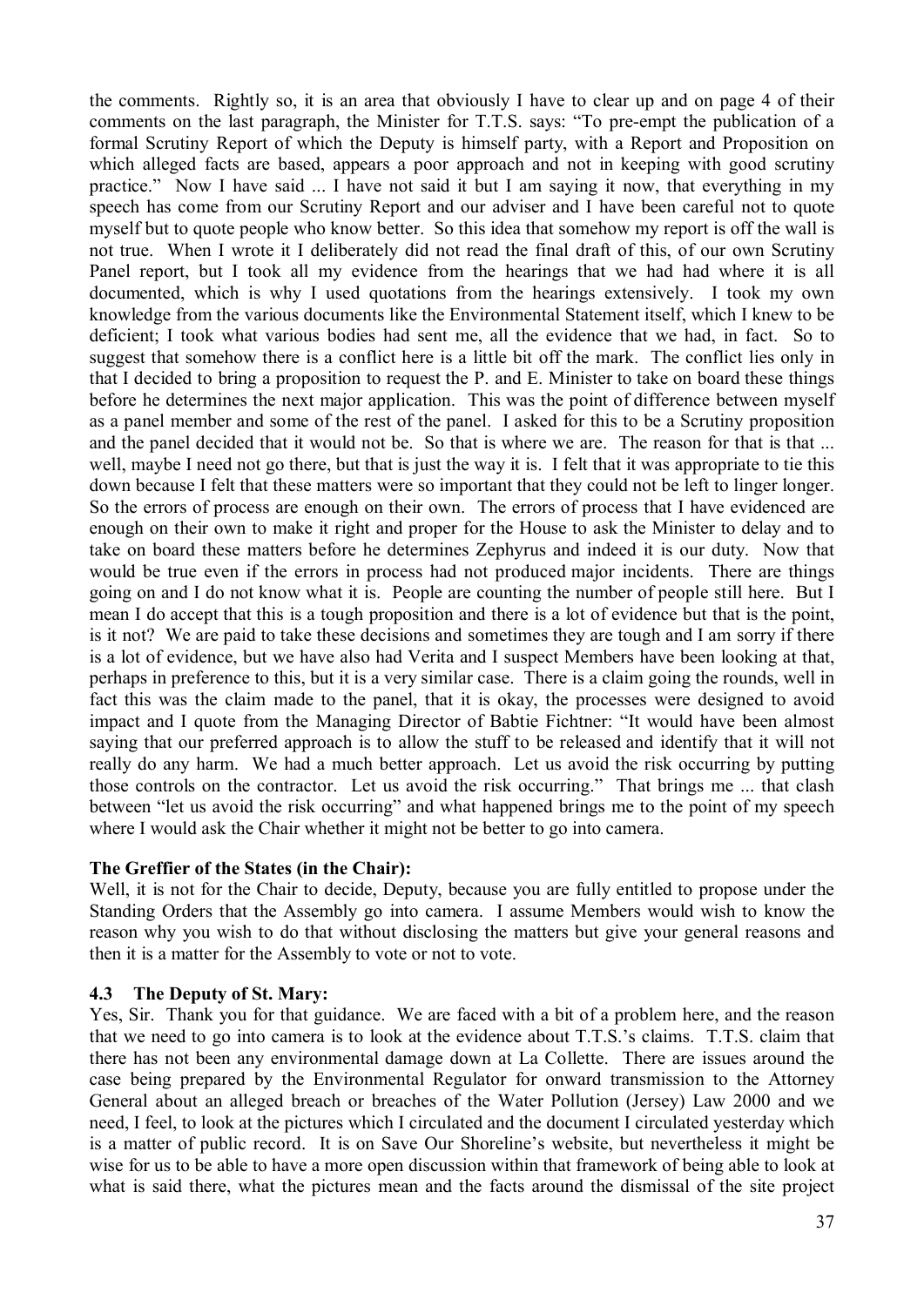the comments. Rightly so, it is an area that obviously I have to clear up and on page 4 of their comments on the last paragraph, the Minister for T.T.S. says: "To pre-empt the publication of a formal Scrutiny Report of which the Deputy is himself party, with a Report and Proposition on which alleged facts are based, appears a poor approach and not in keeping with good scrutiny practice." Now I have said ... I have not said it but I am saying it now, that everything in my speech has come from our Scrutiny Report and our adviser and I have been careful not to quote myself but to quote people who know better. So this idea that somehow my report is off the wall is not true. When I wrote it I deliberately did not read the final draft of this, of our own Scrutiny Panel report, but I took all my evidence from the hearings that we had had where it is all documented, which is why I used quotations from the hearings extensively. I took my own knowledge from the various documents like the Environmental Statement itself, which I knew to be deficient; I took what various bodies had sent me, all the evidence that we had, in fact. So to suggest that somehow there is a conflict here is a little bit off the mark. The conflict lies only in that I decided to bring a proposition to request the P. and E. Minister to take on board these things before he determines the next major application. This was the point of difference between myself as a panel member and some of the rest of the panel. I asked for this to be a Scrutiny proposition and the panel decided that it would not be. So that is where we are. The reason for that is that ... well, maybe I need not go there, but that is just the way it is. I felt that it was appropriate to tie this down because I felt that these matters were so important that they could not be left to linger longer. So the errors of process are enough on their own. The errors of process that I have evidenced are enough on their own to make it right and proper for the House to ask the Minister to delay and to take on board these matters before he determines Zephyrus and indeed it is our duty. Now that would be true even if the errors in process had not produced major incidents. There are things going on and I do not know what it is. People are counting the number of people still here. But I mean I do accept that this is a tough proposition and there is a lot of evidence but that is the point, is it not? We are paid to take these decisions and sometimes they are tough and I am sorry if there is a lot of evidence, but we have also had Verita and I suspect Members have been looking at that, perhaps in preference to this, but it is a very similar case. There is a claim going the rounds, well in fact this was the claim made to the panel, that it is okay, the processes were designed to avoid impact and I quote from the Managing Director of Babtie Fichtner: "It would have been almost saying that our preferred approach is to allow the stuff to be released and identify that it will not really do any harm. We had a much better approach. Let us avoid the risk occurring by putting those controls on the contractor. Let us avoid the risk occurring." That brings me ... that clash between "let us avoid the risk occurring" and what happened brings me to the point of my speech where I would ask the Chair whether it might not be better to go into camera.

**The Greffier of the States (in the Chair):**

Well, it is not for the Chair to decide, Deputy, because you are fully entitled to propose under the Standing Orders that the Assembly go into camera. I assume Members would wish to know the reason why you wish to do that without disclosing the matters but give your general reasons and then it is a matter for the Assembly to vote or not to vote.

### 4.3 The Deputy of St. Mary:

Yes, Sir. Thank you for that guidance. We are faced with a bit of a problem here, and the reason that we need to go into camera is to look at the evidence about T.T.S.'s claims. T.T.S. claim that there has not been any environmental damage down at La Collette. There are issues around the case being prepared by the Environmental Regulator for onward transmission to the Attorney General about an alleged breach or breaches of the Water Pollution (Jersey) Law 2000 and we need, I feel, to look at the pictures which I circulated and the document I circulated yesterday which is a matter of public record. It is on Save Our Shoreline's website, but nevertheless it might be wise for us to be able to have a more open discussion within that framework of being able to look at what is said there, what the pictures mean and the facts around the dismissal of the site project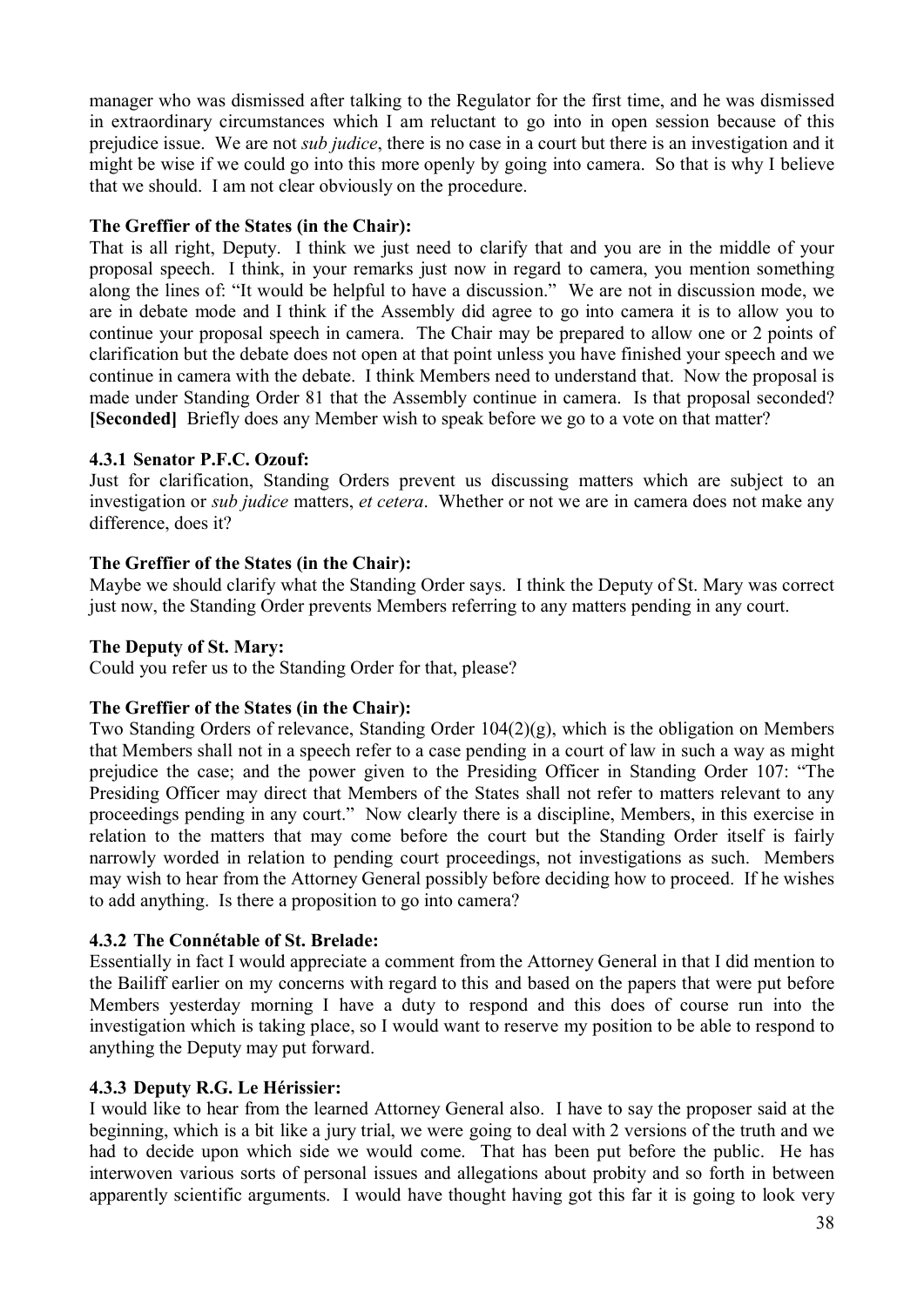manager who was dismissed after talking to the Regulator for the first time, and he was dismissed in extraordinary circumstances which I am reluctant to go into in open session because of this prejudice issue. We are not *sub judice*, there is no case in a court but there is an investigation and it might be wise if we could go into this more openly by going into camera. So that is why I believe that we should. I am not clear obviously on the procedure.

**The Greffier of the States (in the Chair):**

That is all right, Deputy. I think we just need to clarify that and you are in the middle of your proposal speech. I think, in your remarks just now in regard to camera, you mention something along the lines of: "It would be helpful to have a discussion." We are not in discussion mode, we are in debate mode and I think if the Assembly did agree to go into camera it is to allow you to continue your proposal speech in camera. The Chair may be prepared to allow one or 2 points of clarification but the debate does not open at that point unless you have finished your speech and we continue in camera with the debate. I think Members need to understand that. Now the proposal is made under Standing Order 81 that the Assembly continue in camera. Is that proposal seconded? **[Seconded]** Briefly does any Member wish to speak before we go to a vote on that matter?

### 4.3.1 Senator P.F.C. Ozouf:

Just for clarification, Standing Orders prevent us discussing matters which are subject to an investigation or *sub judice* matters, *et cetera*. Whether or not we are in camera does not make any difference, does it?

**The Greffier of the States (in the Chair):**

Maybe we should clarify what the Standing Order says. I think the Deputy of St. Mary was correct just now, the Standing Order prevents Members referring to any matters pending in any court.

**The Deputy of St. Mary:**

Could you refer us to the Standing Order for that, please?

**The Greffier of the States (in the Chair):**

Two Standing Orders of relevance, Standing Order 104(2)(g), which is the obligation on Members that Members shall not in a speech refer to a case pending in a court of law in such a way as might prejudice the case; and the power given to the Presiding Officer in Standing Order 107: "The Presiding Officer may direct that Members of the States shall not refer to matters relevant to any proceedings pending in any court." Now clearly there is a discipline, Members, in this exercise in relation to the matters that may come before the court but the Standing Order itself is fairly narrowly worded in relation to pending court proceedings, not investigations as such. Members may wish to hear from the Attorney General possibly before deciding how to proceed. If he wishes to add anything. Is there a proposition to go into camera?

### 4.3.2 The Connétable of St. Brelade:

Essentially in fact I would appreciate a comment from the Attorney General in that I did mention to the Bailiff earlier on my concerns with regard to this and based on the papers that were put before Members yesterday morning I have a duty to respond and this does of course run into the investigation which is taking place, so I would want to reserve my position to be able to respond to anything the Deputy may put forward.

### 4.3.3 Deputy R.G. Le Hérissier:

I would like to hear from the learned Attorney General also. I have to say the proposer said at the beginning, which is a bit like a jury trial, we were going to deal with 2 versions of the truth and we had to decide upon which side we would come. That has been put before the public. He has interwoven various sorts of personal issues and allegations about probity and so forth in between apparently scientific arguments. I would have thought having got this far it is going to look very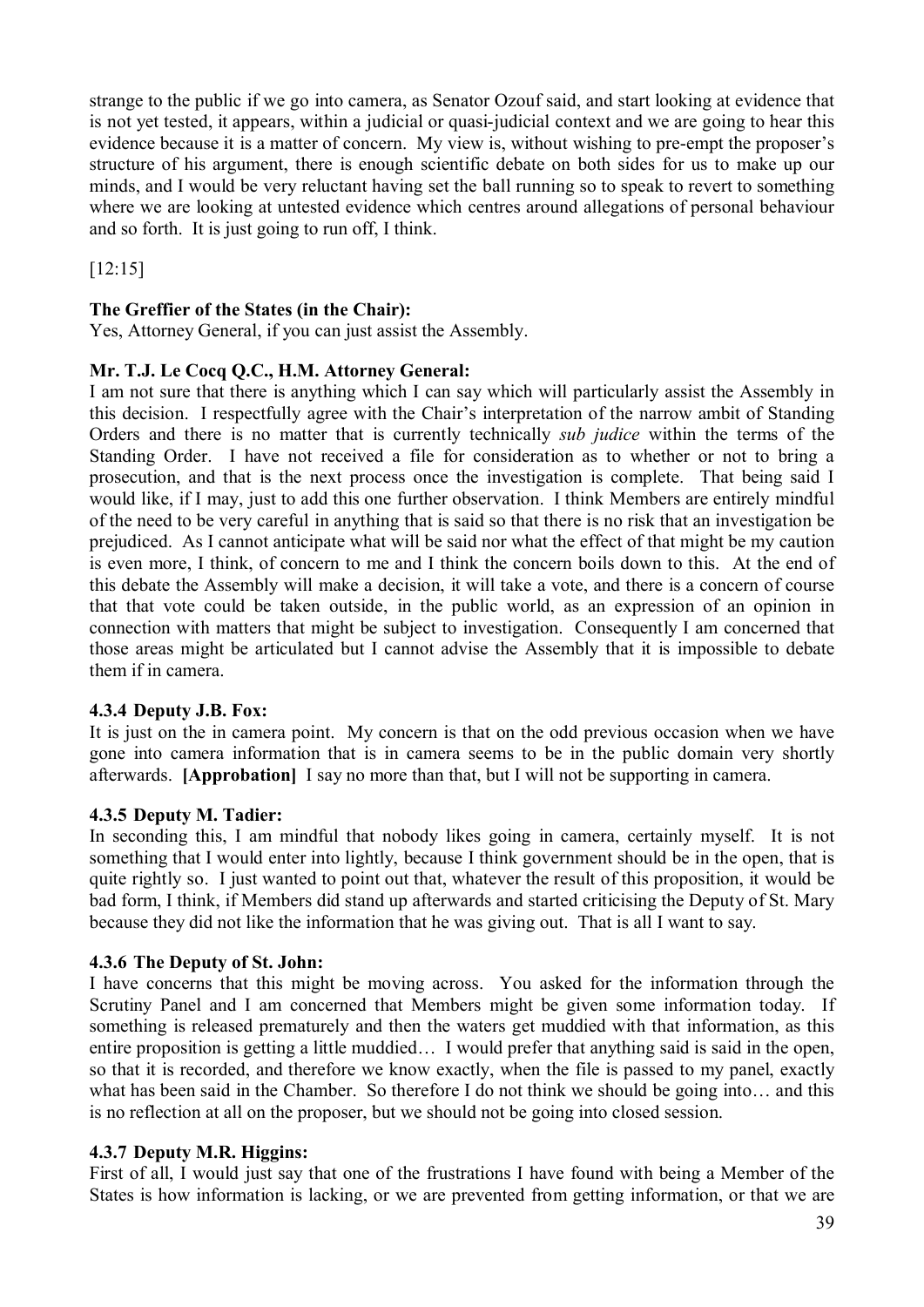strange to the public if we go into camera, as Senator Ozouf said, and start looking at evidence that is not yet tested, it appears, within a judicial or quasi-judicial context and we are going to hear this evidence because it is a matter of concern. My view is, without wishing to pre-empt the proposer's structure of his argument, there is enough scientific debate on both sides for us to make up our minds, and I would be very reluctant having set the ball running so to speak to revert to something where we are looking at untested evidence which centres around allegations of personal behaviour and so forth. It is just going to run off, I think.

[12:15]

**The Greffier of the States (in the Chair):**

Yes, Attorney General, if you can just assist the Assembly.

**Mr. T.J. Le Cocq Q.C., H.M. Attorney General:**

I am not sure that there is anything which I can say which will particularly assist the Assembly in this decision. I respectfully agree with the Chair's interpretation of the narrow ambit of Standing Orders and there is no matter that is currently technically *sub judice* within the terms of the Standing Order. I have not received a file for consideration as to whether or not to bring a prosecution, and that is the next process once the investigation is complete. That being said I would like, if I may, just to add this one further observation. I think Members are entirely mindful of the need to be very careful in anything that is said so that there is no risk that an investigation be prejudiced. As I cannot anticipate what will be said nor what the effect of that might be my caution is even more, I think, of concern to me and I think the concern boils down to this. At the end of this debate the Assembly will make a decision, it will take a vote, and there is a concern of course that that vote could be taken outside, in the public world, as an expression of an opinion in connection with matters that might be subject to investigation. Consequently I am concerned that those areas might be articulated but I cannot advise the Assembly that it is impossible to debate them if in camera.

### 4.3.4 Deputy J.B. Fox:

It is just on the in camera point. My concern is that on the odd previous occasion when we have gone into camera information that is in camera seems to be in the public domain very shortly afterwards. **[Approbation]** I say no more than that, but I will not be supporting in camera.

### 4.3.5 Deputy M. Tadier:

In seconding this, I am mindful that nobody likes going in camera, certainly myself. It is not something that I would enter into lightly, because I think government should be in the open, that is quite rightly so. I just wanted to point out that, whatever the result of this proposition, it would be bad form, I think, if Members did stand up afterwards and started criticising the Deputy of St. Mary because they did not like the information that he was giving out. That is all I want to say.

### 4.3.6 The Deputy of St. John:

I have concerns that this might be moving across. You asked for the information through the Scrutiny Panel and I am concerned that Members might be given some information today. If something is released prematurely and then the waters get muddied with that information, as this entire proposition is getting a little muddied… I would prefer that anything said is said in the open, so that it is recorded, and therefore we know exactly, when the file is passed to my panel, exactly what has been said in the Chamber. So therefore I do not think we should be going into… and this is no reflection at all on the proposer, but we should not be going into closed session.

### 4.3.7 Deputy M.R. Higgins:

First of all, I would just say that one of the frustrations I have found with being a Member of the States is how information is lacking, or we are prevented from getting information, or that we are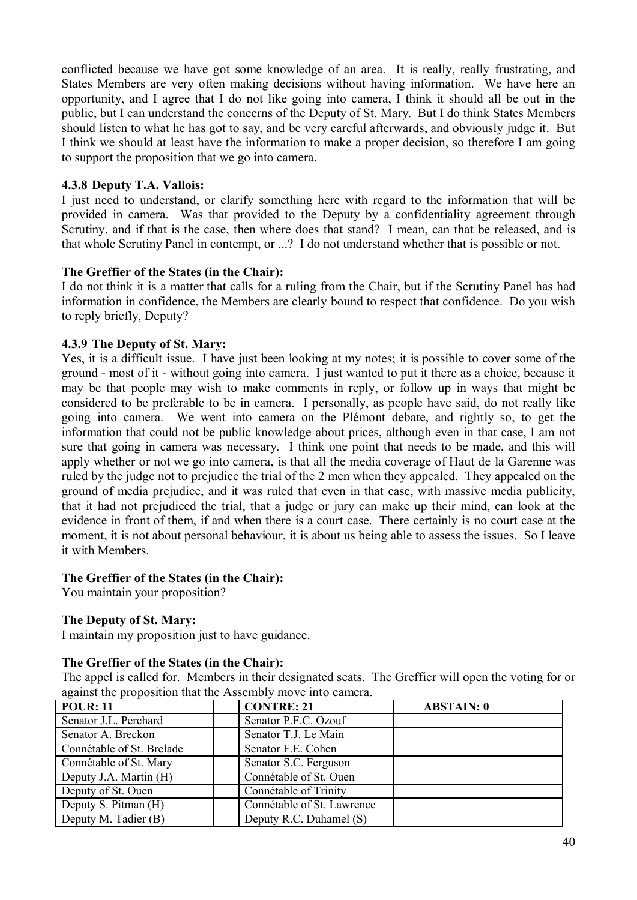conflicted because we have got some knowledge of an area. It is really, really frustrating, and States Members are very often making decisions without having information. We have here an opportunity, and I agree that I do not like going into camera, I think it should all be out in the public, but I can understand the concerns of the Deputy of St. Mary. But I do think States Members should listen to what he has got to say, and be very careful afterwards, and obviously judge it. But I think we should at least have the information to make a proper decision, so therefore I am going to support the proposition that we go into camera.

### 4.3.8 Deputy T.A. Vallois:

I just need to understand, or clarify something here with regard to the information that will be provided in camera. Was that provided to the Deputy by a confidentiality agreement through Scrutiny, and if that is the case, then where does that stand? I mean, can that be released, and is that whole Scrutiny Panel in contempt, or ...? I do not understand whether that is possible or not.

**The Greffier of the States (in the Chair):**

I do not think it is a matter that calls for a ruling from the Chair, but if the Scrutiny Panel has had information in confidence, the Members are clearly bound to respect that confidence. Do you wish to reply briefly, Deputy?

### 4.3.9 The Deputy of St. Mary:

Yes, it is a difficult issue. I have just been looking at my notes; it is possible to cover some of the ground - most of it - without going into camera. I just wanted to put it there as a choice, because it may be that people may wish to make comments in reply, or follow up in ways that might be considered to be preferable to be in camera. I personally, as people have said, do not really like going into camera. We went into camera on the Plémont debate, and rightly so, to get the information that could not be public knowledge about prices, although even in that case, I am not sure that going in camera was necessary. I think one point that needs to be made, and this will apply whether or not we go into camera, is that all the media coverage of Haut de la Garenne was ruled by the judge not to prejudice the trial of the 2 men when they appealed. They appealed on the ground of media prejudice, and it was ruled that even in that case, with massive media publicity, that it had not prejudiced the trial, that a judge or jury can make up their mind, can look at the evidence in front of them, if and when there is a court case. There certainly is no court case at the moment, it is not about personal behaviour, it is about us being able to assess the issues. So I leave it with Members.

**The Greffier of the States (in the Chair):**

You maintain your proposition?

**The Deputy of St. Mary:**

I maintain my proposition just to have guidance.

**The Greffier of the States (in the Chair):**

The appel is called for. Members in their designated seats. The Greffier will open the voting for or against the proposition that the Assembly move into camera.

| POUR: 11 | | CONTRE: 21 | | ABSTAIN: 0 |
|---|---|---|---|---|
| Senator J.L. Perchard | | Senator P.F.C. Ozouf | | |
| Senator A. Breckon | | Senator T.J. Le Main | | |
| Connétable of St. Brelade | | Senator F.E. Cohen | | |
| Connétable of St. Mary | | Senator S.C. Ferguson | | |
| Deputy J.A. Martin (H) | | Connétable of St. Ouen | | |
| Deputy of St. Ouen | | Connétable of Trinity | | |
| Deputy S. Pitman (H) | | Connétable of St. Lawrence | | |
| Deputy M. Tadier (B) | | Deputy R.C. Duhamel (S) | | |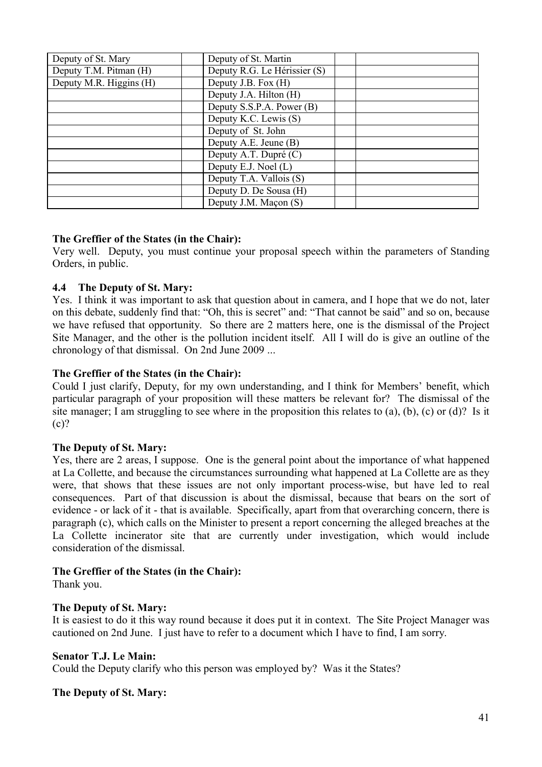| Deputy of St. Mary | | Deputy of St. Martin | | |
|---|---|---|---|---|
| Deputy T.M. Pitman (H) | | Deputy R.G. Le Hérissier (S) | | |
| Deputy M.R. Higgins (H) | | Deputy J.B. Fox (H) | | |
| | | Deputy J.A. Hilton (H) | | |
| | | Deputy S.S.P.A. Power (B) | | |
| | | Deputy K.C. Lewis (S) | | |
| | | Deputy of St. John | | |
| | | Deputy A.E. Jeune (B) | | |
| | | Deputy A.T. Dupré (C) | | |
| | | Deputy E.J. Noel (L) | | |
| | | Deputy T.A. Vallois (S) | | |
| | | Deputy D. De Sousa (H) | | |
| | | Deputy J.M. Maçon (S) | | |

**The Greffier of the States (in the Chair):**
Very well. Deputy, you must continue your proposal speech within the parameters of Standing Orders, in public.

**4.4 The Deputy of St. Mary:**
Yes. I think it was important to ask that question about in camera, and I hope that we do not, later on this debate, suddenly find that: "Oh, this is secret" and: "That cannot be said" and so on, because we have refused that opportunity. So there are 2 matters here, one is the dismissal of the Project Site Manager, and the other is the pollution incident itself. All I will do is give an outline of the chronology of that dismissal. On 2nd June 2009 ...

**The Greffier of the States (in the Chair):**
Could I just clarify, Deputy, for my own understanding, and I think for Members' benefit, which particular paragraph of your proposition will these matters be relevant for? The dismissal of the site manager; I am struggling to see where in the proposition this relates to (a), (b), (c) or (d)? Is it (c)?

**The Deputy of St. Mary:**
Yes, there are 2 areas, I suppose. One is the general point about the importance of what happened at La Collette, and because the circumstances surrounding what happened at La Collette are as they were, that shows that these issues are not only important process-wise, but have led to real consequences. Part of that discussion is about the dismissal, because that bears on the sort of evidence - or lack of it - that is available. Specifically, apart from that overarching concern, there is paragraph (c), which calls on the Minister to present a report concerning the alleged breaches at the La Collette incinerator site that are currently under investigation, which would include consideration of the dismissal.

**The Greffier of the States (in the Chair):**
Thank you.

**The Deputy of St. Mary:**
It is easiest to do it this way round because it does put it in context. The Site Project Manager was cautioned on 2nd June. I just have to refer to a document which I have to find, I am sorry.

**Senator T.J. Le Main:**
Could the Deputy clarify who this person was employed by? Was it the States?

**The Deputy of St. Mary:**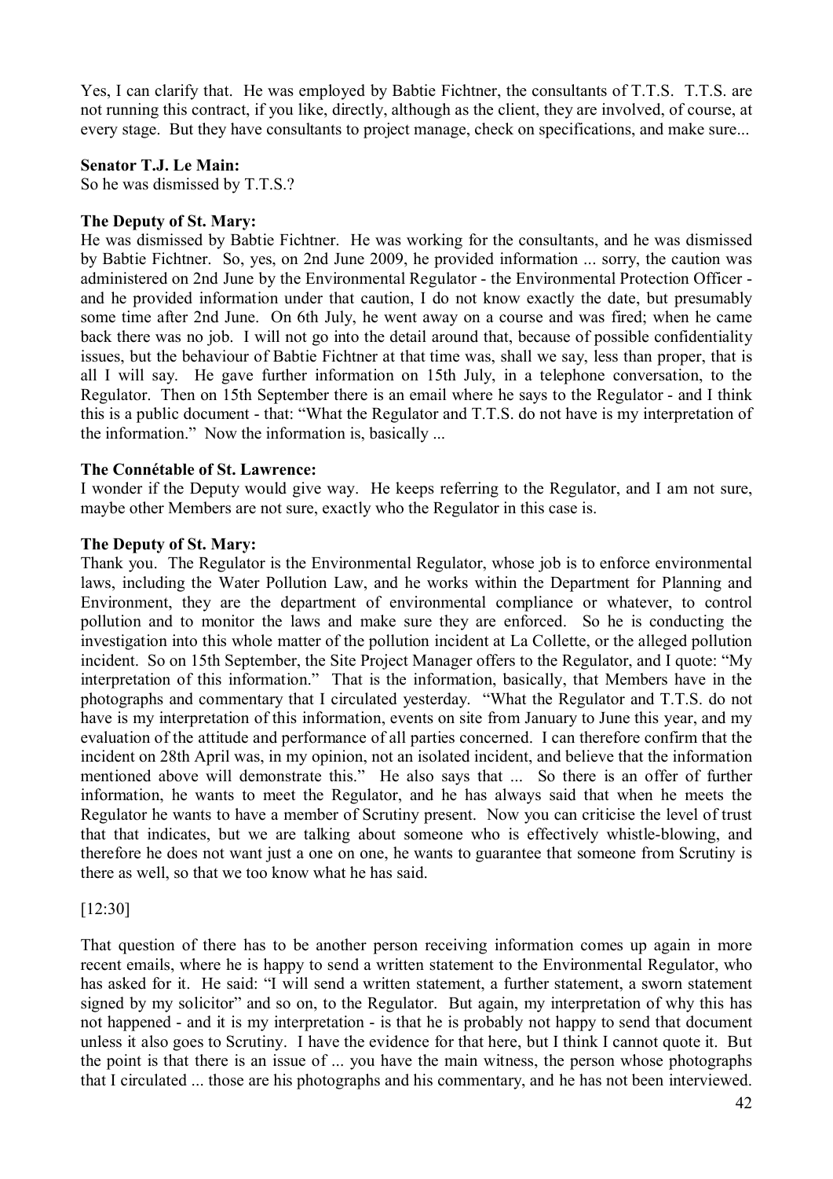Yes, I can clarify that. He was employed by Babtie Fichtner, the consultants of T.T.S. T.T.S. are not running this contract, if you like, directly, although as the client, they are involved, of course, at every stage. But they have consultants to project manage, check on specifications, and make sure...

**Senator T.J. Le Main:**

So he was dismissed by T.T.S.?

**The Deputy of St. Mary:**

He was dismissed by Babtie Fichtner. He was working for the consultants, and he was dismissed by Babtie Fichtner. So, yes, on 2nd June 2009, he provided information ... sorry, the caution was administered on 2nd June by the Environmental Regulator - the Environmental Protection Officer - and he provided information under that caution, I do not know exactly the date, but presumably some time after 2nd June. On 6th July, he went away on a course and was fired; when he came back there was no job. I will not go into the detail around that, because of possible confidentiality issues, but the behaviour of Babtie Fichtner at that time was, shall we say, less than proper, that is all I will say. He gave further information on 15th July, in a telephone conversation, to the Regulator. Then on 15th September there is an email where he says to the Regulator - and I think this is a public document - that: "What the Regulator and T.T.S. do not have is my interpretation of the information." Now the information is, basically ...

**The Connétable of St. Lawrence:**

I wonder if the Deputy would give way. He keeps referring to the Regulator, and I am not sure, maybe other Members are not sure, exactly who the Regulator in this case is.

**The Deputy of St. Mary:**

Thank you. The Regulator is the Environmental Regulator, whose job is to enforce environmental laws, including the Water Pollution Law, and he works within the Department for Planning and Environment, they are the department of environmental compliance or whatever, to control pollution and to monitor the laws and make sure they are enforced. So he is conducting the investigation into this whole matter of the pollution incident at La Collette, or the alleged pollution incident. So on 15th September, the Site Project Manager offers to the Regulator, and I quote: "My interpretation of this information." That is the information, basically, that Members have in the photographs and commentary that I circulated yesterday. "What the Regulator and T.T.S. do not have is my interpretation of this information, events on site from January to June this year, and my evaluation of the attitude and performance of all parties concerned. I can therefore confirm that the incident on 28th April was, in my opinion, not an isolated incident, and believe that the information mentioned above will demonstrate this." He also says that ... So there is an offer of further information, he wants to meet the Regulator, and he has always said that when he meets the Regulator he wants to have a member of Scrutiny present. Now you can criticise the level of trust that that indicates, but we are talking about someone who is effectively whistle-blowing, and therefore he does not want just a one on one, he wants to guarantee that someone from Scrutiny is there as well, so that we too know what he has said.

[12:30]

That question of there has to be another person receiving information comes up again in more recent emails, where he is happy to send a written statement to the Environmental Regulator, who has asked for it. He said: "I will send a written statement, a further statement, a sworn statement signed by my solicitor" and so on, to the Regulator. But again, my interpretation of why this has not happened - and it is my interpretation - is that he is probably not happy to send that document unless it also goes to Scrutiny. I have the evidence for that here, but I think I cannot quote it. But the point is that there is an issue of ... you have the main witness, the person whose photographs that I circulated ... those are his photographs and his commentary, and he has not been interviewed.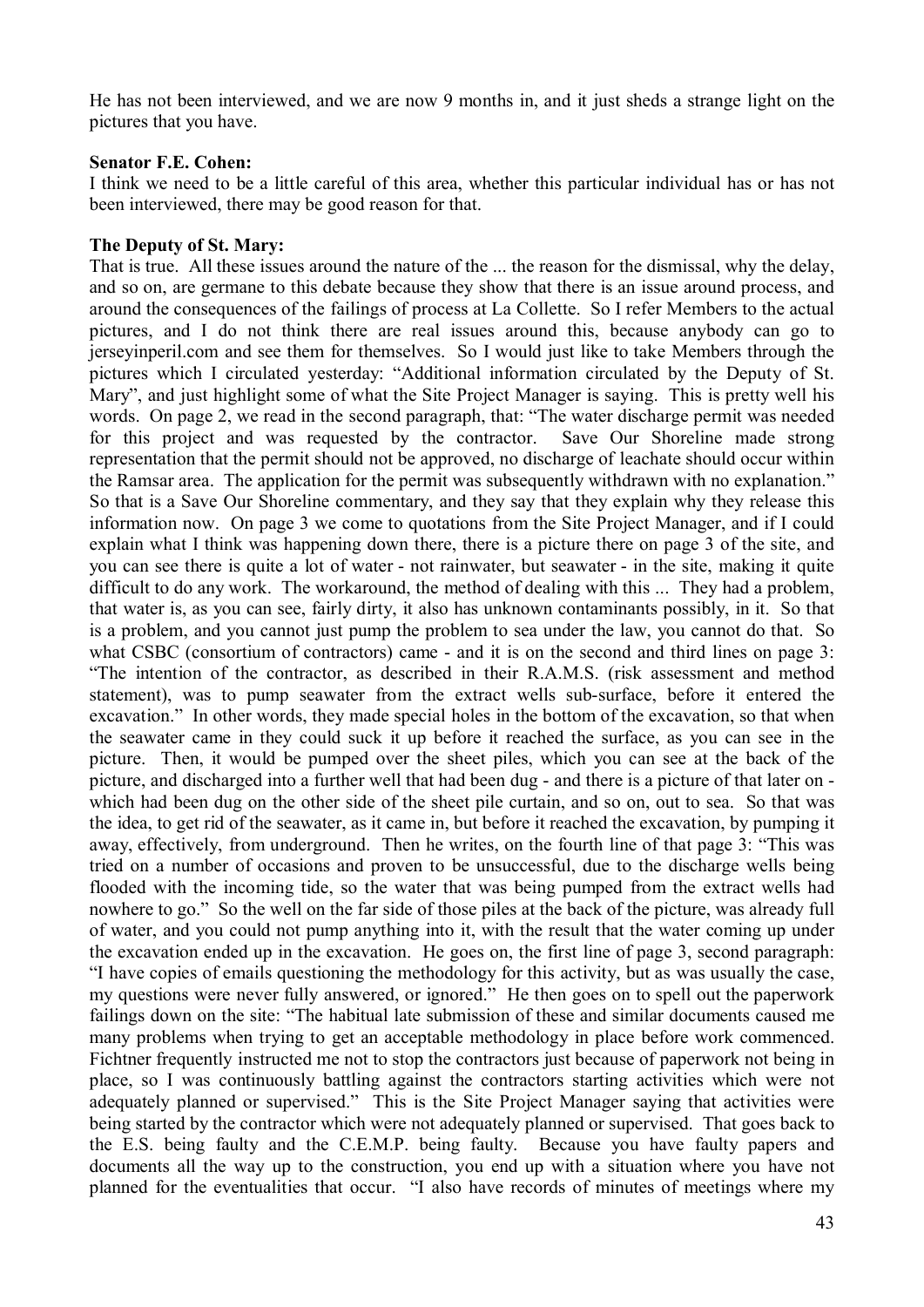He has not been interviewed, and we are now 9 months in, and it just sheds a strange light on the pictures that you have.

**Senator F.E. Cohen:**

I think we need to be a little careful of this area, whether this particular individual has or has not been interviewed, there may be good reason for that.

**The Deputy of St. Mary:**

That is true. All these issues around the nature of the ... the reason for the dismissal, why the delay, and so on, are germane to this debate because they show that there is an issue around process, and around the consequences of the failings of process at La Collette. So I refer Members to the actual pictures, and I do not think there are real issues around this, because anybody can go to jerseyinperil.com and see them for themselves. So I would just like to take Members through the pictures which I circulated yesterday: "Additional information circulated by the Deputy of St. Mary", and just highlight some of what the Site Project Manager is saying. This is pretty well his words. On page 2, we read in the second paragraph, that: "The water discharge permit was needed for this project and was requested by the contractor. Save Our Shoreline made strong representation that the permit should not be approved, no discharge of leachate should occur within the Ramsar area. The application for the permit was subsequently withdrawn with no explanation." So that is a Save Our Shoreline commentary, and they say that they explain why they release this information now. On page 3 we come to quotations from the Site Project Manager, and if I could explain what I think was happening down there, there is a picture there on page 3 of the site, and you can see there is quite a lot of water - not rainwater, but seawater - in the site, making it quite difficult to do any work. The workaround, the method of dealing with this ... They had a problem, that water is, as you can see, fairly dirty, it also has unknown contaminants possibly, in it. So that is a problem, and you cannot just pump the problem to sea under the law, you cannot do that. So what CSBC (consortium of contractors) came - and it is on the second and third lines on page 3: "The intention of the contractor, as described in their R.A.M.S. (risk assessment and method statement), was to pump seawater from the extract wells sub-surface, before it entered the excavation." In other words, they made special holes in the bottom of the excavation, so that when the seawater came in they could suck it up before it reached the surface, as you can see in the picture. Then, it would be pumped over the sheet piles, which you can see at the back of the picture, and discharged into a further well that had been dug - and there is a picture of that later on - which had been dug on the other side of the sheet pile curtain, and so on, out to sea. So that was the idea, to get rid of the seawater, as it came in, but before it reached the excavation, by pumping it away, effectively, from underground. Then he writes, on the fourth line of that page 3: "This was tried on a number of occasions and proven to be unsuccessful, due to the discharge wells being flooded with the incoming tide, so the water that was being pumped from the extract wells had nowhere to go." So the well on the far side of those piles at the back of the picture, was already full of water, and you could not pump anything into it, with the result that the water coming up under the excavation ended up in the excavation. He goes on, the first line of page 3, second paragraph: "I have copies of emails questioning the methodology for this activity, but as was usually the case, my questions were never fully answered, or ignored." He then goes on to spell out the paperwork failings down on the site: "The habitual late submission of these and similar documents caused me many problems when trying to get an acceptable methodology in place before work commenced. Fichtner frequently instructed me not to stop the contractors just because of paperwork not being in place, so I was continuously battling against the contractors starting activities which were not adequately planned or supervised." This is the Site Project Manager saying that activities were being started by the contractor which were not adequately planned or supervised. That goes back to the E.S. being faulty and the C.E.M.P. being faulty. Because you have faulty papers and documents all the way up to the construction, you end up with a situation where you have not planned for the eventualities that occur. "I also have records of minutes of meetings where my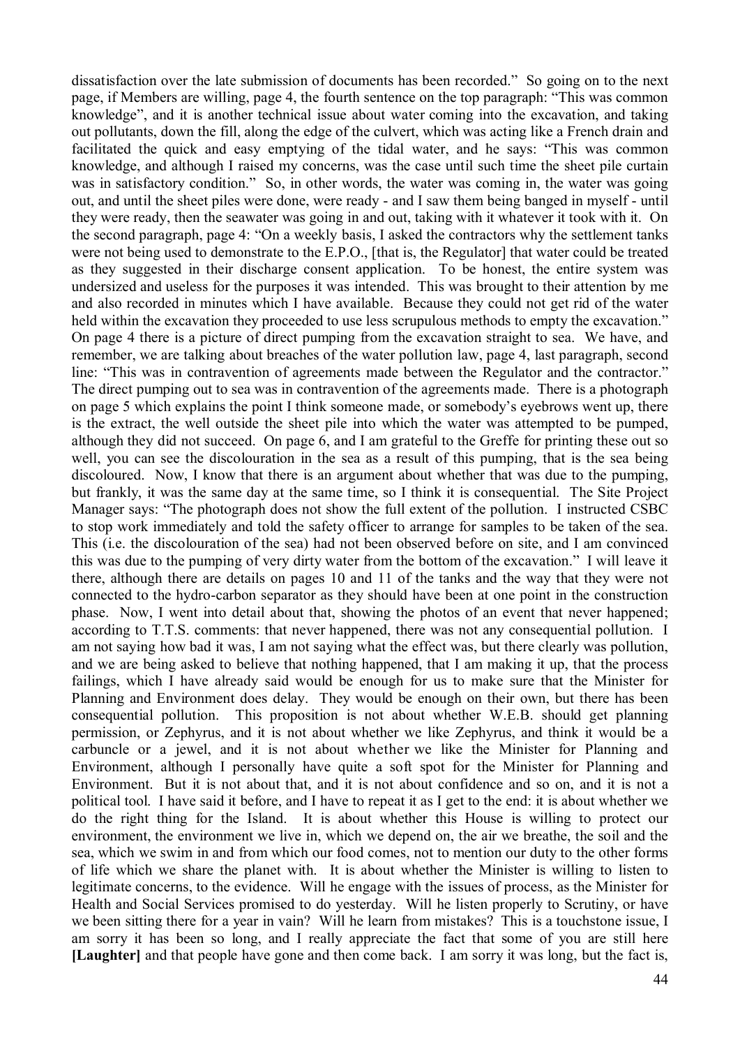dissatisfaction over the late submission of documents has been recorded." So going on to the next page, if Members are willing, page 4, the fourth sentence on the top paragraph: "This was common knowledge", and it is another technical issue about water coming into the excavation, and taking out pollutants, down the fill, along the edge of the culvert, which was acting like a French drain and facilitated the quick and easy emptying of the tidal water, and he says: "This was common knowledge, and although I raised my concerns, was the case until such time the sheet pile curtain was in satisfactory condition." So, in other words, the water was coming in, the water was going out, and until the sheet piles were done, were ready - and I saw them being banged in myself - until they were ready, then the seawater was going in and out, taking with it whatever it took with it. On the second paragraph, page 4: "On a weekly basis, I asked the contractors why the settlement tanks were not being used to demonstrate to the E.P.O., [that is, the Regulator] that water could be treated as they suggested in their discharge consent application. To be honest, the entire system was undersized and useless for the purposes it was intended. This was brought to their attention by me and also recorded in minutes which I have available. Because they could not get rid of the water held within the excavation they proceeded to use less scrupulous methods to empty the excavation." On page 4 there is a picture of direct pumping from the excavation straight to sea. We have, and remember, we are talking about breaches of the water pollution law, page 4, last paragraph, second line: "This was in contravention of agreements made between the Regulator and the contractor." The direct pumping out to sea was in contravention of the agreements made. There is a photograph on page 5 which explains the point I think someone made, or somebody's eyebrows went up, there is the extract, the well outside the sheet pile into which the water was attempted to be pumped, although they did not succeed. On page 6, and I am grateful to the Greffe for printing these out so well, you can see the discolouration in the sea as a result of this pumping, that is the sea being discoloured. Now, I know that there is an argument about whether that was due to the pumping, but frankly, it was the same day at the same time, so I think it is consequential. The Site Project Manager says: "The photograph does not show the full extent of the pollution. I instructed CSBC to stop work immediately and told the safety officer to arrange for samples to be taken of the sea. This (i.e. the discolouration of the sea) had not been observed before on site, and I am convinced this was due to the pumping of very dirty water from the bottom of the excavation." I will leave it there, although there are details on pages 10 and 11 of the tanks and the way that they were not connected to the hydro-carbon separator as they should have been at one point in the construction phase. Now, I went into detail about that, showing the photos of an event that never happened; according to T.T.S. comments: that never happened, there was not any consequential pollution. I am not saying how bad it was, I am not saying what the effect was, but there clearly was pollution, and we are being asked to believe that nothing happened, that I am making it up, that the process failings, which I have already said would be enough for us to make sure that the Minister for Planning and Environment does delay. They would be enough on their own, but there has been consequential pollution. This proposition is not about whether W.E.B. should get planning permission, or Zephyrus, and it is not about whether we like Zephyrus, and think it would be a carbuncle or a jewel, and it is not about whether we like the Minister for Planning and Environment, although I personally have quite a soft spot for the Minister for Planning and Environment. But it is not about that, and it is not about confidence and so on, and it is not a political tool. I have said it before, and I have to repeat it as I get to the end: it is about whether we do the right thing for the Island. It is about whether this House is willing to protect our environment, the environment we live in, which we depend on, the air we breathe, the soil and the sea, which we swim in and from which our food comes, not to mention our duty to the other forms of life which we share the planet with. It is about whether the Minister is willing to listen to legitimate concerns, to the evidence. Will he engage with the issues of process, as the Minister for Health and Social Services promised to do yesterday. Will he listen properly to Scrutiny, or have we been sitting there for a year in vain? Will he learn from mistakes? This is a touchstone issue, I am sorry it has been so long, and I really appreciate the fact that some of you are still here **[Laughter]** and that people have gone and then come back. I am sorry it was long, but the fact is,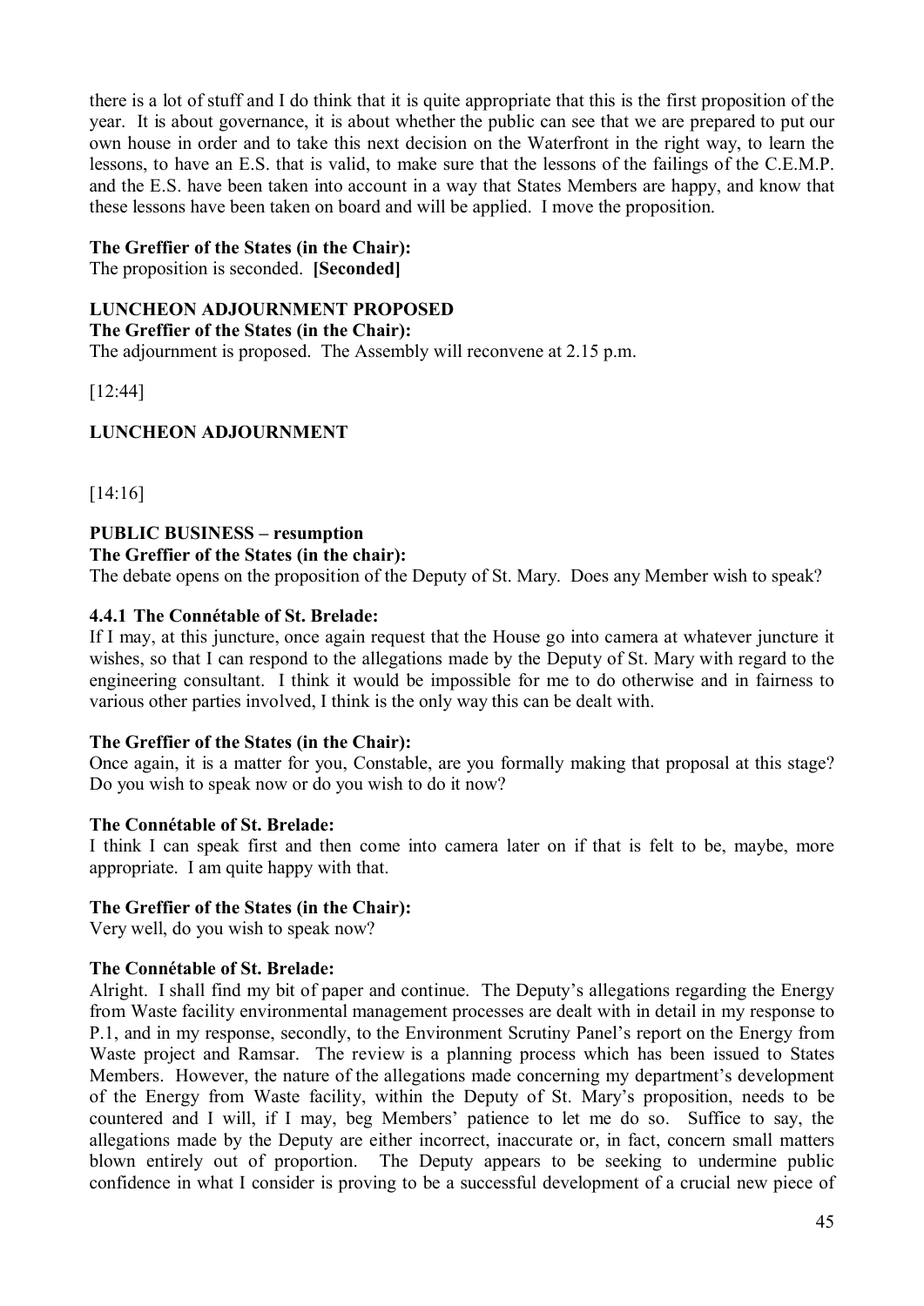there is a lot of stuff and I do think that it is quite appropriate that this is the first proposition of the year. It is about governance, it is about whether the public can see that we are prepared to put our own house in order and to take this next decision on the Waterfront in the right way, to learn the lessons, to have an E.S. that is valid, to make sure that the lessons of the failings of the C.E.M.P. and the E.S. have been taken into account in a way that States Members are happy, and know that these lessons have been taken on board and will be applied. I move the proposition.

**The Greffier of the States (in the Chair):**

The proposition is seconded. **[Seconded]**

**LUNCHEON ADJOURNMENT PROPOSED**

**The Greffier of the States (in the Chair):**

The adjournment is proposed. The Assembly will reconvene at 2.15 p.m.

[12:44]

**LUNCHEON ADJOURNMENT**

[14:16]

**PUBLIC BUSINESS – resumption**

**The Greffier of the States (in the chair):**

The debate opens on the proposition of the Deputy of St. Mary. Does any Member wish to speak?

**4.4.1 The Connétable of St. Brelade:**

If I may, at this juncture, once again request that the House go into camera at whatever juncture it wishes, so that I can respond to the allegations made by the Deputy of St. Mary with regard to the engineering consultant. I think it would be impossible for me to do otherwise and in fairness to various other parties involved, I think is the only way this can be dealt with.

**The Greffier of the States (in the Chair):**

Once again, it is a matter for you, Constable, are you formally making that proposal at this stage? Do you wish to speak now or do you wish to do it now?

**The Connétable of St. Brelade:**

I think I can speak first and then come into camera later on if that is felt to be, maybe, more appropriate. I am quite happy with that.

**The Greffier of the States (in the Chair):**

Very well, do you wish to speak now?

**The Connétable of St. Brelade:**

Alright. I shall find my bit of paper and continue. The Deputy's allegations regarding the Energy from Waste facility environmental management processes are dealt with in detail in my response to P.1, and in my response, secondly, to the Environment Scrutiny Panel's report on the Energy from Waste project and Ramsar. The review is a planning process which has been issued to States Members. However, the nature of the allegations made concerning my department's development of the Energy from Waste facility, within the Deputy of St. Mary's proposition, needs to be countered and I will, if I may, beg Members' patience to let me do so. Suffice to say, the allegations made by the Deputy are either incorrect, inaccurate or, in fact, concern small matters blown entirely out of proportion. The Deputy appears to be seeking to undermine public confidence in what I consider is proving to be a successful development of a crucial new piece of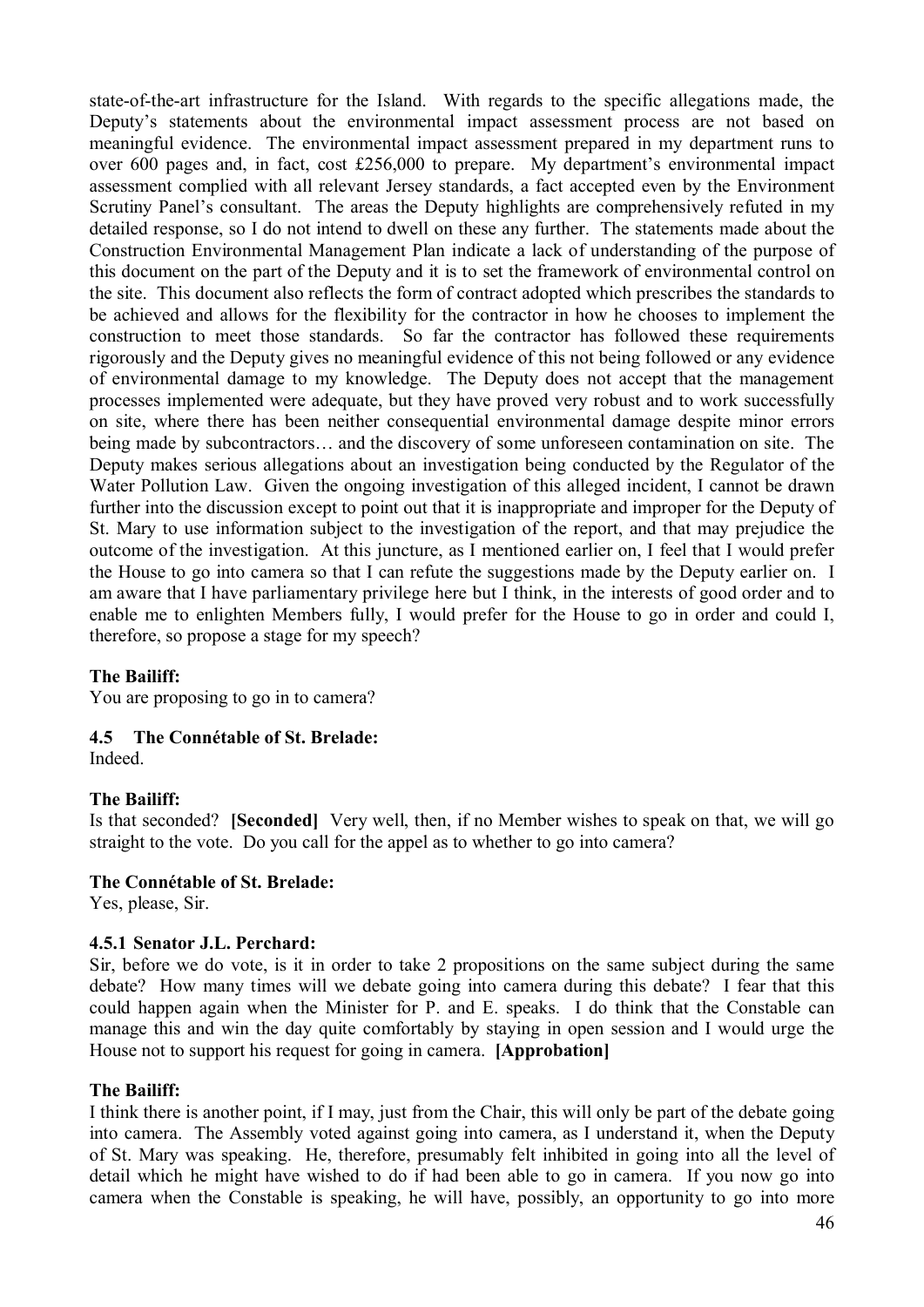state-of-the-art infrastructure for the Island. With regards to the specific allegations made, the Deputy's statements about the environmental impact assessment process are not based on meaningful evidence. The environmental impact assessment prepared in my department runs to over 600 pages and, in fact, cost £256,000 to prepare. My department's environmental impact assessment complied with all relevant Jersey standards, a fact accepted even by the Environment Scrutiny Panel's consultant. The areas the Deputy highlights are comprehensively refuted in my detailed response, so I do not intend to dwell on these any further. The statements made about the Construction Environmental Management Plan indicate a lack of understanding of the purpose of this document on the part of the Deputy and it is to set the framework of environmental control on the site. This document also reflects the form of contract adopted which prescribes the standards to be achieved and allows for the flexibility for the contractor in how he chooses to implement the construction to meet those standards. So far the contractor has followed these requirements rigorously and the Deputy gives no meaningful evidence of this not being followed or any evidence of environmental damage to my knowledge. The Deputy does not accept that the management processes implemented were adequate, but they have proved very robust and to work successfully on site, where there has been neither consequential environmental damage despite minor errors being made by subcontractors… and the discovery of some unforeseen contamination on site. The Deputy makes serious allegations about an investigation being conducted by the Regulator of the Water Pollution Law. Given the ongoing investigation of this alleged incident, I cannot be drawn further into the discussion except to point out that it is inappropriate and improper for the Deputy of St. Mary to use information subject to the investigation of the report, and that may prejudice the outcome of the investigation. At this juncture, as I mentioned earlier on, I feel that I would prefer the House to go into camera so that I can refute the suggestions made by the Deputy earlier on. I am aware that I have parliamentary privilege here but I think, in the interests of good order and to enable me to enlighten Members fully, I would prefer for the House to go in order and could I, therefore, so propose a stage for my speech?

**The Bailiff:**

You are proposing to go in to camera?

**4.5 The Connétable of St. Brelade:**

Indeed.

**The Bailiff:**

Is that seconded? **[Seconded]** Very well, then, if no Member wishes to speak on that, we will go straight to the vote. Do you call for the appel as to whether to go into camera?

**The Connétable of St. Brelade:**

Yes, please, Sir.

**4.5.1 Senator J.L. Perchard:**

Sir, before we do vote, is it in order to take 2 propositions on the same subject during the same debate? How many times will we debate going into camera during this debate? I fear that this could happen again when the Minister for P. and E. speaks. I do think that the Constable can manage this and win the day quite comfortably by staying in open session and I would urge the House not to support his request for going in camera. **[Approbation]**

**The Bailiff:**

I think there is another point, if I may, just from the Chair, this will only be part of the debate going into camera. The Assembly voted against going into camera, as I understand it, when the Deputy of St. Mary was speaking. He, therefore, presumably felt inhibited in going into all the level of detail which he might have wished to do if had been able to go in camera. If you now go into camera when the Constable is speaking, he will have, possibly, an opportunity to go into more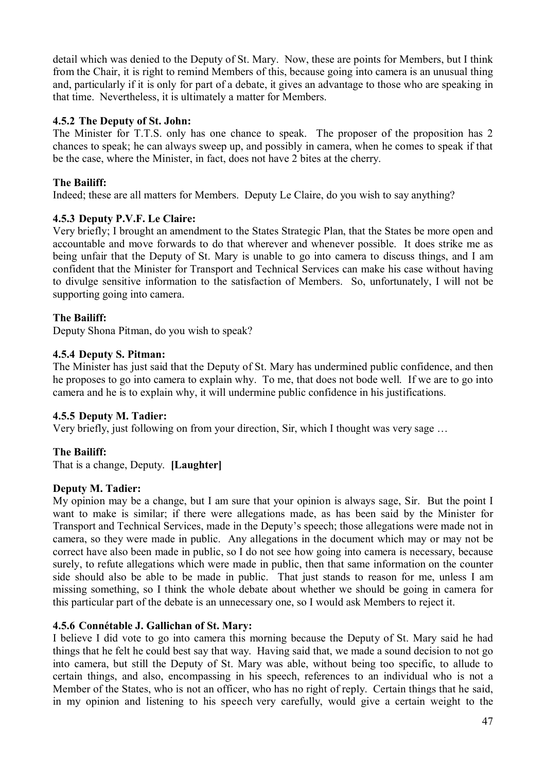detail which was denied to the Deputy of St. Mary. Now, these are points for Members, but I think from the Chair, it is right to remind Members of this, because going into camera is an unusual thing and, particularly if it is only for part of a debate, it gives an advantage to those who are speaking in that time. Nevertheless, it is ultimately a matter for Members.

### 4.5.2 The Deputy of St. John:

The Minister for T.T.S. only has one chance to speak. The proposer of the proposition has 2 chances to speak; he can always sweep up, and possibly in camera, when he comes to speak if that be the case, where the Minister, in fact, does not have 2 bites at the cherry.

**The Bailiff:**

Indeed; these are all matters for Members. Deputy Le Claire, do you wish to say anything?

### 4.5.3 Deputy P.V.F. Le Claire:

Very briefly; I brought an amendment to the States Strategic Plan, that the States be more open and accountable and move forwards to do that wherever and whenever possible. It does strike me as being unfair that the Deputy of St. Mary is unable to go into camera to discuss things, and I am confident that the Minister for Transport and Technical Services can make his case without having to divulge sensitive information to the satisfaction of Members. So, unfortunately, I will not be supporting going into camera.

**The Bailiff:**

Deputy Shona Pitman, do you wish to speak?

### 4.5.4 Deputy S. Pitman:

The Minister has just said that the Deputy of St. Mary has undermined public confidence, and then he proposes to go into camera to explain why. To me, that does not bode well. If we are to go into camera and he is to explain why, it will undermine public confidence in his justifications.

### 4.5.5 Deputy M. Tadier:

Very briefly, just following on from your direction, Sir, which I thought was very sage …

**The Bailiff:**

That is a change, Deputy. **[Laughter]**

**Deputy M. Tadier:**

My opinion may be a change, but I am sure that your opinion is always sage, Sir. But the point I want to make is similar; if there were allegations made, as has been said by the Minister for Transport and Technical Services, made in the Deputy's speech; those allegations were made not in camera, so they were made in public. Any allegations in the document which may or may not be correct have also been made in public, so I do not see how going into camera is necessary, because surely, to refute allegations which were made in public, then that same information on the counter side should also be able to be made in public. That just stands to reason for me, unless I am missing something, so I think the whole debate about whether we should be going in camera for this particular part of the debate is an unnecessary one, so I would ask Members to reject it.

### 4.5.6 Connétable J. Gallichan of St. Mary:

I believe I did vote to go into camera this morning because the Deputy of St. Mary said he had things that he felt he could best say that way. Having said that, we made a sound decision to not go into camera, but still the Deputy of St. Mary was able, without being too specific, to allude to certain things, and also, encompassing in his speech, references to an individual who is not a Member of the States, who is not an officer, who has no right of reply. Certain things that he said, in my opinion and listening to his speech very carefully, would give a certain weight to the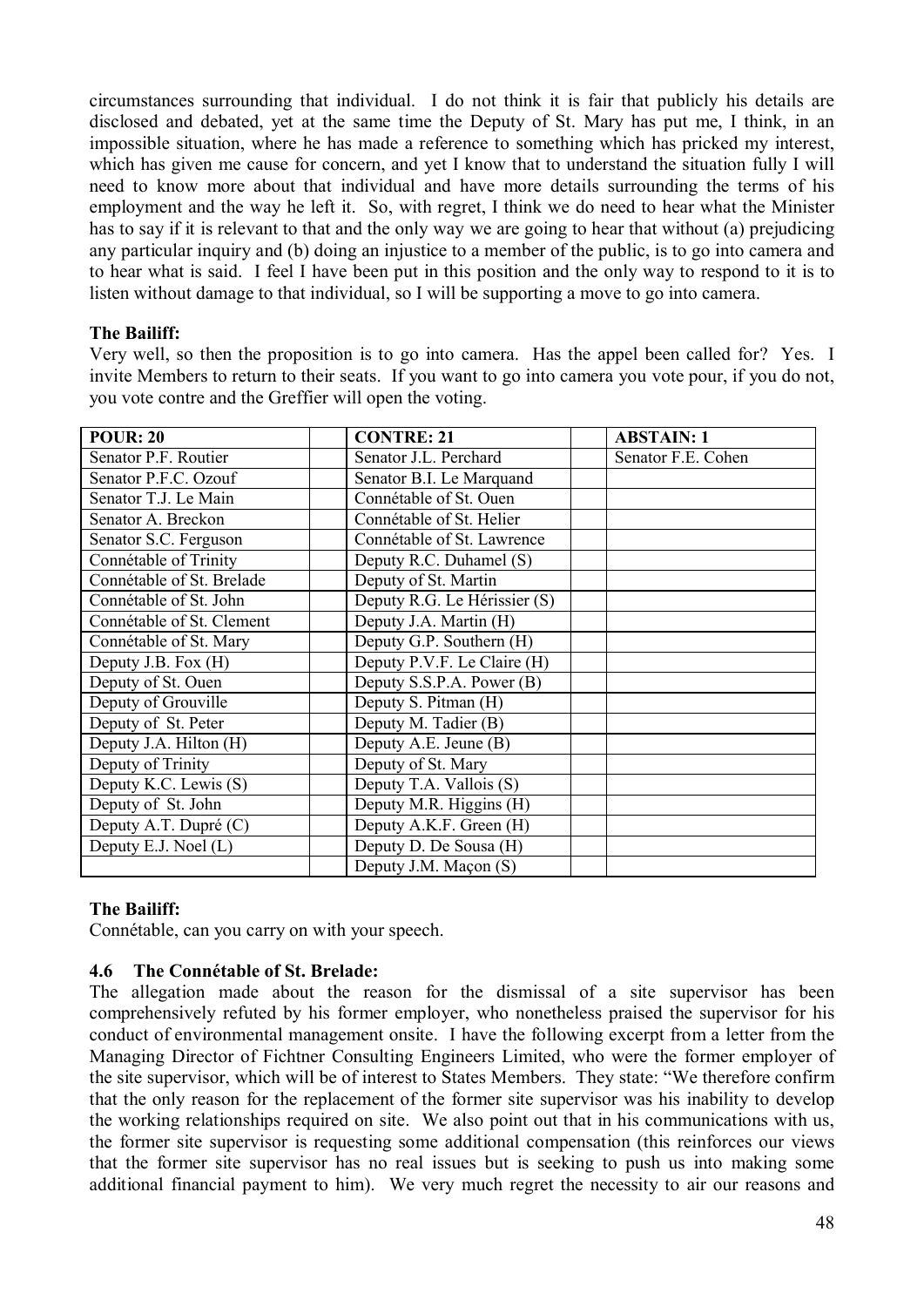circumstances surrounding that individual. I do not think it is fair that publicly his details are disclosed and debated, yet at the same time the Deputy of St. Mary has put me, I think, in an impossible situation, where he has made a reference to something which has pricked my interest, which has given me cause for concern, and yet I know that to understand the situation fully I will need to know more about that individual and have more details surrounding the terms of his employment and the way he left it. So, with regret, I think we do need to hear what the Minister has to say if it is relevant to that and the only way we are going to hear that without (a) prejudicing any particular inquiry and (b) doing an injustice to a member of the public, is to go into camera and to hear what is said. I feel I have been put in this position and the only way to respond to it is to listen without damage to that individual, so I will be supporting a move to go into camera.

**The Bailiff:**

Very well, so then the proposition is to go into camera. Has the appel been called for? Yes. I invite Members to return to their seats. If you want to go into camera you vote pour, if you do not, you vote contre and the Greffier will open the voting.

| POUR: 20 | | CONTRE: 21 | | ABSTAIN: 1 |
|---|---|---|---|---|
| Senator P.F. Routier | | Senator J.L. Perchard | | Senator F.E. Cohen |
| Senator P.F.C. Ozouf | | Senator B.I. Le Marquand | | |
| Senator T.J. Le Main | | Connétable of St. Ouen | | |
| Senator A. Breckon | | Connétable of St. Helier | | |
| Senator S.C. Ferguson | | Connétable of St. Lawrence | | |
| Connétable of Trinity | | Deputy R.C. Duhamel (S) | | |
| Connétable of St. Brelade | | Deputy of St. Martin | | |
| Connétable of St. John | | Deputy R.G. Le Hérissier (S) | | |
| Connétable of St. Clement | | Deputy J.A. Martin (H) | | |
| Connétable of St. Mary | | Deputy G.P. Southern (H) | | |
| Deputy J.B. Fox (H) | | Deputy P.V.F. Le Claire (H) | | |
| Deputy of St. Ouen | | Deputy S.S.P.A. Power (B) | | |
| Deputy of Grouville | | Deputy S. Pitman (H) | | |
| Deputy of St. Peter | | Deputy M. Tadier (B) | | |
| Deputy J.A. Hilton (H) | | Deputy A.E. Jeune (B) | | |
| Deputy of Trinity | | Deputy of St. Mary | | |
| Deputy K.C. Lewis (S) | | Deputy T.A. Vallois (S) | | |
| Deputy of St. John | | Deputy M.R. Higgins (H) | | |
| Deputy A.T. Dupré (C) | | Deputy A.K.F. Green (H) | | |
| Deputy E.J. Noel (L) | | Deputy D. De Sousa (H) | | |
| | | Deputy J.M. Maçon (S) | | |

**The Bailiff:**

Connétable, can you carry on with your speech.

**4.6 The Connétable of St. Brelade:**

The allegation made about the reason for the dismissal of a site supervisor has been comprehensively refuted by his former employer, who nonetheless praised the supervisor for his conduct of environmental management onsite. I have the following excerpt from a letter from the Managing Director of Fichtner Consulting Engineers Limited, who were the former employer of the site supervisor, which will be of interest to States Members. They state: "We therefore confirm that the only reason for the replacement of the former site supervisor was his inability to develop the working relationships required on site. We also point out that in his communications with us, the former site supervisor is requesting some additional compensation (this reinforces our views that the former site supervisor has no real issues but is seeking to push us into making some additional financial payment to him). We very much regret the necessity to air our reasons and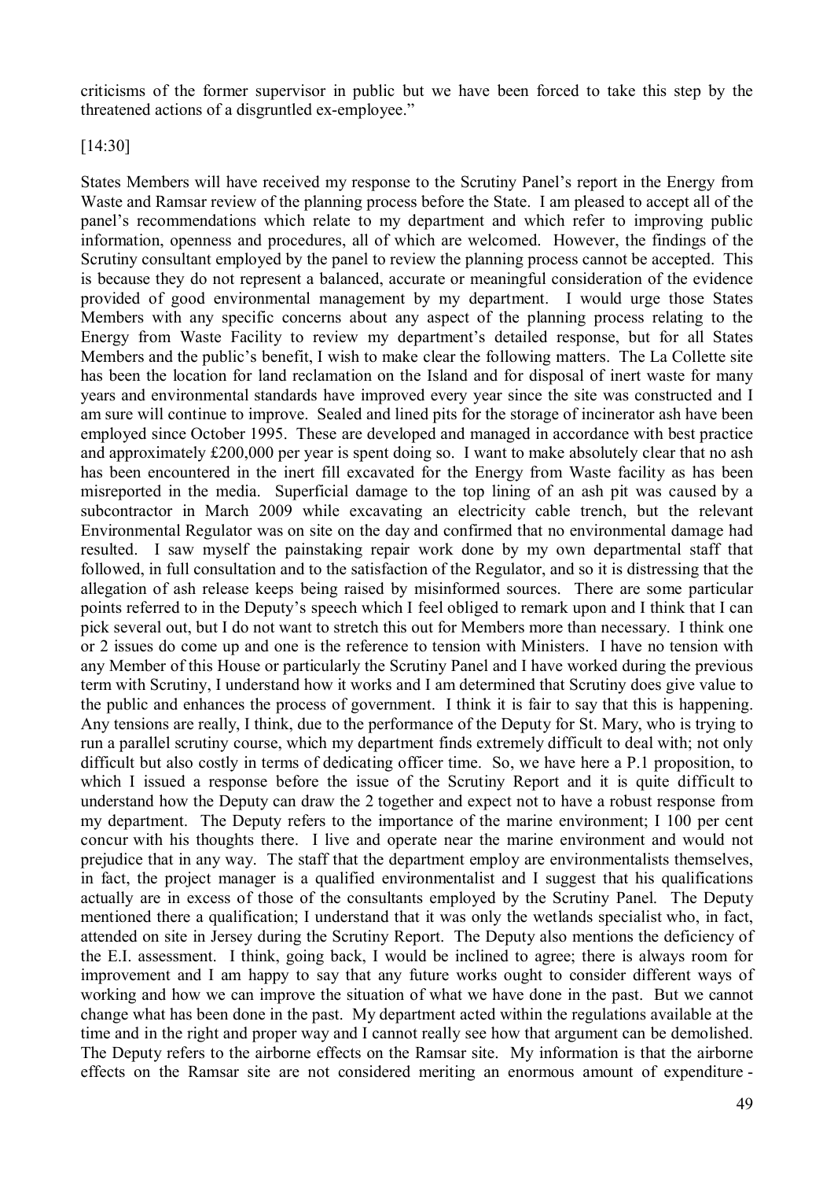criticisms of the former supervisor in public but we have been forced to take this step by the threatened actions of a disgruntled ex-employee."

[14:30]

States Members will have received my response to the Scrutiny Panel's report in the Energy from Waste and Ramsar review of the planning process before the State. I am pleased to accept all of the panel's recommendations which relate to my department and which refer to improving public information, openness and procedures, all of which are welcomed. However, the findings of the Scrutiny consultant employed by the panel to review the planning process cannot be accepted. This is because they do not represent a balanced, accurate or meaningful consideration of the evidence provided of good environmental management by my department. I would urge those States Members with any specific concerns about any aspect of the planning process relating to the Energy from Waste Facility to review my department's detailed response, but for all States Members and the public's benefit, I wish to make clear the following matters. The La Collette site has been the location for land reclamation on the Island and for disposal of inert waste for many years and environmental standards have improved every year since the site was constructed and I am sure will continue to improve. Sealed and lined pits for the storage of incinerator ash have been employed since October 1995. These are developed and managed in accordance with best practice and approximately £200,000 per year is spent doing so. I want to make absolutely clear that no ash has been encountered in the inert fill excavated for the Energy from Waste facility as has been misreported in the media. Superficial damage to the top lining of an ash pit was caused by a subcontractor in March 2009 while excavating an electricity cable trench, but the relevant Environmental Regulator was on site on the day and confirmed that no environmental damage had resulted. I saw myself the painstaking repair work done by my own departmental staff that followed, in full consultation and to the satisfaction of the Regulator, and so it is distressing that the allegation of ash release keeps being raised by misinformed sources. There are some particular points referred to in the Deputy's speech which I feel obliged to remark upon and I think that I can pick several out, but I do not want to stretch this out for Members more than necessary. I think one or 2 issues do come up and one is the reference to tension with Ministers. I have no tension with any Member of this House or particularly the Scrutiny Panel and I have worked during the previous term with Scrutiny, I understand how it works and I am determined that Scrutiny does give value to the public and enhances the process of government. I think it is fair to say that this is happening. Any tensions are really, I think, due to the performance of the Deputy for St. Mary, who is trying to run a parallel scrutiny course, which my department finds extremely difficult to deal with; not only difficult but also costly in terms of dedicating officer time. So, we have here a P.1 proposition, to which I issued a response before the issue of the Scrutiny Report and it is quite difficult to understand how the Deputy can draw the 2 together and expect not to have a robust response from my department. The Deputy refers to the importance of the marine environment; I 100 per cent concur with his thoughts there. I live and operate near the marine environment and would not prejudice that in any way. The staff that the department employ are environmentalists themselves, in fact, the project manager is a qualified environmentalist and I suggest that his qualifications actually are in excess of those of the consultants employed by the Scrutiny Panel. The Deputy mentioned there a qualification; I understand that it was only the wetlands specialist who, in fact, attended on site in Jersey during the Scrutiny Report. The Deputy also mentions the deficiency of the E.I. assessment. I think, going back, I would be inclined to agree; there is always room for improvement and I am happy to say that any future works ought to consider different ways of working and how we can improve the situation of what we have done in the past. But we cannot change what has been done in the past. My department acted within the regulations available at the time and in the right and proper way and I cannot really see how that argument can be demolished. The Deputy refers to the airborne effects on the Ramsar site. My information is that the airborne effects on the Ramsar site are not considered meriting an enormous amount of expenditure -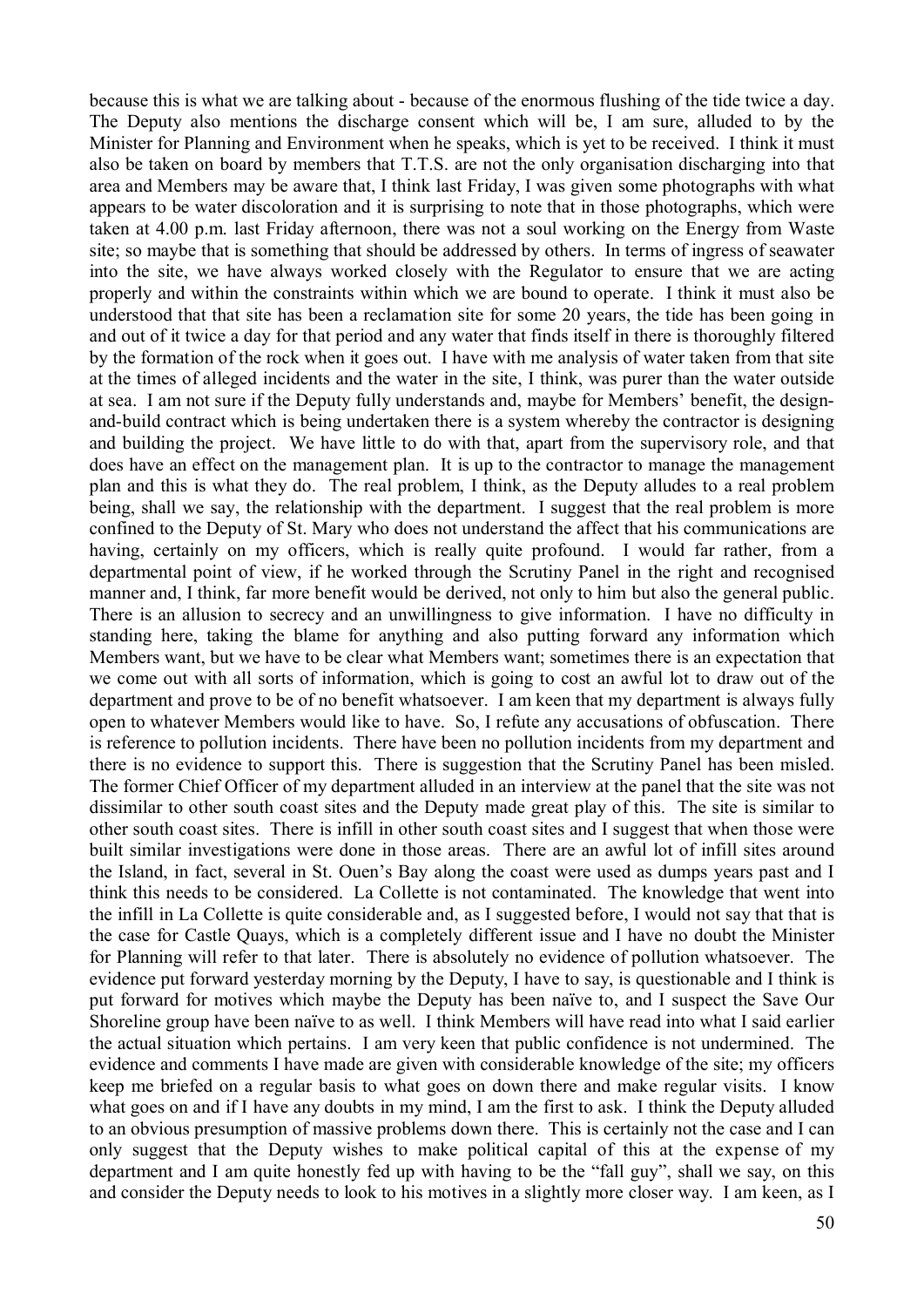because this is what we are talking about - because of the enormous flushing of the tide twice a day. The Deputy also mentions the discharge consent which will be, I am sure, alluded to by the Minister for Planning and Environment when he speaks, which is yet to be received. I think it must also be taken on board by members that T.T.S. are not the only organisation discharging into that area and Members may be aware that, I think last Friday, I was given some photographs with what appears to be water discoloration and it is surprising to note that in those photographs, which were taken at 4.00 p.m. last Friday afternoon, there was not a soul working on the Energy from Waste site; so maybe that is something that should be addressed by others. In terms of ingress of seawater into the site, we have always worked closely with the Regulator to ensure that we are acting properly and within the constraints within which we are bound to operate. I think it must also be understood that that site has been a reclamation site for some 20 years, the tide has been going in and out of it twice a day for that period and any water that finds itself in there is thoroughly filtered by the formation of the rock when it goes out. I have with me analysis of water taken from that site at the times of alleged incidents and the water in the site, I think, was purer than the water outside at sea. I am not sure if the Deputy fully understands and, maybe for Members' benefit, the design-and-build contract which is being undertaken there is a system whereby the contractor is designing and building the project. We have little to do with that, apart from the supervisory role, and that does have an effect on the management plan. It is up to the contractor to manage the management plan and this is what they do. The real problem, I think, as the Deputy alludes to a real problem being, shall we say, the relationship with the department. I suggest that the real problem is more confined to the Deputy of St. Mary who does not understand the affect that his communications are having, certainly on my officers, which is really quite profound. I would far rather, from a departmental point of view, if he worked through the Scrutiny Panel in the right and recognised manner and, I think, far more benefit would be derived, not only to him but also the general public. There is an allusion to secrecy and an unwillingness to give information. I have no difficulty in standing here, taking the blame for anything and also putting forward any information which Members want, but we have to be clear what Members want; sometimes there is an expectation that we come out with all sorts of information, which is going to cost an awful lot to draw out of the department and prove to be of no benefit whatsoever. I am keen that my department is always fully open to whatever Members would like to have. So, I refute any accusations of obfuscation. There is reference to pollution incidents. There have been no pollution incidents from my department and there is no evidence to support this. There is suggestion that the Scrutiny Panel has been misled. The former Chief Officer of my department alluded in an interview at the panel that the site was not dissimilar to other south coast sites and the Deputy made great play of this. The site is similar to other south coast sites. There is infill in other south coast sites and I suggest that when those were built similar investigations were done in those areas. There are an awful lot of infill sites around the Island, in fact, several in St. Ouen's Bay along the coast were used as dumps years past and I think this needs to be considered. La Collette is not contaminated. The knowledge that went into the infill in La Collette is quite considerable and, as I suggested before, I would not say that that is the case for Castle Quays, which is a completely different issue and I have no doubt the Minister for Planning will refer to that later. There is absolutely no evidence of pollution whatsoever. The evidence put forward yesterday morning by the Deputy, I have to say, is questionable and I think is put forward for motives which maybe the Deputy has been naïve to, and I suspect the Save Our Shoreline group have been naïve to as well. I think Members will have read into what I said earlier the actual situation which pertains. I am very keen that public confidence is not undermined. The evidence and comments I have made are given with considerable knowledge of the site; my officers keep me briefed on a regular basis to what goes on down there and make regular visits. I know what goes on and if I have any doubts in my mind, I am the first to ask. I think the Deputy alluded to an obvious presumption of massive problems down there. This is certainly not the case and I can only suggest that the Deputy wishes to make political capital of this at the expense of my department and I am quite honestly fed up with having to be the "fall guy", shall we say, on this and consider the Deputy needs to look to his motives in a slightly more closer way. I am keen, as I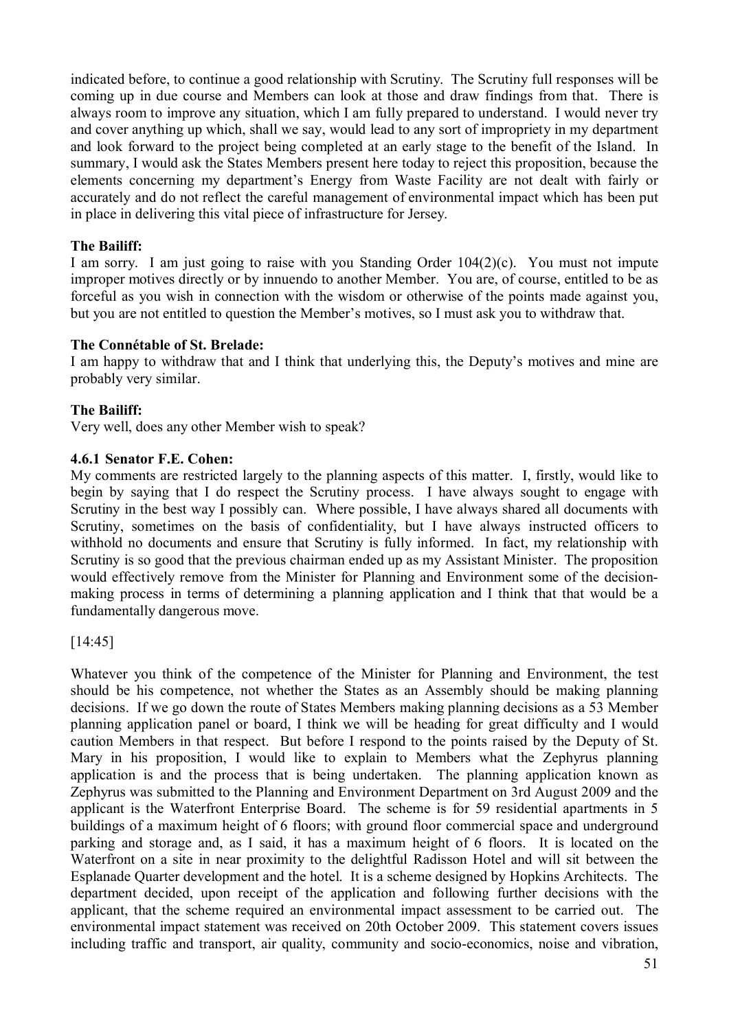indicated before, to continue a good relationship with Scrutiny. The Scrutiny full responses will be coming up in due course and Members can look at those and draw findings from that. There is always room to improve any situation, which I am fully prepared to understand. I would never try and cover anything up which, shall we say, would lead to any sort of impropriety in my department and look forward to the project being completed at an early stage to the benefit of the Island. In summary, I would ask the States Members present here today to reject this proposition, because the elements concerning my department's Energy from Waste Facility are not dealt with fairly or accurately and do not reflect the careful management of environmental impact which has been put in place in delivering this vital piece of infrastructure for Jersey.

**The Bailiff:**

I am sorry. I am just going to raise with you Standing Order 104(2)(c). You must not impute improper motives directly or by innuendo to another Member. You are, of course, entitled to be as forceful as you wish in connection with the wisdom or otherwise of the points made against you, but you are not entitled to question the Member's motives, so I must ask you to withdraw that.

**The Connétable of St. Brelade:**

I am happy to withdraw that and I think that underlying this, the Deputy's motives and mine are probably very similar.

**The Bailiff:**

Very well, does any other Member wish to speak?

**4.6.1 Senator F.E. Cohen:**

My comments are restricted largely to the planning aspects of this matter. I, firstly, would like to begin by saying that I do respect the Scrutiny process. I have always sought to engage with Scrutiny in the best way I possibly can. Where possible, I have always shared all documents with Scrutiny, sometimes on the basis of confidentiality, but I have always instructed officers to withhold no documents and ensure that Scrutiny is fully informed. In fact, my relationship with Scrutiny is so good that the previous chairman ended up as my Assistant Minister. The proposition would effectively remove from the Minister for Planning and Environment some of the decision-making process in terms of determining a planning application and I think that that would be a fundamentally dangerous move.

[14:45]

Whatever you think of the competence of the Minister for Planning and Environment, the test should be his competence, not whether the States as an Assembly should be making planning decisions. If we go down the route of States Members making planning decisions as a 53 Member planning application panel or board, I think we will be heading for great difficulty and I would caution Members in that respect. But before I respond to the points raised by the Deputy of St. Mary in his proposition, I would like to explain to Members what the Zephyrus planning application is and the process that is being undertaken. The planning application known as Zephyrus was submitted to the Planning and Environment Department on 3rd August 2009 and the applicant is the Waterfront Enterprise Board. The scheme is for 59 residential apartments in 5 buildings of a maximum height of 6 floors; with ground floor commercial space and underground parking and storage and, as I said, it has a maximum height of 6 floors. It is located on the Waterfront on a site in near proximity to the delightful Radisson Hotel and will sit between the Esplanade Quarter development and the hotel. It is a scheme designed by Hopkins Architects. The department decided, upon receipt of the application and following further decisions with the applicant, that the scheme required an environmental impact assessment to be carried out. The environmental impact statement was received on 20th October 2009. This statement covers issues including traffic and transport, air quality, community and socio-economics, noise and vibration,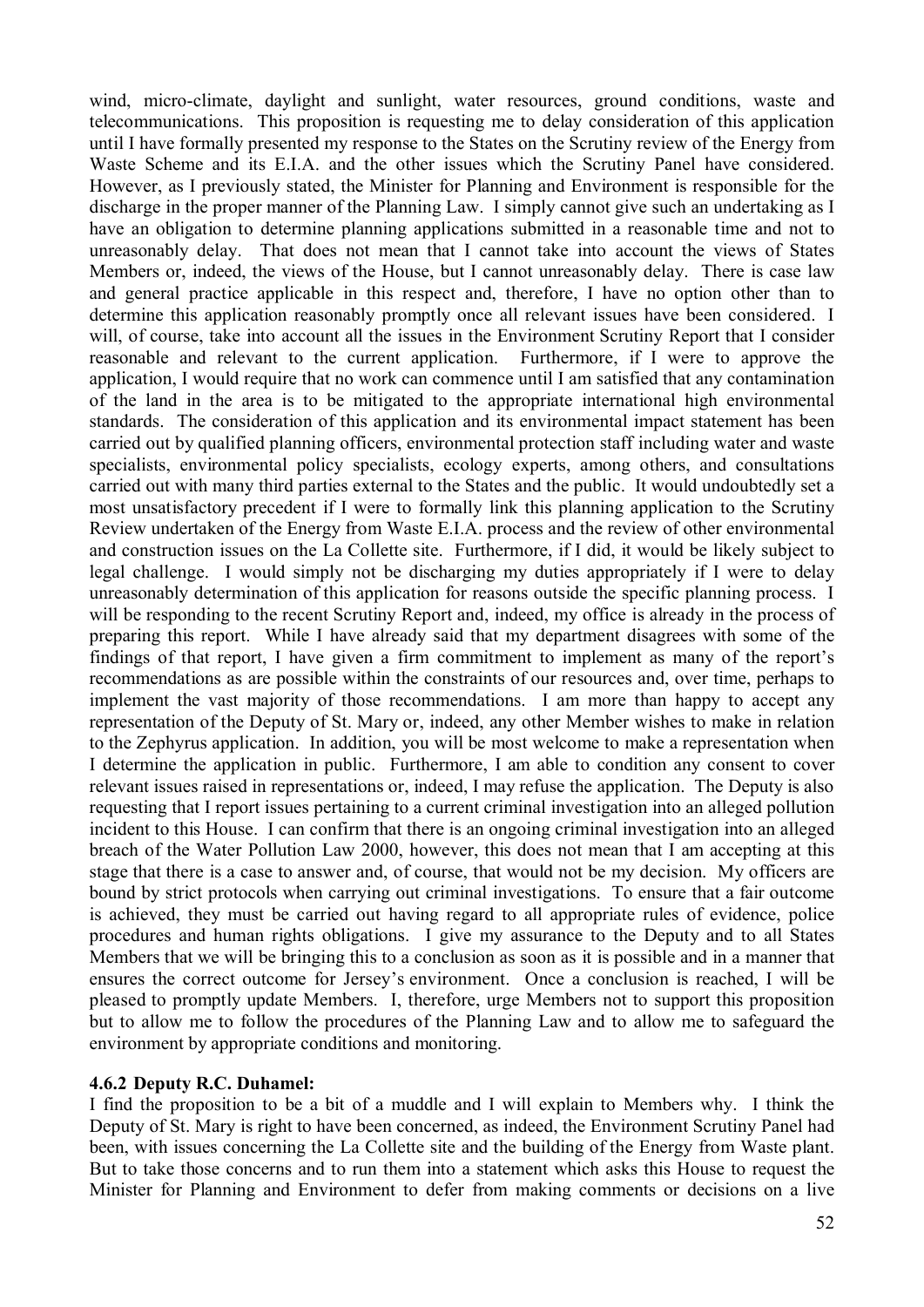wind, micro-climate, daylight and sunlight, water resources, ground conditions, waste and telecommunications. This proposition is requesting me to delay consideration of this application until I have formally presented my response to the States on the Scrutiny review of the Energy from Waste Scheme and its E.I.A. and the other issues which the Scrutiny Panel have considered. However, as I previously stated, the Minister for Planning and Environment is responsible for the discharge in the proper manner of the Planning Law. I simply cannot give such an undertaking as I have an obligation to determine planning applications submitted in a reasonable time and not to unreasonably delay. That does not mean that I cannot take into account the views of States Members or, indeed, the views of the House, but I cannot unreasonably delay. There is case law and general practice applicable in this respect and, therefore, I have no option other than to determine this application reasonably promptly once all relevant issues have been considered. I will, of course, take into account all the issues in the Environment Scrutiny Report that I consider reasonable and relevant to the current application. Furthermore, if I were to approve the application, I would require that no work can commence until I am satisfied that any contamination of the land in the area is to be mitigated to the appropriate international high environmental standards. The consideration of this application and its environmental impact statement has been carried out by qualified planning officers, environmental protection staff including water and waste specialists, environmental policy specialists, ecology experts, among others, and consultations carried out with many third parties external to the States and the public. It would undoubtedly set a most unsatisfactory precedent if I were to formally link this planning application to the Scrutiny Review undertaken of the Energy from Waste E.I.A. process and the review of other environmental and construction issues on the La Collette site. Furthermore, if I did, it would be likely subject to legal challenge. I would simply not be discharging my duties appropriately if I were to delay unreasonably determination of this application for reasons outside the specific planning process. I will be responding to the recent Scrutiny Report and, indeed, my office is already in the process of preparing this report. While I have already said that my department disagrees with some of the findings of that report, I have given a firm commitment to implement as many of the report's recommendations as are possible within the constraints of our resources and, over time, perhaps to implement the vast majority of those recommendations. I am more than happy to accept any representation of the Deputy of St. Mary or, indeed, any other Member wishes to make in relation to the Zephyrus application. In addition, you will be most welcome to make a representation when I determine the application in public. Furthermore, I am able to condition any consent to cover relevant issues raised in representations or, indeed, I may refuse the application. The Deputy is also requesting that I report issues pertaining to a current criminal investigation into an alleged pollution incident to this House. I can confirm that there is an ongoing criminal investigation into an alleged breach of the Water Pollution Law 2000, however, this does not mean that I am accepting at this stage that there is a case to answer and, of course, that would not be my decision. My officers are bound by strict protocols when carrying out criminal investigations. To ensure that a fair outcome is achieved, they must be carried out having regard to all appropriate rules of evidence, police procedures and human rights obligations. I give my assurance to the Deputy and to all States Members that we will be bringing this to a conclusion as soon as it is possible and in a manner that ensures the correct outcome for Jersey's environment. Once a conclusion is reached, I will be pleased to promptly update Members. I, therefore, urge Members not to support this proposition but to allow me to follow the procedures of the Planning Law and to allow me to safeguard the environment by appropriate conditions and monitoring.

#### 4.6.2 Deputy R.C. Duhamel:

I find the proposition to be a bit of a muddle and I will explain to Members why. I think the Deputy of St. Mary is right to have been concerned, as indeed, the Environment Scrutiny Panel had been, with issues concerning the La Collette site and the building of the Energy from Waste plant. But to take those concerns and to run them into a statement which asks this House to request the Minister for Planning and Environment to defer from making comments or decisions on a live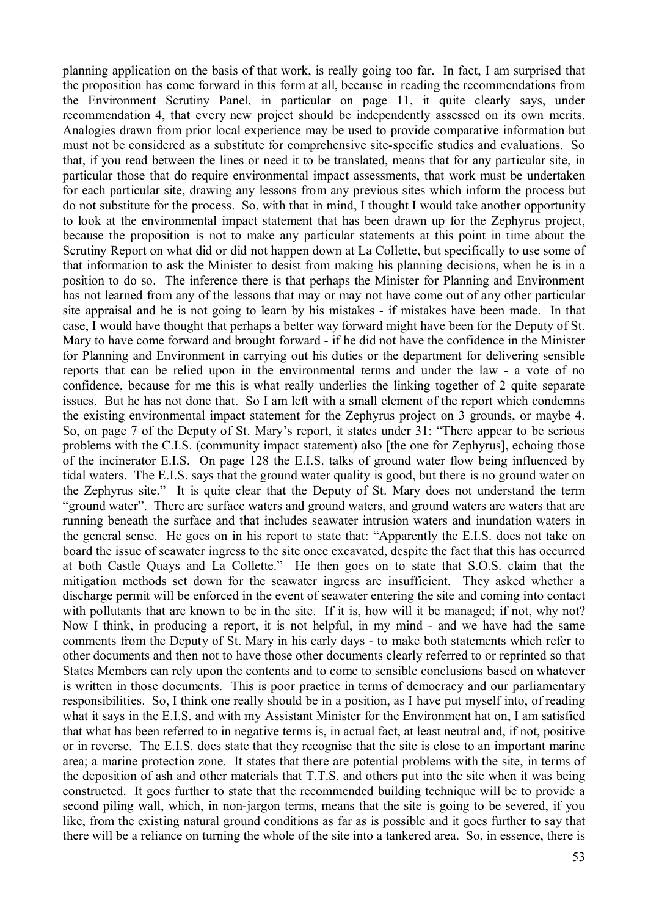planning application on the basis of that work, is really going too far. In fact, I am surprised that the proposition has come forward in this form at all, because in reading the recommendations from the Environment Scrutiny Panel, in particular on page 11, it quite clearly says, under recommendation 4, that every new project should be independently assessed on its own merits. Analogies drawn from prior local experience may be used to provide comparative information but must not be considered as a substitute for comprehensive site-specific studies and evaluations. So that, if you read between the lines or need it to be translated, means that for any particular site, in particular those that do require environmental impact assessments, that work must be undertaken for each particular site, drawing any lessons from any previous sites which inform the process but do not substitute for the process. So, with that in mind, I thought I would take another opportunity to look at the environmental impact statement that has been drawn up for the Zephyrus project, because the proposition is not to make any particular statements at this point in time about the Scrutiny Report on what did or did not happen down at La Collette, but specifically to use some of that information to ask the Minister to desist from making his planning decisions, when he is in a position to do so. The inference there is that perhaps the Minister for Planning and Environment has not learned from any of the lessons that may or may not have come out of any other particular site appraisal and he is not going to learn by his mistakes - if mistakes have been made. In that case, I would have thought that perhaps a better way forward might have been for the Deputy of St. Mary to have come forward and brought forward - if he did not have the confidence in the Minister for Planning and Environment in carrying out his duties or the department for delivering sensible reports that can be relied upon in the environmental terms and under the law - a vote of no confidence, because for me this is what really underlies the linking together of 2 quite separate issues. But he has not done that. So I am left with a small element of the report which condemns the existing environmental impact statement for the Zephyrus project on 3 grounds, or maybe 4. So, on page 7 of the Deputy of St. Mary's report, it states under 31: "There appear to be serious problems with the C.I.S. (community impact statement) also [the one for Zephyrus], echoing those of the incinerator E.I.S. On page 128 the E.I.S. talks of ground water flow being influenced by tidal waters. The E.I.S. says that the ground water quality is good, but there is no ground water on the Zephyrus site." It is quite clear that the Deputy of St. Mary does not understand the term "ground water". There are surface waters and ground waters, and ground waters are waters that are running beneath the surface and that includes seawater intrusion waters and inundation waters in the general sense. He goes on in his report to state that: "Apparently the E.I.S. does not take on board the issue of seawater ingress to the site once excavated, despite the fact that this has occurred at both Castle Quays and La Collette." He then goes on to state that S.O.S. claim that the mitigation methods set down for the seawater ingress are insufficient. They asked whether a discharge permit will be enforced in the event of seawater entering the site and coming into contact with pollutants that are known to be in the site. If it is, how will it be managed; if not, why not? Now I think, in producing a report, it is not helpful, in my mind - and we have had the same comments from the Deputy of St. Mary in his early days - to make both statements which refer to other documents and then not to have those other documents clearly referred to or reprinted so that States Members can rely upon the contents and to come to sensible conclusions based on whatever is written in those documents. This is poor practice in terms of democracy and our parliamentary responsibilities. So, I think one really should be in a position, as I have put myself into, of reading what it says in the E.I.S. and with my Assistant Minister for the Environment hat on, I am satisfied that what has been referred to in negative terms is, in actual fact, at least neutral and, if not, positive or in reverse. The E.I.S. does state that they recognise that the site is close to an important marine area; a marine protection zone. It states that there are potential problems with the site, in terms of the deposition of ash and other materials that T.T.S. and others put into the site when it was being constructed. It goes further to state that the recommended building technique will be to provide a second piling wall, which, in non-jargon terms, means that the site is going to be severed, if you like, from the existing natural ground conditions as far as is possible and it goes further to say that there will be a reliance on turning the whole of the site into a tankered area. So, in essence, there is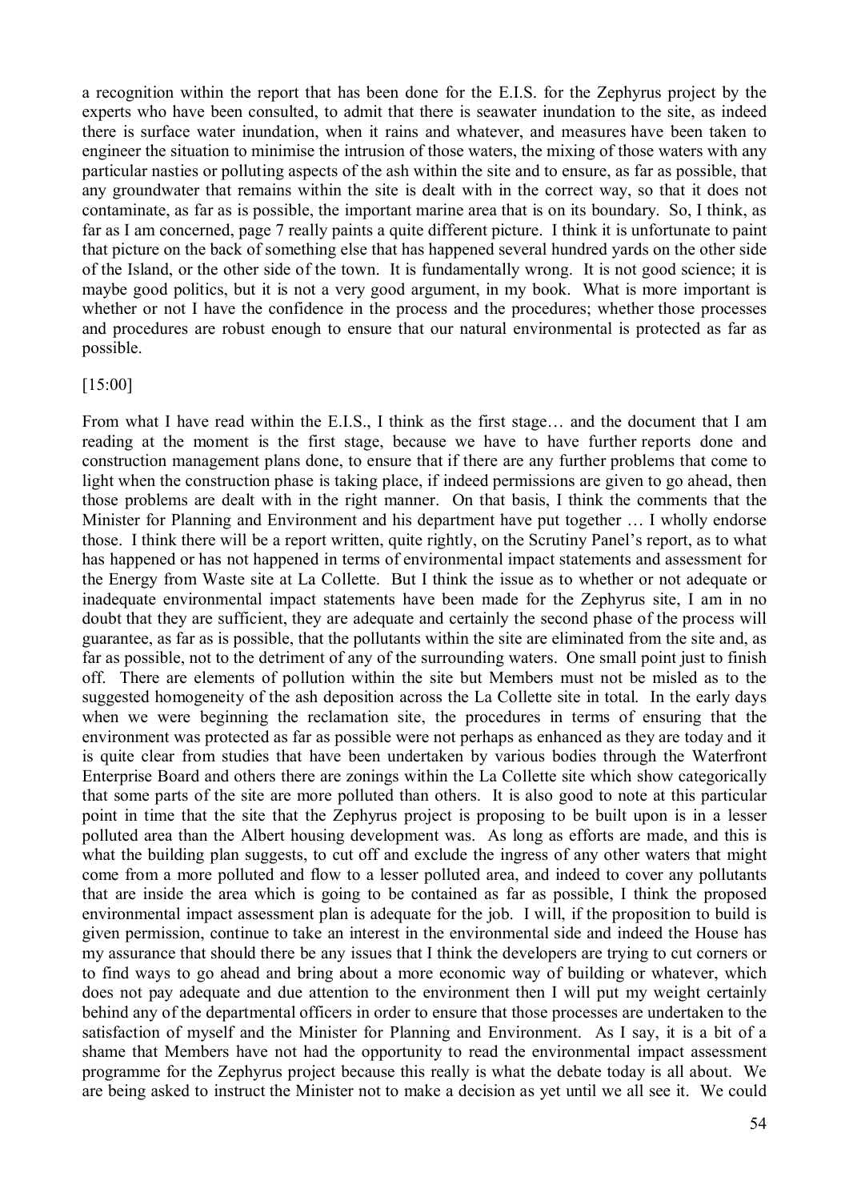a recognition within the report that has been done for the E.I.S. for the Zephyrus project by the experts who have been consulted, to admit that there is seawater inundation to the site, as indeed there is surface water inundation, when it rains and whatever, and measures have been taken to engineer the situation to minimise the intrusion of those waters, the mixing of those waters with any particular nasties or polluting aspects of the ash within the site and to ensure, as far as possible, that any groundwater that remains within the site is dealt with in the correct way, so that it does not contaminate, as far as is possible, the important marine area that is on its boundary. So, I think, as far as I am concerned, page 7 really paints a quite different picture. I think it is unfortunate to paint that picture on the back of something else that has happened several hundred yards on the other side of the Island, or the other side of the town. It is fundamentally wrong. It is not good science; it is maybe good politics, but it is not a very good argument, in my book. What is more important is whether or not I have the confidence in the process and the procedures; whether those processes and procedures are robust enough to ensure that our natural environmental is protected as far as possible.

[15:00]

From what I have read within the E.I.S., I think as the first stage… and the document that I am reading at the moment is the first stage, because we have to have further reports done and construction management plans done, to ensure that if there are any further problems that come to light when the construction phase is taking place, if indeed permissions are given to go ahead, then those problems are dealt with in the right manner. On that basis, I think the comments that the Minister for Planning and Environment and his department have put together … I wholly endorse those. I think there will be a report written, quite rightly, on the Scrutiny Panel's report, as to what has happened or has not happened in terms of environmental impact statements and assessment for the Energy from Waste site at La Collette. But I think the issue as to whether or not adequate or inadequate environmental impact statements have been made for the Zephyrus site, I am in no doubt that they are sufficient, they are adequate and certainly the second phase of the process will guarantee, as far as is possible, that the pollutants within the site are eliminated from the site and, as far as possible, not to the detriment of any of the surrounding waters. One small point just to finish off. There are elements of pollution within the site but Members must not be misled as to the suggested homogeneity of the ash deposition across the La Collette site in total. In the early days when we were beginning the reclamation site, the procedures in terms of ensuring that the environment was protected as far as possible were not perhaps as enhanced as they are today and it is quite clear from studies that have been undertaken by various bodies through the Waterfront Enterprise Board and others there are zonings within the La Collette site which show categorically that some parts of the site are more polluted than others. It is also good to note at this particular point in time that the site that the Zephyrus project is proposing to be built upon is in a lesser polluted area than the Albert housing development was. As long as efforts are made, and this is what the building plan suggests, to cut off and exclude the ingress of any other waters that might come from a more polluted and flow to a lesser polluted area, and indeed to cover any pollutants that are inside the area which is going to be contained as far as possible, I think the proposed environmental impact assessment plan is adequate for the job. I will, if the proposition to build is given permission, continue to take an interest in the environmental side and indeed the House has my assurance that should there be any issues that I think the developers are trying to cut corners or to find ways to go ahead and bring about a more economic way of building or whatever, which does not pay adequate and due attention to the environment then I will put my weight certainly behind any of the departmental officers in order to ensure that those processes are undertaken to the satisfaction of myself and the Minister for Planning and Environment. As I say, it is a bit of a shame that Members have not had the opportunity to read the environmental impact assessment programme for the Zephyrus project because this really is what the debate today is all about. We are being asked to instruct the Minister not to make a decision as yet until we all see it. We could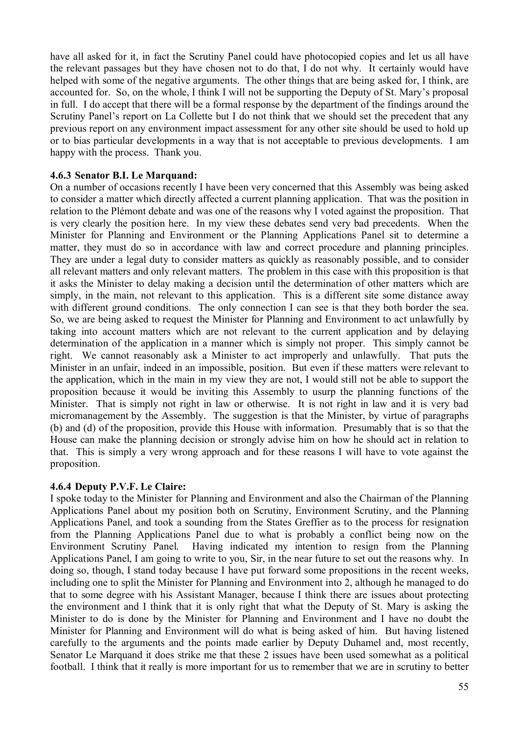have all asked for it, in fact the Scrutiny Panel could have photocopied copies and let us all have the relevant passages but they have chosen not to do that, I do not why. It certainly would have helped with some of the negative arguments. The other things that are being asked for, I think, are accounted for. So, on the whole, I think I will not be supporting the Deputy of St. Mary's proposal in full. I do accept that there will be a formal response by the department of the findings around the Scrutiny Panel's report on La Collette but I do not think that we should set the precedent that any previous report on any environment impact assessment for any other site should be used to hold up or to bias particular developments in a way that is not acceptable to previous developments. I am happy with the process. Thank you.

#### 4.6.3 Senator B.I. Le Marquand:

On a number of occasions recently I have been very concerned that this Assembly was being asked to consider a matter which directly affected a current planning application. That was the position in relation to the Plémont debate and was one of the reasons why I voted against the proposition. That is very clearly the position here. In my view these debates send very bad precedents. When the Minister for Planning and Environment or the Planning Applications Panel sit to determine a matter, they must do so in accordance with law and correct procedure and planning principles. They are under a legal duty to consider matters as quickly as reasonably possible, and to consider all relevant matters and only relevant matters. The problem in this case with this proposition is that it asks the Minister to delay making a decision until the determination of other matters which are simply, in the main, not relevant to this application. This is a different site some distance away with different ground conditions. The only connection I can see is that they both border the sea. So, we are being asked to request the Minister for Planning and Environment to act unlawfully by taking into account matters which are not relevant to the current application and by delaying determination of the application in a manner which is simply not proper. This simply cannot be right. We cannot reasonably ask a Minister to act improperly and unlawfully. That puts the Minister in an unfair, indeed in an impossible, position. But even if these matters were relevant to the application, which in the main in my view they are not, I would still not be able to support the proposition because it would be inviting this Assembly to usurp the planning functions of the Minister. That is simply not right in law or otherwise. It is not right in law and it is very bad micromanagement by the Assembly. The suggestion is that the Minister, by virtue of paragraphs (b) and (d) of the proposition, provide this House with information. Presumably that is so that the House can make the planning decision or strongly advise him on how he should act in relation to that. This is simply a very wrong approach and for these reasons I will have to vote against the proposition.

#### 4.6.4 Deputy P.V.F. Le Claire:

I spoke today to the Minister for Planning and Environment and also the Chairman of the Planning Applications Panel about my position both on Scrutiny, Environment Scrutiny, and the Planning Applications Panel, and took a sounding from the States Greffier as to the process for resignation from the Planning Applications Panel due to what is probably a conflict being now on the Environment Scrutiny Panel. Having indicated my intention to resign from the Planning Applications Panel, I am going to write to you, Sir, in the near future to set out the reasons why. In doing so, though, I stand today because I have put forward some propositions in the recent weeks, including one to split the Minister for Planning and Environment into 2, although he managed to do that to some degree with his Assistant Manager, because I think there are issues about protecting the environment and I think that it is only right that what the Deputy of St. Mary is asking the Minister to do is done by the Minister for Planning and Environment and I have no doubt the Minister for Planning and Environment will do what is being asked of him. But having listened carefully to the arguments and the points made earlier by Deputy Duhamel and, most recently, Senator Le Marquand it does strike me that these 2 issues have been used somewhat as a political football. I think that it really is more important for us to remember that we are in scrutiny to better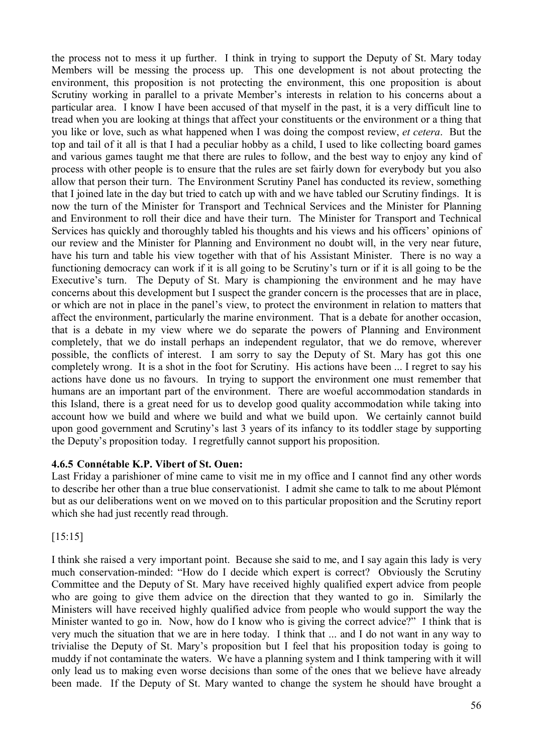the process not to mess it up further. I think in trying to support the Deputy of St. Mary today Members will be messing the process up. This one development is not about protecting the environment, this proposition is not protecting the environment, this one proposition is about Scrutiny working in parallel to a private Member's interests in relation to his concerns about a particular area. I know I have been accused of that myself in the past, it is a very difficult line to tread when you are looking at things that affect your constituents or the environment or a thing that you like or love, such as what happened when I was doing the compost review, *et cetera*. But the top and tail of it all is that I had a peculiar hobby as a child, I used to like collecting board games and various games taught me that there are rules to follow, and the best way to enjoy any kind of process with other people is to ensure that the rules are set fairly down for everybody but you also allow that person their turn. The Environment Scrutiny Panel has conducted its review, something that I joined late in the day but tried to catch up with and we have tabled our Scrutiny findings. It is now the turn of the Minister for Transport and Technical Services and the Minister for Planning and Environment to roll their dice and have their turn. The Minister for Transport and Technical Services has quickly and thoroughly tabled his thoughts and his views and his officers' opinions of our review and the Minister for Planning and Environment no doubt will, in the very near future, have his turn and table his view together with that of his Assistant Minister. There is no way a functioning democracy can work if it is all going to be Scrutiny's turn or if it is all going to be the Executive's turn. The Deputy of St. Mary is championing the environment and he may have concerns about this development but I suspect the grander concern is the processes that are in place, or which are not in place in the panel's view, to protect the environment in relation to matters that affect the environment, particularly the marine environment. That is a debate for another occasion, that is a debate in my view where we do separate the powers of Planning and Environment completely, that we do install perhaps an independent regulator, that we do remove, wherever possible, the conflicts of interest. I am sorry to say the Deputy of St. Mary has got this one completely wrong. It is a shot in the foot for Scrutiny. His actions have been ... I regret to say his actions have done us no favours. In trying to support the environment one must remember that humans are an important part of the environment. There are woeful accommodation standards in this Island, there is a great need for us to develop good quality accommodation while taking into account how we build and where we build and what we build upon. We certainly cannot build upon good government and Scrutiny's last 3 years of its infancy to its toddler stage by supporting the Deputy's proposition today. I regretfully cannot support his proposition.

### 4.6.5 Connétable K.P. Vibert of St. Ouen:

Last Friday a parishioner of mine came to visit me in my office and I cannot find any other words to describe her other than a true blue conservationist. I admit she came to talk to me about Plémont but as our deliberations went on we moved on to this particular proposition and the Scrutiny report which she had just recently read through.

[15:15]

I think she raised a very important point. Because she said to me, and I say again this lady is very much conservation-minded: "How do I decide which expert is correct? Obviously the Scrutiny Committee and the Deputy of St. Mary have received highly qualified expert advice from people who are going to give them advice on the direction that they wanted to go in. Similarly the Ministers will have received highly qualified advice from people who would support the way the Minister wanted to go in. Now, how do I know who is giving the correct advice?" I think that is very much the situation that we are in here today. I think that ... and I do not want in any way to trivialise the Deputy of St. Mary's proposition but I feel that his proposition today is going to muddy if not contaminate the waters. We have a planning system and I think tampering with it will only lead us to making even worse decisions than some of the ones that we believe have already been made. If the Deputy of St. Mary wanted to change the system he should have brought a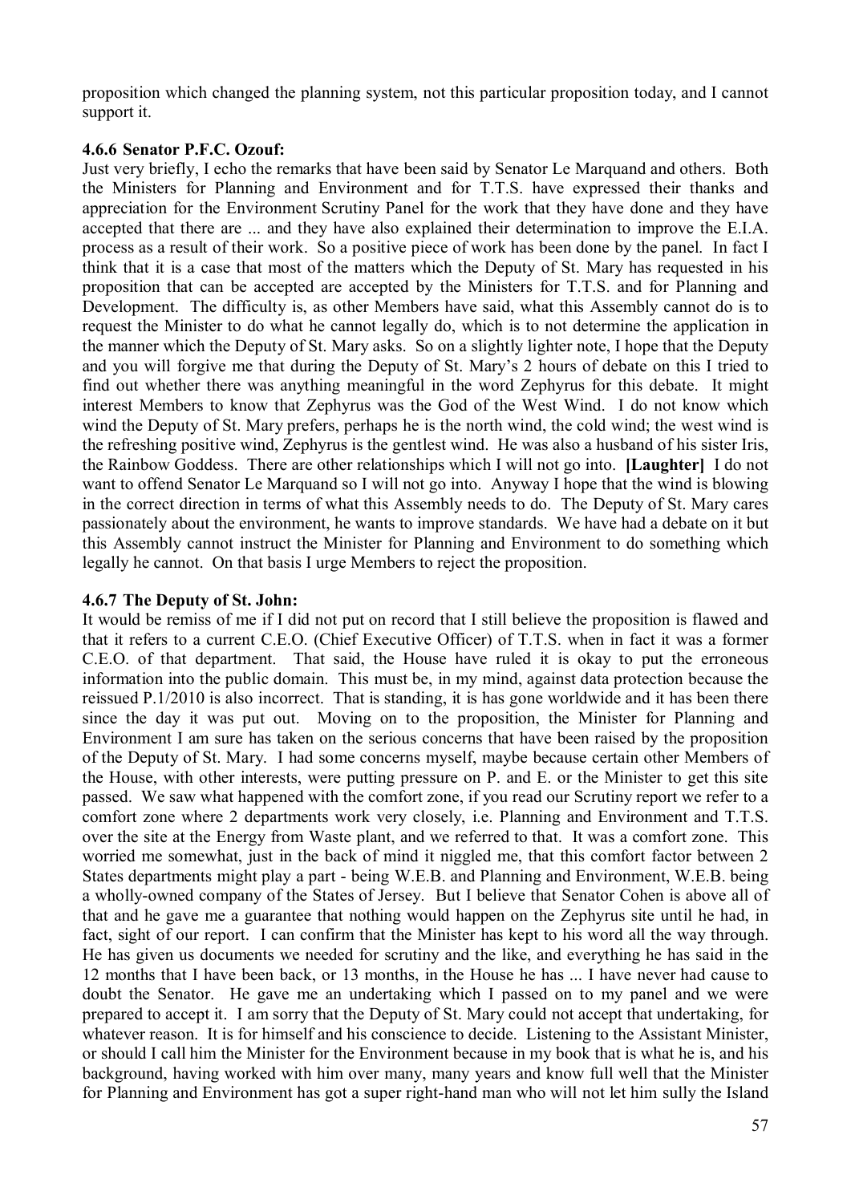proposition which changed the planning system, not this particular proposition today, and I cannot support it.

### 4.6.6 Senator P.F.C. Ozouf:

Just very briefly, I echo the remarks that have been said by Senator Le Marquand and others. Both the Ministers for Planning and Environment and for T.T.S. have expressed their thanks and appreciation for the Environment Scrutiny Panel for the work that they have done and they have accepted that there are ... and they have also explained their determination to improve the E.I.A. process as a result of their work. So a positive piece of work has been done by the panel. In fact I think that it is a case that most of the matters which the Deputy of St. Mary has requested in his proposition that can be accepted are accepted by the Ministers for T.T.S. and for Planning and Development. The difficulty is, as other Members have said, what this Assembly cannot do is to request the Minister to do what he cannot legally do, which is to not determine the application in the manner which the Deputy of St. Mary asks. So on a slightly lighter note, I hope that the Deputy and you will forgive me that during the Deputy of St. Mary's 2 hours of debate on this I tried to find out whether there was anything meaningful in the word Zephyrus for this debate. It might interest Members to know that Zephyrus was the God of the West Wind. I do not know which wind the Deputy of St. Mary prefers, perhaps he is the north wind, the cold wind; the west wind is the refreshing positive wind, Zephyrus is the gentlest wind. He was also a husband of his sister Iris, the Rainbow Goddess. There are other relationships which I will not go into. **[Laughter]** I do not want to offend Senator Le Marquand so I will not go into. Anyway I hope that the wind is blowing in the correct direction in terms of what this Assembly needs to do. The Deputy of St. Mary cares passionately about the environment, he wants to improve standards. We have had a debate on it but this Assembly cannot instruct the Minister for Planning and Environment to do something which legally he cannot. On that basis I urge Members to reject the proposition.

### 4.6.7 The Deputy of St. John:

It would be remiss of me if I did not put on record that I still believe the proposition is flawed and that it refers to a current C.E.O. (Chief Executive Officer) of T.T.S. when in fact it was a former C.E.O. of that department. That said, the House have ruled it is okay to put the erroneous information into the public domain. This must be, in my mind, against data protection because the reissued P.1/2010 is also incorrect. That is standing, it is has gone worldwide and it has been there since the day it was put out. Moving on to the proposition, the Minister for Planning and Environment I am sure has taken on the serious concerns that have been raised by the proposition of the Deputy of St. Mary. I had some concerns myself, maybe because certain other Members of the House, with other interests, were putting pressure on P. and E. or the Minister to get this site passed. We saw what happened with the comfort zone, if you read our Scrutiny report we refer to a comfort zone where 2 departments work very closely, i.e. Planning and Environment and T.T.S. over the site at the Energy from Waste plant, and we referred to that. It was a comfort zone. This worried me somewhat, just in the back of mind it niggled me, that this comfort factor between 2 States departments might play a part - being W.E.B. and Planning and Environment, W.E.B. being a wholly-owned company of the States of Jersey. But I believe that Senator Cohen is above all of that and he gave me a guarantee that nothing would happen on the Zephyrus site until he had, in fact, sight of our report. I can confirm that the Minister has kept to his word all the way through. He has given us documents we needed for scrutiny and the like, and everything he has said in the 12 months that I have been back, or 13 months, in the House he has ... I have never had cause to doubt the Senator. He gave me an undertaking which I passed on to my panel and we were prepared to accept it. I am sorry that the Deputy of St. Mary could not accept that undertaking, for whatever reason. It is for himself and his conscience to decide. Listening to the Assistant Minister, or should I call him the Minister for the Environment because in my book that is what he is, and his background, having worked with him over many, many years and know full well that the Minister for Planning and Environment has got a super right-hand man who will not let him sully the Island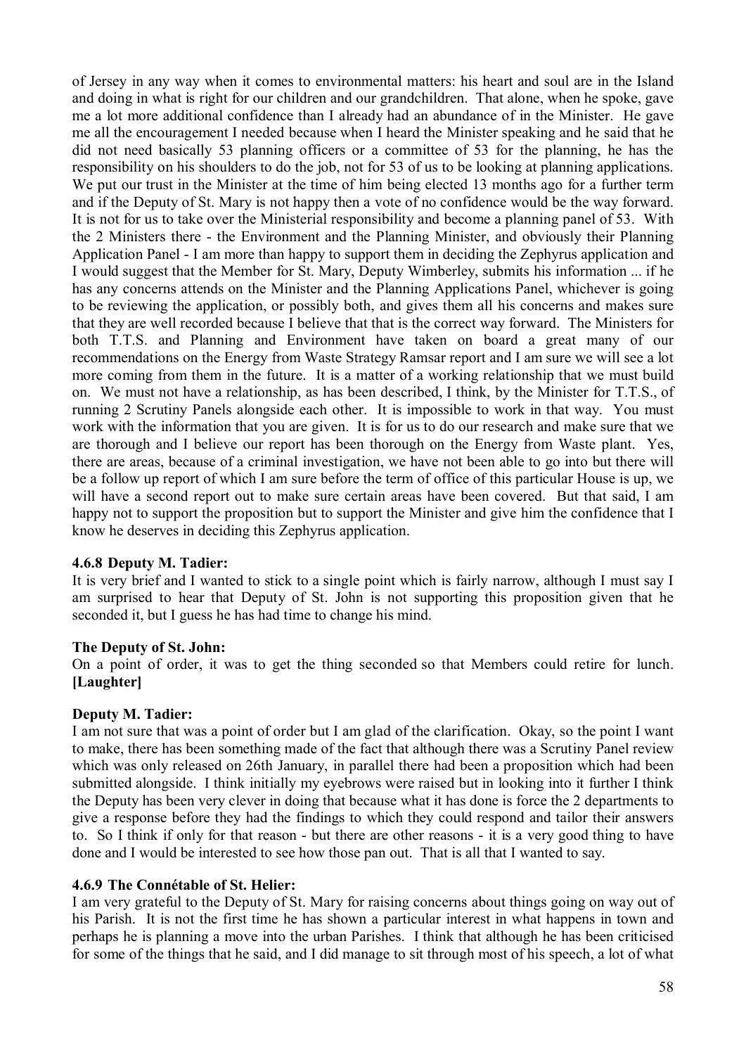of Jersey in any way when it comes to environmental matters: his heart and soul are in the Island and doing in what is right for our children and our grandchildren. That alone, when he spoke, gave me a lot more additional confidence than I already had an abundance of in the Minister. He gave me all the encouragement I needed because when I heard the Minister speaking and he said that he did not need basically 53 planning officers or a committee of 53 for the planning, he has the responsibility on his shoulders to do the job, not for 53 of us to be looking at planning applications. We put our trust in the Minister at the time of him being elected 13 months ago for a further term and if the Deputy of St. Mary is not happy then a vote of no confidence would be the way forward. It is not for us to take over the Ministerial responsibility and become a planning panel of 53. With the 2 Ministers there - the Environment and the Planning Minister, and obviously their Planning Application Panel - I am more than happy to support them in deciding the Zephyrus application and I would suggest that the Member for St. Mary, Deputy Wimberley, submits his information ... if he has any concerns attends on the Minister and the Planning Applications Panel, whichever is going to be reviewing the application, or possibly both, and gives them all his concerns and makes sure that they are well recorded because I believe that that is the correct way forward. The Ministers for both T.T.S. and Planning and Environment have taken on board a great many of our recommendations on the Energy from Waste Strategy Ramsar report and I am sure we will see a lot more coming from them in the future. It is a matter of a working relationship that we must build on. We must not have a relationship, as has been described, I think, by the Minister for T.T.S., of running 2 Scrutiny Panels alongside each other. It is impossible to work in that way. You must work with the information that you are given. It is for us to do our research and make sure that we are thorough and I believe our report has been thorough on the Energy from Waste plant. Yes, there are areas, because of a criminal investigation, we have not been able to go into but there will be a follow up report of which I am sure before the term of office of this particular House is up, we will have a second report out to make sure certain areas have been covered. But that said, I am happy not to support the proposition but to support the Minister and give him the confidence that I know he deserves in deciding this Zephyrus application.

**4.6.8 Deputy M. Tadier:**

It is very brief and I wanted to stick to a single point which is fairly narrow, although I must say I am surprised to hear that Deputy of St. John is not supporting this proposition given that he seconded it, but I guess he has had time to change his mind.

**The Deputy of St. John:**

On a point of order, it was to get the thing seconded so that Members could retire for lunch. **[Laughter]**

**Deputy M. Tadier:**

I am not sure that was a point of order but I am glad of the clarification. Okay, so the point I want to make, there has been something made of the fact that although there was a Scrutiny Panel review which was only released on 26th January, in parallel there had been a proposition which had been submitted alongside. I think initially my eyebrows were raised but in looking into it further I think the Deputy has been very clever in doing that because what it has done is force the 2 departments to give a response before they had the findings to which they could respond and tailor their answers to. So I think if only for that reason - but there are other reasons - it is a very good thing to have done and I would be interested to see how those pan out. That is all that I wanted to say.

**4.6.9 The Connétable of St. Helier:**

I am very grateful to the Deputy of St. Mary for raising concerns about things going on way out of his Parish. It is not the first time he has shown a particular interest in what happens in town and perhaps he is planning a move into the urban Parishes. I think that although he has been criticised for some of the things that he said, and I did manage to sit through most of his speech, a lot of what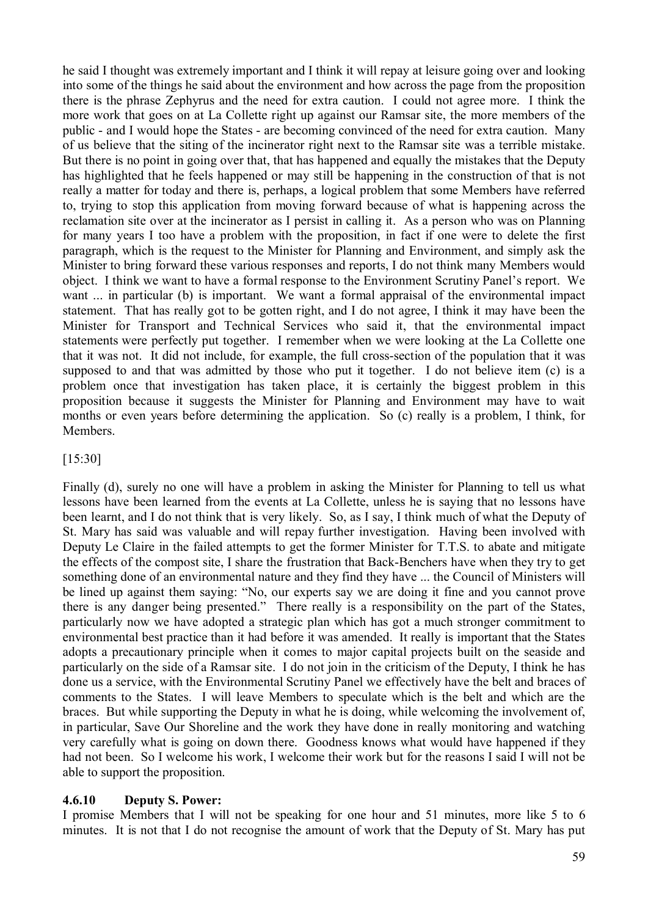he said I thought was extremely important and I think it will repay at leisure going over and looking into some of the things he said about the environment and how across the page from the proposition there is the phrase Zephyrus and the need for extra caution. I could not agree more. I think the more work that goes on at La Collette right up against our Ramsar site, the more members of the public - and I would hope the States - are becoming convinced of the need for extra caution. Many of us believe that the siting of the incinerator right next to the Ramsar site was a terrible mistake. But there is no point in going over that, that has happened and equally the mistakes that the Deputy has highlighted that he feels happened or may still be happening in the construction of that is not really a matter for today and there is, perhaps, a logical problem that some Members have referred to, trying to stop this application from moving forward because of what is happening across the reclamation site over at the incinerator as I persist in calling it. As a person who was on Planning for many years I too have a problem with the proposition, in fact if one were to delete the first paragraph, which is the request to the Minister for Planning and Environment, and simply ask the Minister to bring forward these various responses and reports, I do not think many Members would object. I think we want to have a formal response to the Environment Scrutiny Panel's report. We want ... in particular (b) is important. We want a formal appraisal of the environmental impact statement. That has really got to be gotten right, and I do not agree, I think it may have been the Minister for Transport and Technical Services who said it, that the environmental impact statements were perfectly put together. I remember when we were looking at the La Collette one that it was not. It did not include, for example, the full cross-section of the population that it was supposed to and that was admitted by those who put it together. I do not believe item (c) is a problem once that investigation has taken place, it is certainly the biggest problem in this proposition because it suggests the Minister for Planning and Environment may have to wait months or even years before determining the application. So (c) really is a problem, I think, for Members.

[15:30]

Finally (d), surely no one will have a problem in asking the Minister for Planning to tell us what lessons have been learned from the events at La Collette, unless he is saying that no lessons have been learnt, and I do not think that is very likely. So, as I say, I think much of what the Deputy of St. Mary has said was valuable and will repay further investigation. Having been involved with Deputy Le Claire in the failed attempts to get the former Minister for T.T.S. to abate and mitigate the effects of the compost site, I share the frustration that Back-Benchers have when they try to get something done of an environmental nature and they find they have ... the Council of Ministers will be lined up against them saying: "No, our experts say we are doing it fine and you cannot prove there is any danger being presented." There really is a responsibility on the part of the States, particularly now we have adopted a strategic plan which has got a much stronger commitment to environmental best practice than it had before it was amended. It really is important that the States adopts a precautionary principle when it comes to major capital projects built on the seaside and particularly on the side of a Ramsar site. I do not join in the criticism of the Deputy, I think he has done us a service, with the Environmental Scrutiny Panel we effectively have the belt and braces of comments to the States. I will leave Members to speculate which is the belt and which are the braces. But while supporting the Deputy in what he is doing, while welcoming the involvement of, in particular, Save Our Shoreline and the work they have done in really monitoring and watching very carefully what is going on down there. Goodness knows what would have happened if they had not been. So I welcome his work, I welcome their work but for the reasons I said I will not be able to support the proposition.

#### 4.6.10 Deputy S. Power:

I promise Members that I will not be speaking for one hour and 51 minutes, more like 5 to 6 minutes. It is not that I do not recognise the amount of work that the Deputy of St. Mary has put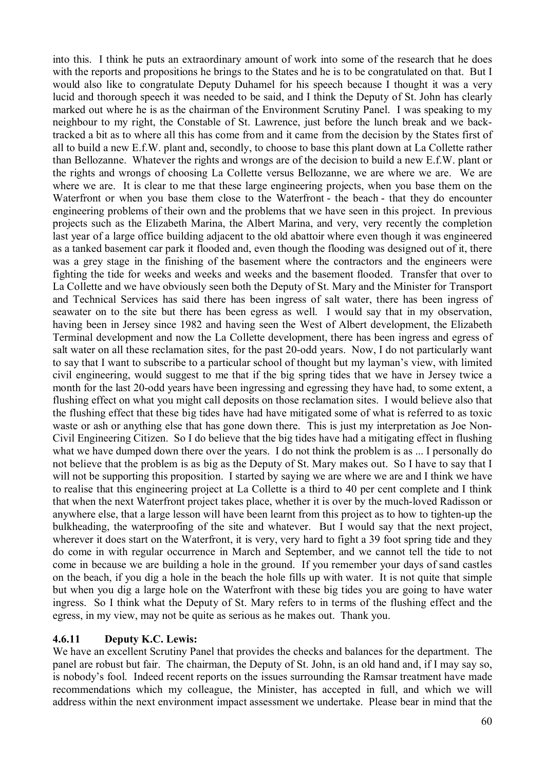into this. I think he puts an extraordinary amount of work into some of the research that he does with the reports and propositions he brings to the States and he is to be congratulated on that. But I would also like to congratulate Deputy Duhamel for his speech because I thought it was a very lucid and thorough speech it was needed to be said, and I think the Deputy of St. John has clearly marked out where he is as the chairman of the Environment Scrutiny Panel. I was speaking to my neighbour to my right, the Constable of St. Lawrence, just before the lunch break and we back-tracked a bit as to where all this has come from and it came from the decision by the States first of all to build a new E.f.W. plant and, secondly, to choose to base this plant down at La Collette rather than Bellozanne. Whatever the rights and wrongs are of the decision to build a new E.f.W. plant or the rights and wrongs of choosing La Collette versus Bellozanne, we are where we are. We are where we are. It is clear to me that these large engineering projects, when you base them on the Waterfront or when you base them close to the Waterfront - the beach - that they do encounter engineering problems of their own and the problems that we have seen in this project. In previous projects such as the Elizabeth Marina, the Albert Marina, and very, very recently the completion last year of a large office building adjacent to the old abattoir where even though it was engineered as a tanked basement car park it flooded and, even though the flooding was designed out of it, there was a grey stage in the finishing of the basement where the contractors and the engineers were fighting the tide for weeks and weeks and weeks and the basement flooded. Transfer that over to La Collette and we have obviously seen both the Deputy of St. Mary and the Minister for Transport and Technical Services has said there has been ingress of salt water, there has been ingress of seawater on to the site but there has been egress as well. I would say that in my observation, having been in Jersey since 1982 and having seen the West of Albert development, the Elizabeth Terminal development and now the La Collette development, there has been ingress and egress of salt water on all these reclamation sites, for the past 20-odd years. Now, I do not particularly want to say that I want to subscribe to a particular school of thought but my layman's view, with limited civil engineering, would suggest to me that if the big spring tides that we have in Jersey twice a month for the last 20-odd years have been ingressing and egressing they have had, to some extent, a flushing effect on what you might call deposits on those reclamation sites. I would believe also that the flushing effect that these big tides have had have mitigated some of what is referred to as toxic waste or ash or anything else that has gone down there. This is just my interpretation as Joe Non-Civil Engineering Citizen. So I do believe that the big tides have had a mitigating effect in flushing what we have dumped down there over the years. I do not think the problem is as ... I personally do not believe that the problem is as big as the Deputy of St. Mary makes out. So I have to say that I will not be supporting this proposition. I started by saying we are where we are and I think we have to realise that this engineering project at La Collette is a third to 40 per cent complete and I think that when the next Waterfront project takes place, whether it is over by the much-loved Radisson or anywhere else, that a large lesson will have been learnt from this project as to how to tighten-up the bulkheading, the waterproofing of the site and whatever. But I would say that the next project, wherever it does start on the Waterfront, it is very, very hard to fight a 39 foot spring tide and they do come in with regular occurrence in March and September, and we cannot tell the tide to not come in because we are building a hole in the ground. If you remember your days of sand castles on the beach, if you dig a hole in the beach the hole fills up with water. It is not quite that simple but when you dig a large hole on the Waterfront with these big tides you are going to have water ingress. So I think what the Deputy of St. Mary refers to in terms of the flushing effect and the egress, in my view, may not be quite as serious as he makes out. Thank you.

### 4.6.11 Deputy K.C. Lewis:

We have an excellent Scrutiny Panel that provides the checks and balances for the department. The panel are robust but fair. The chairman, the Deputy of St. John, is an old hand and, if I may say so, is nobody's fool. Indeed recent reports on the issues surrounding the Ramsar treatment have made recommendations which my colleague, the Minister, has accepted in full, and which we will address within the next environment impact assessment we undertake. Please bear in mind that the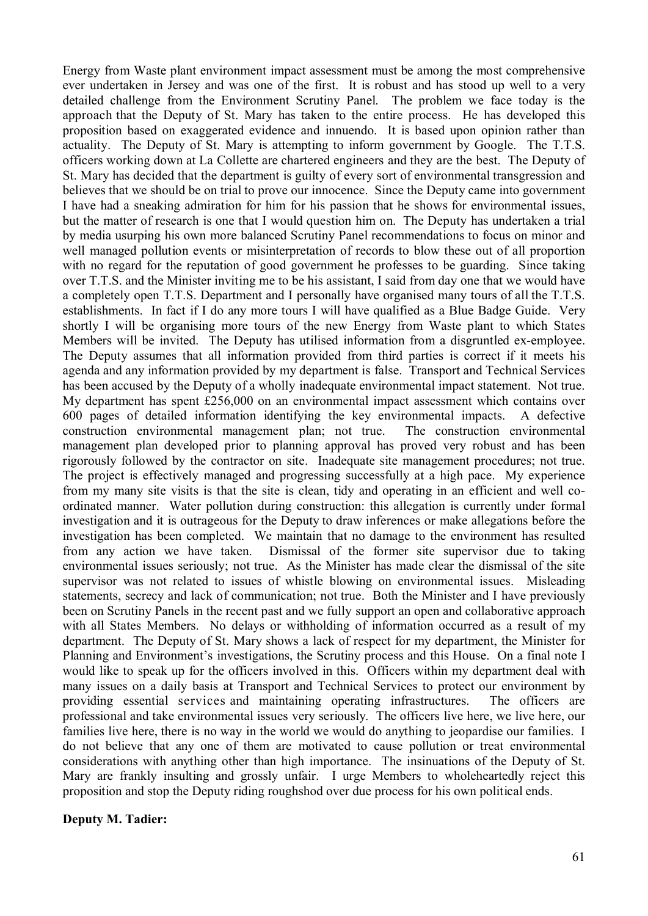Energy from Waste plant environment impact assessment must be among the most comprehensive ever undertaken in Jersey and was one of the first. It is robust and has stood up well to a very detailed challenge from the Environment Scrutiny Panel. The problem we face today is the approach that the Deputy of St. Mary has taken to the entire process. He has developed this proposition based on exaggerated evidence and innuendo. It is based upon opinion rather than actuality. The Deputy of St. Mary is attempting to inform government by Google. The T.T.S. officers working down at La Collette are chartered engineers and they are the best. The Deputy of St. Mary has decided that the department is guilty of every sort of environmental transgression and believes that we should be on trial to prove our innocence. Since the Deputy came into government I have had a sneaking admiration for him for his passion that he shows for environmental issues, but the matter of research is one that I would question him on. The Deputy has undertaken a trial by media usurping his own more balanced Scrutiny Panel recommendations to focus on minor and well managed pollution events or misinterpretation of records to blow these out of all proportion with no regard for the reputation of good government he professes to be guarding. Since taking over T.T.S. and the Minister inviting me to be his assistant, I said from day one that we would have a completely open T.T.S. Department and I personally have organised many tours of all the T.T.S. establishments. In fact if I do any more tours I will have qualified as a Blue Badge Guide. Very shortly I will be organising more tours of the new Energy from Waste plant to which States Members will be invited. The Deputy has utilised information from a disgruntled ex-employee. The Deputy assumes that all information provided from third parties is correct if it meets his agenda and any information provided by my department is false. Transport and Technical Services has been accused by the Deputy of a wholly inadequate environmental impact statement. Not true. My department has spent £256,000 on an environmental impact assessment which contains over 600 pages of detailed information identifying the key environmental impacts. A defective construction environmental management plan; not true. The construction environmental management plan developed prior to planning approval has proved very robust and has been rigorously followed by the contractor on site. Inadequate site management procedures; not true. The project is effectively managed and progressing successfully at a high pace. My experience from my many site visits is that the site is clean, tidy and operating in an efficient and well co-ordinated manner. Water pollution during construction: this allegation is currently under formal investigation and it is outrageous for the Deputy to draw inferences or make allegations before the investigation has been completed. We maintain that no damage to the environment has resulted from any action we have taken. Dismissal of the former site supervisor due to taking environmental issues seriously; not true. As the Minister has made clear the dismissal of the site supervisor was not related to issues of whistle blowing on environmental issues. Misleading statements, secrecy and lack of communication; not true. Both the Minister and I have previously been on Scrutiny Panels in the recent past and we fully support an open and collaborative approach with all States Members. No delays or withholding of information occurred as a result of my department. The Deputy of St. Mary shows a lack of respect for my department, the Minister for Planning and Environment's investigations, the Scrutiny process and this House. On a final note I would like to speak up for the officers involved in this. Officers within my department deal with many issues on a daily basis at Transport and Technical Services to protect our environment by providing essential services and maintaining operating infrastructures. The officers are professional and take environmental issues very seriously. The officers live here, we live here, our families live here, there is no way in the world we would do anything to jeopardise our families. I do not believe that any one of them are motivated to cause pollution or treat environmental considerations with anything other than high importance. The insinuations of the Deputy of St. Mary are frankly insulting and grossly unfair. I urge Members to wholeheartedly reject this proposition and stop the Deputy riding roughshod over due process for his own political ends.

**Deputy M. Tadier:**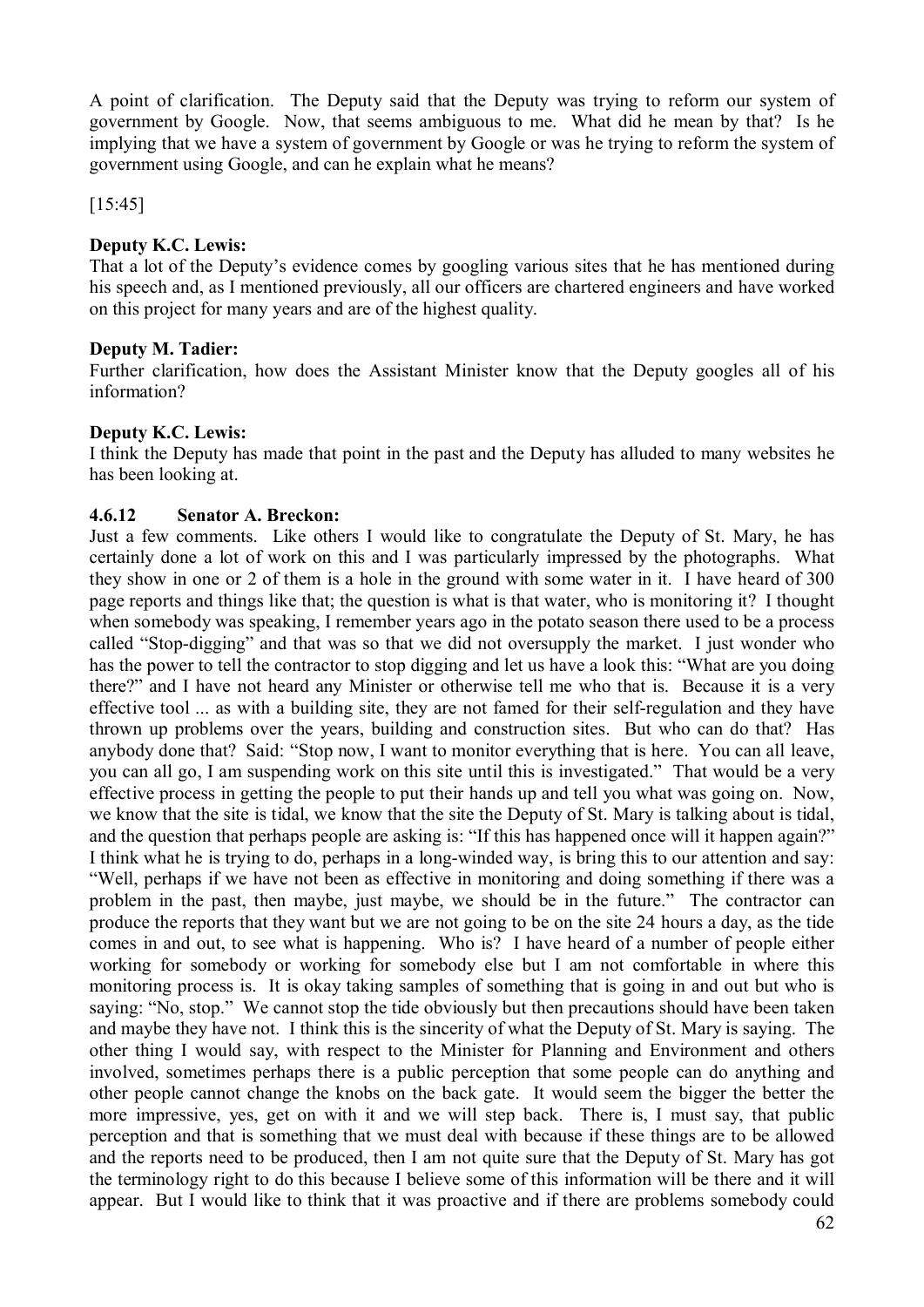A point of clarification. The Deputy said that the Deputy was trying to reform our system of government by Google. Now, that seems ambiguous to me. What did he mean by that? Is he implying that we have a system of government by Google or was he trying to reform the system of government using Google, and can he explain what he means?

[15:45]

**Deputy K.C. Lewis:**

That a lot of the Deputy's evidence comes by googling various sites that he has mentioned during his speech and, as I mentioned previously, all our officers are chartered engineers and have worked on this project for many years and are of the highest quality.

**Deputy M. Tadier:**

Further clarification, how does the Assistant Minister know that the Deputy googles all of his information?

**Deputy K.C. Lewis:**

I think the Deputy has made that point in the past and the Deputy has alluded to many websites he has been looking at.

### 4.6.12 Senator A. Breckon:

Just a few comments. Like others I would like to congratulate the Deputy of St. Mary, he has certainly done a lot of work on this and I was particularly impressed by the photographs. What they show in one or 2 of them is a hole in the ground with some water in it. I have heard of 300 page reports and things like that; the question is what is that water, who is monitoring it? I thought when somebody was speaking, I remember years ago in the potato season there used to be a process called "Stop-digging" and that was so that we did not oversupply the market. I just wonder who has the power to tell the contractor to stop digging and let us have a look this: "What are you doing there?" and I have not heard any Minister or otherwise tell me who that is. Because it is a very effective tool ... as with a building site, they are not famed for their self-regulation and they have thrown up problems over the years, building and construction sites. But who can do that? Has anybody done that? Said: "Stop now, I want to monitor everything that is here. You can all leave, you can all go, I am suspending work on this site until this is investigated." That would be a very effective process in getting the people to put their hands up and tell you what was going on. Now, we know that the site is tidal, we know that the site the Deputy of St. Mary is talking about is tidal, and the question that perhaps people are asking is: "If this has happened once will it happen again?" I think what he is trying to do, perhaps in a long-winded way, is bring this to our attention and say: "Well, perhaps if we have not been as effective in monitoring and doing something if there was a problem in the past, then maybe, just maybe, we should be in the future." The contractor can produce the reports that they want but we are not going to be on the site 24 hours a day, as the tide comes in and out, to see what is happening. Who is? I have heard of a number of people either working for somebody or working for somebody else but I am not comfortable in where this monitoring process is. It is okay taking samples of something that is going in and out but who is saying: "No, stop." We cannot stop the tide obviously but then precautions should have been taken and maybe they have not. I think this is the sincerity of what the Deputy of St. Mary is saying. The other thing I would say, with respect to the Minister for Planning and Environment and others involved, sometimes perhaps there is a public perception that some people can do anything and other people cannot change the knobs on the back gate. It would seem the bigger the better the more impressive, yes, get on with it and we will step back. There is, I must say, that public perception and that is something that we must deal with because if these things are to be allowed and the reports need to be produced, then I am not quite sure that the Deputy of St. Mary has got the terminology right to do this because I believe some of this information will be there and it will appear. But I would like to think that it was proactive and if there are problems somebody could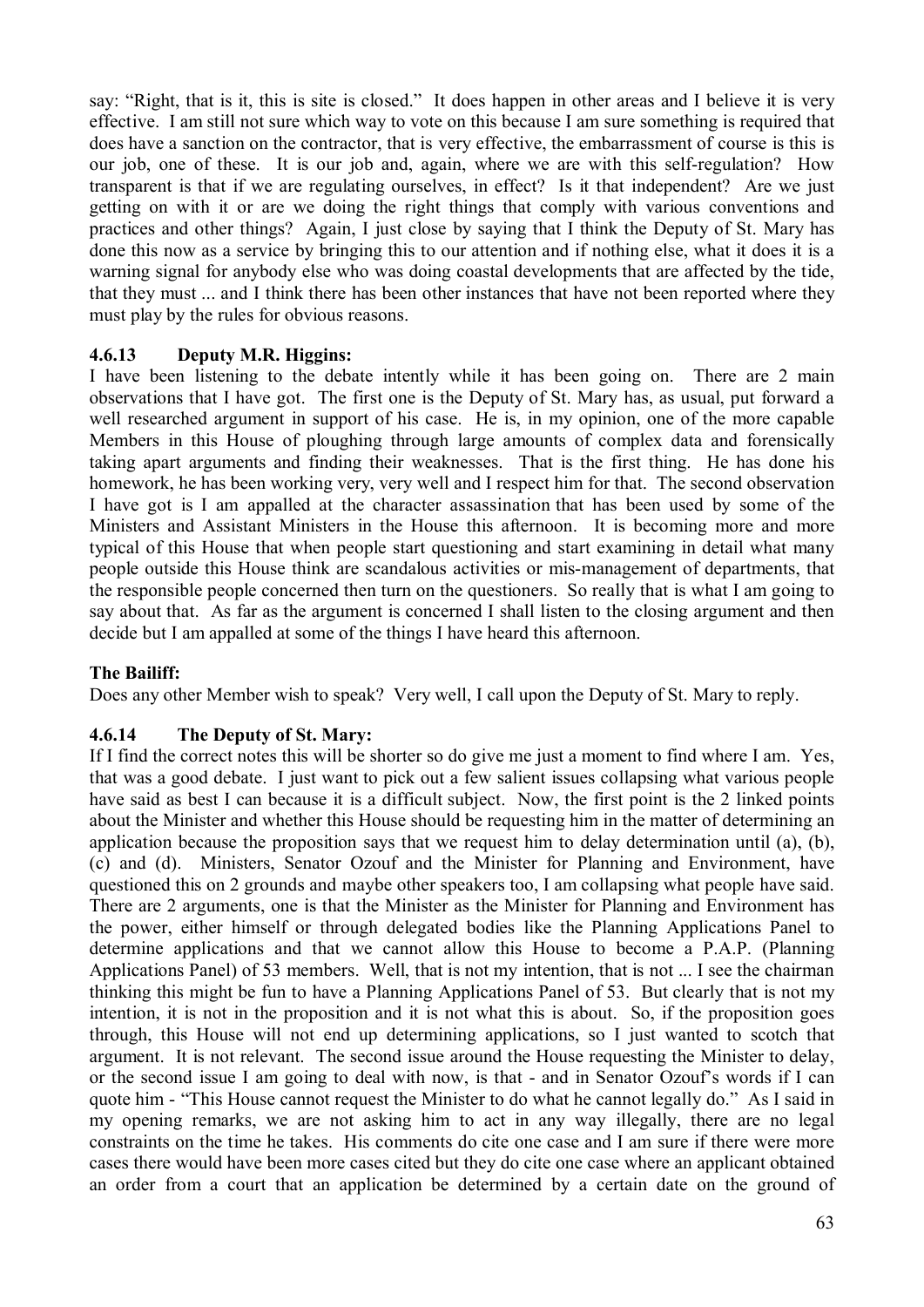say: "Right, that is it, this is site is closed." It does happen in other areas and I believe it is very effective. I am still not sure which way to vote on this because I am sure something is required that does have a sanction on the contractor, that is very effective, the embarrassment of course is this is our job, one of these. It is our job and, again, where we are with this self-regulation? How transparent is that if we are regulating ourselves, in effect? Is it that independent? Are we just getting on with it or are we doing the right things that comply with various conventions and practices and other things? Again, I just close by saying that I think the Deputy of St. Mary has done this now as a service by bringing this to our attention and if nothing else, what it does it is a warning signal for anybody else who was doing coastal developments that are affected by the tide, that they must ... and I think there has been other instances that have not been reported where they must play by the rules for obvious reasons.

### 4.6.13 Deputy M.R. Higgins:

I have been listening to the debate intently while it has been going on. There are 2 main observations that I have got. The first one is the Deputy of St. Mary has, as usual, put forward a well researched argument in support of his case. He is, in my opinion, one of the more capable Members in this House of ploughing through large amounts of complex data and forensically taking apart arguments and finding their weaknesses. That is the first thing. He has done his homework, he has been working very, very well and I respect him for that. The second observation I have got is I am appalled at the character assassination that has been used by some of the Ministers and Assistant Ministers in the House this afternoon. It is becoming more and more typical of this House that when people start questioning and start examining in detail what many people outside this House think are scandalous activities or mis-management of departments, that the responsible people concerned then turn on the questioners. So really that is what I am going to say about that. As far as the argument is concerned I shall listen to the closing argument and then decide but I am appalled at some of the things I have heard this afternoon.

**The Bailiff:**

Does any other Member wish to speak? Very well, I call upon the Deputy of St. Mary to reply.

### 4.6.14 The Deputy of St. Mary:

If I find the correct notes this will be shorter so do give me just a moment to find where I am. Yes, that was a good debate. I just want to pick out a few salient issues collapsing what various people have said as best I can because it is a difficult subject. Now, the first point is the 2 linked points about the Minister and whether this House should be requesting him in the matter of determining an application because the proposition says that we request him to delay determination until (a), (b), (c) and (d). Ministers, Senator Ozouf and the Minister for Planning and Environment, have questioned this on 2 grounds and maybe other speakers too, I am collapsing what people have said. There are 2 arguments, one is that the Minister as the Minister for Planning and Environment has the power, either himself or through delegated bodies like the Planning Applications Panel to determine applications and that we cannot allow this House to become a P.A.P. (Planning Applications Panel) of 53 members. Well, that is not my intention, that is not ... I see the chairman thinking this might be fun to have a Planning Applications Panel of 53. But clearly that is not my intention, it is not in the proposition and it is not what this is about. So, if the proposition goes through, this House will not end up determining applications, so I just wanted to scotch that argument. It is not relevant. The second issue around the House requesting the Minister to delay, or the second issue I am going to deal with now, is that - and in Senator Ozouf's words if I can quote him - "This House cannot request the Minister to do what he cannot legally do." As I said in my opening remarks, we are not asking him to act in any way illegally, there are no legal constraints on the time he takes. His comments do cite one case and I am sure if there were more cases there would have been more cases cited but they do cite one case where an applicant obtained an order from a court that an application be determined by a certain date on the ground of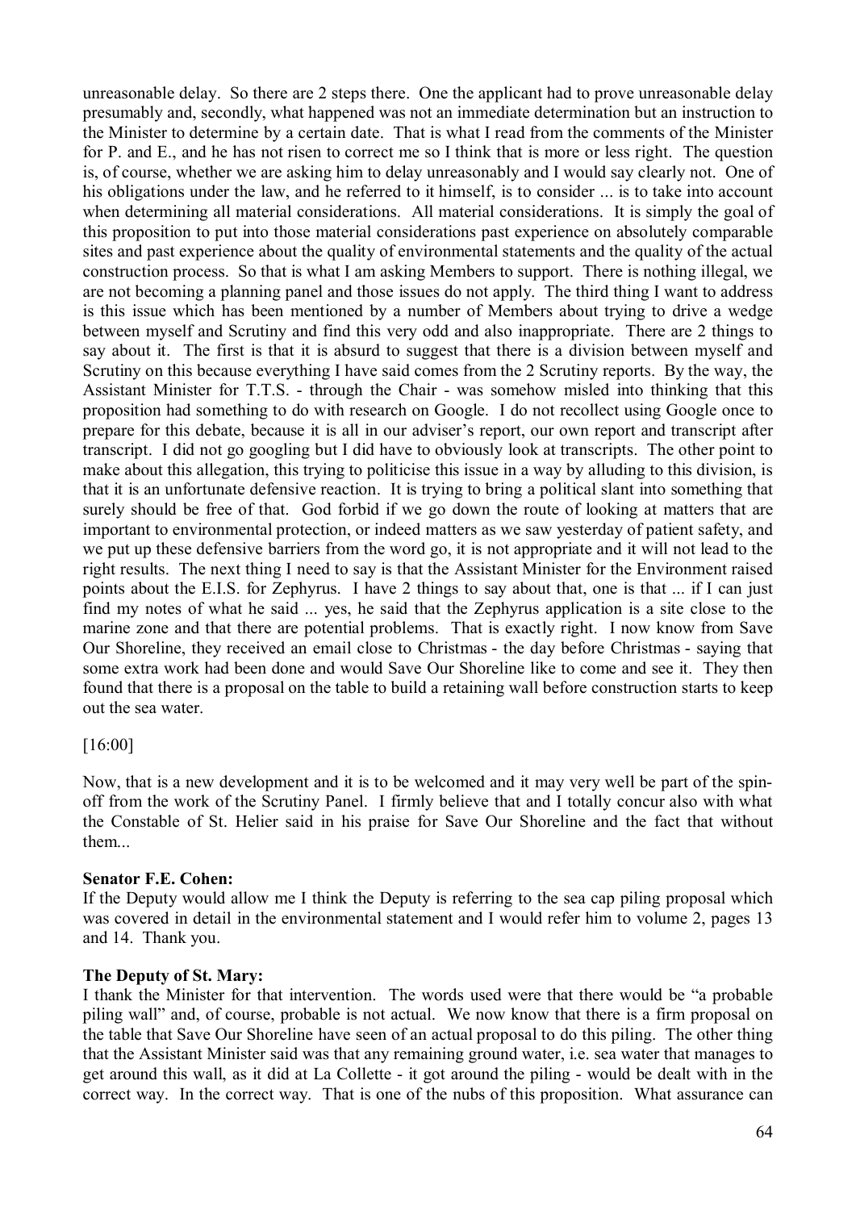unreasonable delay. So there are 2 steps there. One the applicant had to prove unreasonable delay presumably and, secondly, what happened was not an immediate determination but an instruction to the Minister to determine by a certain date. That is what I read from the comments of the Minister for P. and E., and he has not risen to correct me so I think that is more or less right. The question is, of course, whether we are asking him to delay unreasonably and I would say clearly not. One of his obligations under the law, and he referred to it himself, is to consider ... is to take into account when determining all material considerations. All material considerations. It is simply the goal of this proposition to put into those material considerations past experience on absolutely comparable sites and past experience about the quality of environmental statements and the quality of the actual construction process. So that is what I am asking Members to support. There is nothing illegal, we are not becoming a planning panel and those issues do not apply. The third thing I want to address is this issue which has been mentioned by a number of Members about trying to drive a wedge between myself and Scrutiny and find this very odd and also inappropriate. There are 2 things to say about it. The first is that it is absurd to suggest that there is a division between myself and Scrutiny on this because everything I have said comes from the 2 Scrutiny reports. By the way, the Assistant Minister for T.T.S. - through the Chair - was somehow misled into thinking that this proposition had something to do with research on Google. I do not recollect using Google once to prepare for this debate, because it is all in our adviser's report, our own report and transcript after transcript. I did not go googling but I did have to obviously look at transcripts. The other point to make about this allegation, this trying to politicise this issue in a way by alluding to this division, is that it is an unfortunate defensive reaction. It is trying to bring a political slant into something that surely should be free of that. God forbid if we go down the route of looking at matters that are important to environmental protection, or indeed matters as we saw yesterday of patient safety, and we put up these defensive barriers from the word go, it is not appropriate and it will not lead to the right results. The next thing I need to say is that the Assistant Minister for the Environment raised points about the E.I.S. for Zephyrus. I have 2 things to say about that, one is that ... if I can just find my notes of what he said ... yes, he said that the Zephyrus application is a site close to the marine zone and that there are potential problems. That is exactly right. I now know from Save Our Shoreline, they received an email close to Christmas - the day before Christmas - saying that some extra work had been done and would Save Our Shoreline like to come and see it. They then found that there is a proposal on the table to build a retaining wall before construction starts to keep out the sea water.

[16:00]

Now, that is a new development and it is to be welcomed and it may very well be part of the spin-off from the work of the Scrutiny Panel. I firmly believe that and I totally concur also with what the Constable of St. Helier said in his praise for Save Our Shoreline and the fact that without them...

**Senator F.E. Cohen:**

If the Deputy would allow me I think the Deputy is referring to the sea cap piling proposal which was covered in detail in the environmental statement and I would refer him to volume 2, pages 13 and 14. Thank you.

**The Deputy of St. Mary:**

I thank the Minister for that intervention. The words used were that there would be "a probable piling wall" and, of course, probable is not actual. We now know that there is a firm proposal on the table that Save Our Shoreline have seen of an actual proposal to do this piling. The other thing that the Assistant Minister said was that any remaining ground water, i.e. sea water that manages to get around this wall, as it did at La Collette - it got around the piling - would be dealt with in the correct way. In the correct way. That is one of the nubs of this proposition. What assurance can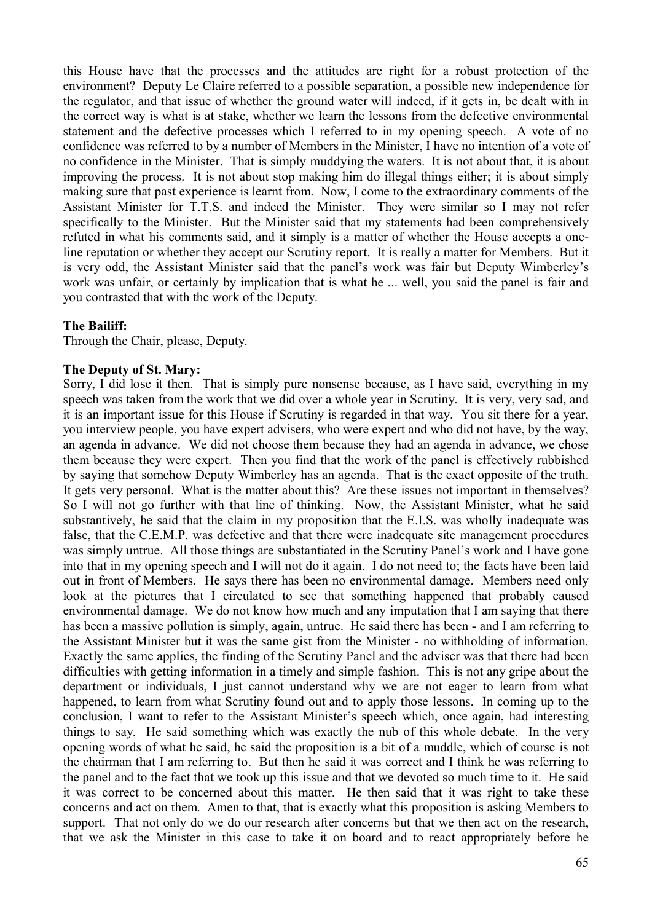this House have that the processes and the attitudes are right for a robust protection of the environment? Deputy Le Claire referred to a possible separation, a possible new independence for the regulator, and that issue of whether the ground water will indeed, if it gets in, be dealt with in the correct way is what is at stake, whether we learn the lessons from the defective environmental statement and the defective processes which I referred to in my opening speech. A vote of no confidence was referred to by a number of Members in the Minister, I have no intention of a vote of no confidence in the Minister. That is simply muddying the waters. It is not about that, it is about improving the process. It is not about stop making him do illegal things either; it is about simply making sure that past experience is learnt from. Now, I come to the extraordinary comments of the Assistant Minister for T.T.S. and indeed the Minister. They were similar so I may not refer specifically to the Minister. But the Minister said that my statements had been comprehensively refuted in what his comments said, and it simply is a matter of whether the House accepts a one-line reputation or whether they accept our Scrutiny report. It is really a matter for Members. But it is very odd, the Assistant Minister said that the panel's work was fair but Deputy Wimberley's work was unfair, or certainly by implication that is what he ... well, you said the panel is fair and you contrasted that with the work of the Deputy.

**The Bailiff:**

Through the Chair, please, Deputy.

**The Deputy of St. Mary:**

Sorry, I did lose it then. That is simply pure nonsense because, as I have said, everything in my speech was taken from the work that we did over a whole year in Scrutiny. It is very, very sad, and it is an important issue for this House if Scrutiny is regarded in that way. You sit there for a year, you interview people, you have expert advisers, who were expert and who did not have, by the way, an agenda in advance. We did not choose them because they had an agenda in advance, we chose them because they were expert. Then you find that the work of the panel is effectively rubbished by saying that somehow Deputy Wimberley has an agenda. That is the exact opposite of the truth. It gets very personal. What is the matter about this? Are these issues not important in themselves? So I will not go further with that line of thinking. Now, the Assistant Minister, what he said substantively, he said that the claim in my proposition that the E.I.S. was wholly inadequate was false, that the C.E.M.P. was defective and that there were inadequate site management procedures was simply untrue. All those things are substantiated in the Scrutiny Panel's work and I have gone into that in my opening speech and I will not do it again. I do not need to; the facts have been laid out in front of Members. He says there has been no environmental damage. Members need only look at the pictures that I circulated to see that something happened that probably caused environmental damage. We do not know how much and any imputation that I am saying that there has been a massive pollution is simply, again, untrue. He said there has been - and I am referring to the Assistant Minister but it was the same gist from the Minister - no withholding of information. Exactly the same applies, the finding of the Scrutiny Panel and the adviser was that there had been difficulties with getting information in a timely and simple fashion. This is not any gripe about the department or individuals, I just cannot understand why we are not eager to learn from what happened, to learn from what Scrutiny found out and to apply those lessons. In coming up to the conclusion, I want to refer to the Assistant Minister's speech which, once again, had interesting things to say. He said something which was exactly the nub of this whole debate. In the very opening words of what he said, he said the proposition is a bit of a muddle, which of course is not the chairman that I am referring to. But then he said it was correct and I think he was referring to the panel and to the fact that we took up this issue and that we devoted so much time to it. He said it was correct to be concerned about this matter. He then said that it was right to take these concerns and act on them. Amen to that, that is exactly what this proposition is asking Members to support. That not only do we do our research after concerns but that we then act on the research, that we ask the Minister in this case to take it on board and to react appropriately before he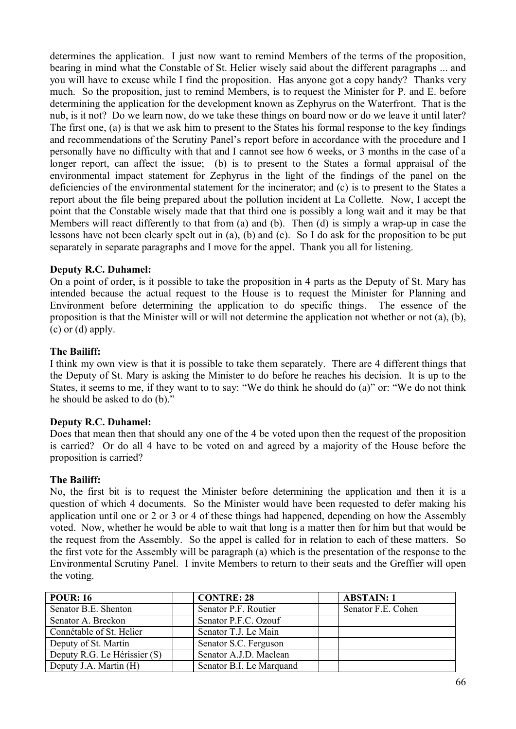determines the application. I just now want to remind Members of the terms of the proposition, bearing in mind what the Constable of St. Helier wisely said about the different paragraphs ... and you will have to excuse while I find the proposition. Has anyone got a copy handy? Thanks very much. So the proposition, just to remind Members, is to request the Minister for P. and E. before determining the application for the development known as Zephyrus on the Waterfront. That is the nub, is it not? Do we learn now, do we take these things on board now or do we leave it until later? The first one, (a) is that we ask him to present to the States his formal response to the key findings and recommendations of the Scrutiny Panel's report before in accordance with the procedure and I personally have no difficulty with that and I cannot see how 6 weeks, or 3 months in the case of a longer report, can affect the issue; (b) is to present to the States a formal appraisal of the environmental impact statement for Zephyrus in the light of the findings of the panel on the deficiencies of the environmental statement for the incinerator; and (c) is to present to the States a report about the file being prepared about the pollution incident at La Collette. Now, I accept the point that the Constable wisely made that that third one is possibly a long wait and it may be that Members will react differently to that from (a) and (b). Then (d) is simply a wrap-up in case the lessons have not been clearly spelt out in (a), (b) and (c). So I do ask for the proposition to be put separately in separate paragraphs and I move for the appel. Thank you all for listening.

**Deputy R.C. Duhamel:**

On a point of order, is it possible to take the proposition in 4 parts as the Deputy of St. Mary has intended because the actual request to the House is to request the Minister for Planning and Environment before determining the application to do specific things. The essence of the proposition is that the Minister will or will not determine the application not whether or not (a), (b), (c) or (d) apply.

**The Bailiff:**

I think my own view is that it is possible to take them separately. There are 4 different things that the Deputy of St. Mary is asking the Minister to do before he reaches his decision. It is up to the States, it seems to me, if they want to to say: "We do think he should do (a)" or: "We do not think he should be asked to do (b)."

**Deputy R.C. Duhamel:**

Does that mean then that should any one of the 4 be voted upon then the request of the proposition is carried? Or do all 4 have to be voted on and agreed by a majority of the House before the proposition is carried?

**The Bailiff:**

No, the first bit is to request the Minister before determining the application and then it is a question of which 4 documents. So the Minister would have been requested to defer making his application until one or 2 or 3 or 4 of these things had happened, depending on how the Assembly voted. Now, whether he would be able to wait that long is a matter then for him but that would be the request from the Assembly. So the appel is called for in relation to each of these matters. So the first vote for the Assembly will be paragraph (a) which is the presentation of the response to the Environmental Scrutiny Panel. I invite Members to return to their seats and the Greffier will open the voting.

| POUR: 16 | | CONTRE: 28 | | ABSTAIN: 1 |
|---|---|---|---|---|
| Senator B.E. Shenton | | Senator P.F. Routier | | Senator F.E. Cohen |
| Senator A. Breckon | | Senator P.F.C. Ozouf | | |
| Connétable of St. Helier | | Senator T.J. Le Main | | |
| Deputy of St. Martin | | Senator S.C. Ferguson | | |
| Deputy R.G. Le Hérissier (S) | | Senator A.J.D. Maclean | | |
| Deputy J.A. Martin (H) | | Senator B.I. Le Marquand | | |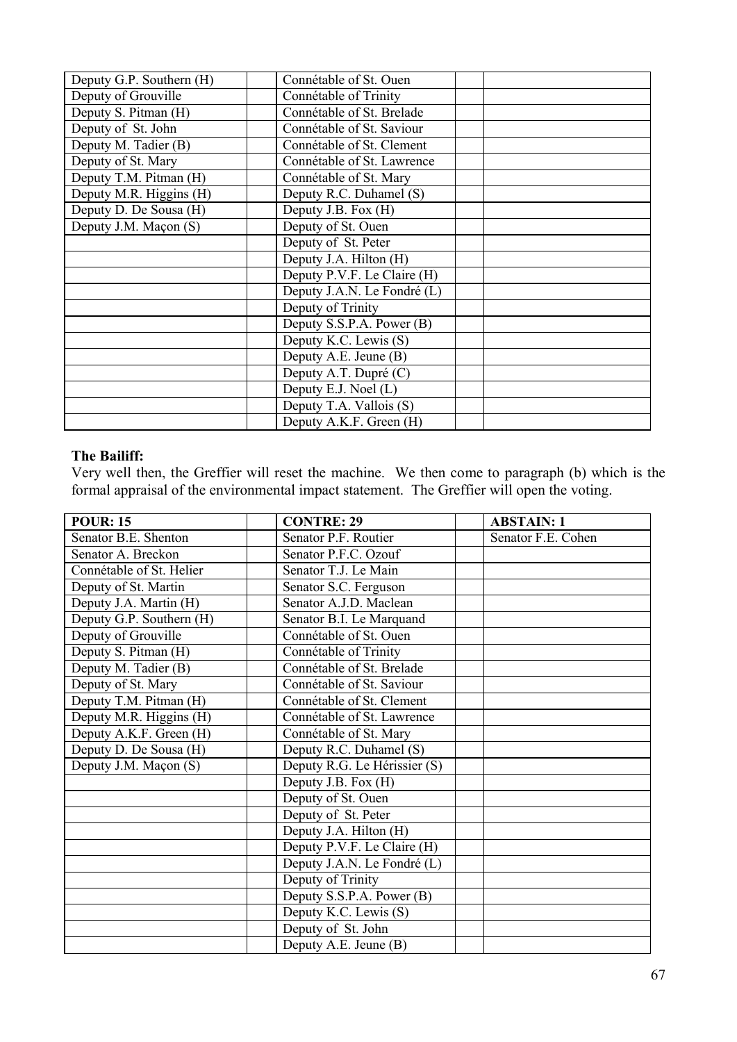| | | | | |
|---|---|---|---|---|
| Deputy G.P. Southern (H) | | Connétable of St. Ouen | | |
| Deputy of Grouville | | Connétable of Trinity | | |
| Deputy S. Pitman (H) | | Connétable of St. Brelade | | |
| Deputy of St. John | | Connétable of St. Saviour | | |
| Deputy M. Tadier (B) | | Connétable of St. Clement | | |
| Deputy of St. Mary | | Connétable of St. Lawrence | | |
| Deputy T.M. Pitman (H) | | Connétable of St. Mary | | |
| Deputy M.R. Higgins (H) | | Deputy R.C. Duhamel (S) | | |
| Deputy D. De Sousa (H) | | Deputy J.B. Fox (H) | | |
| Deputy J.M. Maçon (S) | | Deputy of St. Ouen | | |
| | | Deputy of St. Peter | | |
| | | Deputy J.A. Hilton (H) | | |
| | | Deputy P.V.F. Le Claire (H) | | |
| | | Deputy J.A.N. Le Fondré (L) | | |
| | | Deputy of Trinity | | |
| | | Deputy S.S.P.A. Power (B) | | |
| | | Deputy K.C. Lewis (S) | | |
| | | Deputy A.E. Jeune (B) | | |
| | | Deputy A.T. Dupré (C) | | |
| | | Deputy E.J. Noel (L) | | |
| | | Deputy T.A. Vallois (S) | | |
| | | Deputy A.K.F. Green (H) | | |

**The Bailiff:**

Very well then, the Greffier will reset the machine. We then come to paragraph (b) which is the formal appraisal of the environmental impact statement. The Greffier will open the voting.

| POUR: 15 | | CONTRE: 29 | | ABSTAIN: 1 |
|---|---|---|---|---|
| Senator B.E. Shenton | | Senator P.F. Routier | | Senator F.E. Cohen |
| Senator A. Breckon | | Senator P.F.C. Ozouf | | |
| Connétable of St. Helier | | Senator T.J. Le Main | | |
| Deputy of St. Martin | | Senator S.C. Ferguson | | |
| Deputy J.A. Martin (H) | | Senator A.J.D. Maclean | | |
| Deputy G.P. Southern (H) | | Senator B.I. Le Marquand | | |
| Deputy of Grouville | | Connétable of St. Ouen | | |
| Deputy S. Pitman (H) | | Connétable of Trinity | | |
| Deputy M. Tadier (B) | | Connétable of St. Brelade | | |
| Deputy of St. Mary | | Connétable of St. Saviour | | |
| Deputy T.M. Pitman (H) | | Connétable of St. Clement | | |
| Deputy M.R. Higgins (H) | | Connétable of St. Lawrence | | |
| Deputy A.K.F. Green (H) | | Connétable of St. Mary | | |
| Deputy D. De Sousa (H) | | Deputy R.C. Duhamel (S) | | |
| Deputy J.M. Maçon (S) | | Deputy R.G. Le Hérissier (S) | | |
| | | Deputy J.B. Fox (H) | | |
| | | Deputy of St. Ouen | | |
| | | Deputy of St. Peter | | |
| | | Deputy J.A. Hilton (H) | | |
| | | Deputy P.V.F. Le Claire (H) | | |
| | | Deputy J.A.N. Le Fondré (L) | | |
| | | Deputy of Trinity | | |
| | | Deputy S.S.P.A. Power (B) | | |
| | | Deputy K.C. Lewis (S) | | |
| | | Deputy of St. John | | |
| | | Deputy A.E. Jeune (B) | | |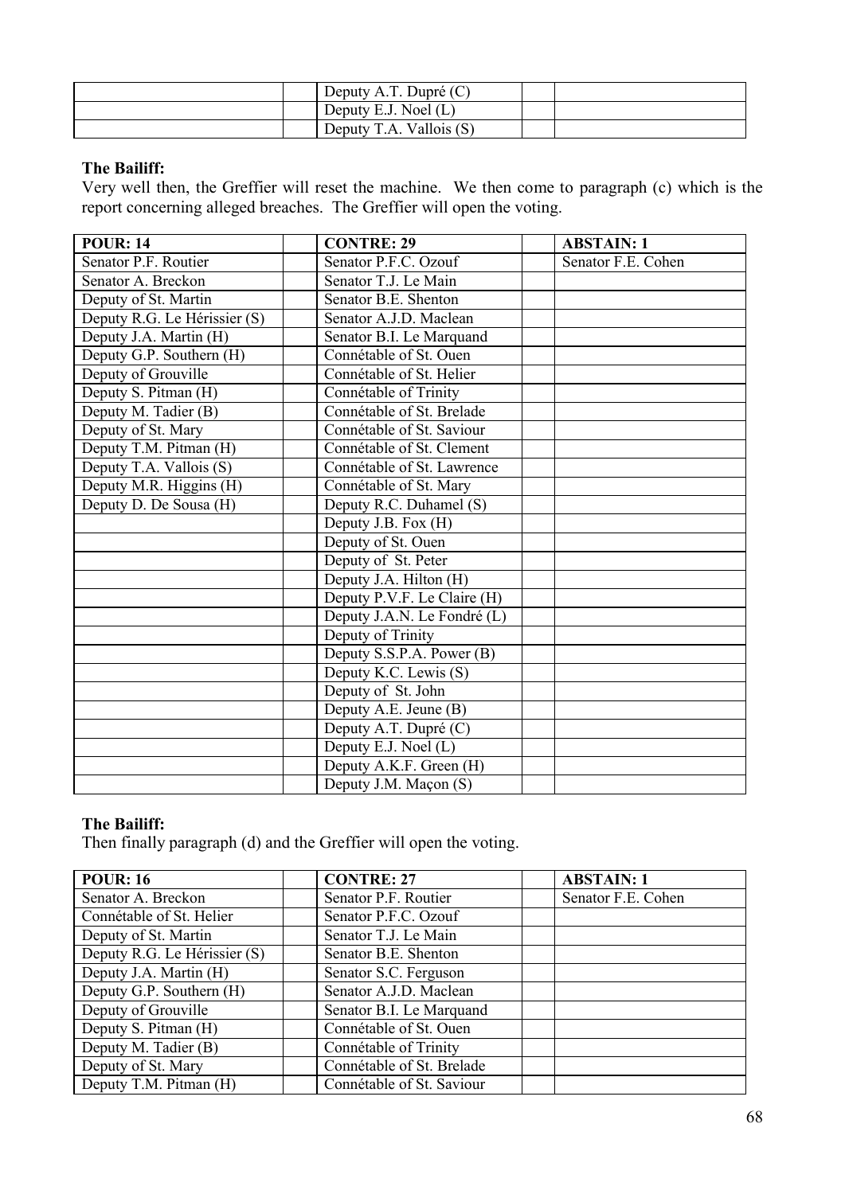| | | | | |
|---|---|---|---|---|
| | | Deputy A.T. Dupré (C) | | |
| | | Deputy E.J. Noel (L) | | |
| | | Deputy T.A. Vallois (S) | | |

**The Bailiff:**

Very well then, the Greffier will reset the machine. We then come to paragraph (c) which is the report concerning alleged breaches. The Greffier will open the voting.

| POUR: 14 | | CONTRE: 29 | | ABSTAIN: 1 |
|---|---|---|---|---|
| Senator P.F. Routier | | Senator P.F.C. Ozouf | | Senator F.E. Cohen |
| Senator A. Breckon | | Senator T.J. Le Main | | |
| Deputy of St. Martin | | Senator B.E. Shenton | | |
| Deputy R.G. Le Hérissier (S) | | Senator A.J.D. Maclean | | |
| Deputy J.A. Martin (H) | | Senator B.I. Le Marquand | | |
| Deputy G.P. Southern (H) | | Connétable of St. Ouen | | |
| Deputy of Grouville | | Connétable of St. Helier | | |
| Deputy S. Pitman (H) | | Connétable of Trinity | | |
| Deputy M. Tadier (B) | | Connétable of St. Brelade | | |
| Deputy of St. Mary | | Connétable of St. Saviour | | |
| Deputy T.M. Pitman (H) | | Connétable of St. Clement | | |
| Deputy T.A. Vallois (S) | | Connétable of St. Lawrence | | |
| Deputy M.R. Higgins (H) | | Connétable of St. Mary | | |
| Deputy D. De Sousa (H) | | Deputy R.C. Duhamel (S) | | |
| | | Deputy J.B. Fox (H) | | |
| | | Deputy of St. Ouen | | |
| | | Deputy of St. Peter | | |
| | | Deputy J.A. Hilton (H) | | |
| | | Deputy P.V.F. Le Claire (H) | | |
| | | Deputy J.A.N. Le Fondré (L) | | |
| | | Deputy of Trinity | | |
| | | Deputy S.S.P.A. Power (B) | | |
| | | Deputy K.C. Lewis (S) | | |
| | | Deputy of St. John | | |
| | | Deputy A.E. Jeune (B) | | |
| | | Deputy A.T. Dupré (C) | | |
| | | Deputy E.J. Noel (L) | | |
| | | Deputy A.K.F. Green (H) | | |
| | | Deputy J.M. Maçon (S) | | |

**The Bailiff:**

Then finally paragraph (d) and the Greffier will open the voting.

| POUR: 16 | | CONTRE: 27 | | ABSTAIN: 1 |
|---|---|---|---|---|
| Senator A. Breckon | | Senator P.F. Routier | | Senator F.E. Cohen |
| Connétable of St. Helier | | Senator P.F.C. Ozouf | | |
| Deputy of St. Martin | | Senator T.J. Le Main | | |
| Deputy R.G. Le Hérissier (S) | | Senator B.E. Shenton | | |
| Deputy J.A. Martin (H) | | Senator S.C. Ferguson | | |
| Deputy G.P. Southern (H) | | Senator A.J.D. Maclean | | |
| Deputy of Grouville | | Senator B.I. Le Marquand | | |
| Deputy S. Pitman (H) | | Connétable of St. Ouen | | |
| Deputy M. Tadier (B) | | Connétable of Trinity | | |
| Deputy of St. Mary | | Connétable of St. Brelade | | |
| Deputy T.M. Pitman (H) | | Connétable of St. Saviour | | |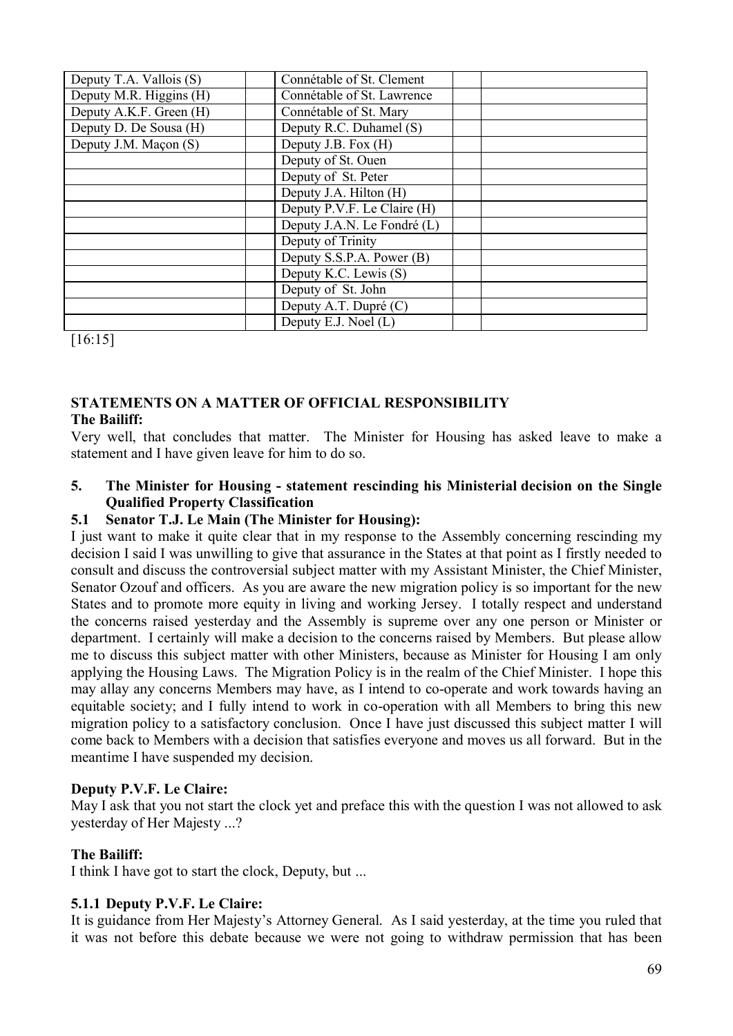| | | | | |
|---|---|---|---|---|
| Deputy T.A. Vallois (S) | | Connétable of St. Clement | | |
| Deputy M.R. Higgins (H) | | Connétable of St. Lawrence | | |
| Deputy A.K.F. Green (H) | | Connétable of St. Mary | | |
| Deputy D. De Sousa (H) | | Deputy R.C. Duhamel (S) | | |
| Deputy J.M. Maçon (S) | | Deputy J.B. Fox (H) | | |
| | | Deputy of St. Ouen | | |
| | | Deputy of St. Peter | | |
| | | Deputy J.A. Hilton (H) | | |
| | | Deputy P.V.F. Le Claire (H) | | |
| | | Deputy J.A.N. Le Fondré (L) | | |
| | | Deputy of Trinity | | |
| | | Deputy S.S.P.A. Power (B) | | |
| | | Deputy K.C. Lewis (S) | | |
| | | Deputy of St. John | | |
| | | Deputy A.T. Dupré (C) | | |
| | | Deputy E.J. Noel (L) | | |

[16:15]

## STATEMENTS ON A MATTER OF OFFICIAL RESPONSIBILITY

**The Bailiff:**

Very well, that concludes that matter. The Minister for Housing has asked leave to make a statement and I have given leave for him to do so.

### 5. The Minister for Housing - statement rescinding his Ministerial decision on the Single Qualified Property Classification

#### 5.1 Senator T.J. Le Main (The Minister for Housing):

I just want to make it quite clear that in my response to the Assembly concerning rescinding my decision I said I was unwilling to give that assurance in the States at that point as I firstly needed to consult and discuss the controversial subject matter with my Assistant Minister, the Chief Minister, Senator Ozouf and officers. As you are aware the new migration policy is so important for the new States and to promote more equity in living and working Jersey. I totally respect and understand the concerns raised yesterday and the Assembly is supreme over any one person or Minister or department. I certainly will make a decision to the concerns raised by Members. But please allow me to discuss this subject matter with other Ministers, because as Minister for Housing I am only applying the Housing Laws. The Migration Policy is in the realm of the Chief Minister. I hope this may allay any concerns Members may have, as I intend to co-operate and work towards having an equitable society; and I fully intend to work in co-operation with all Members to bring this new migration policy to a satisfactory conclusion. Once I have just discussed this subject matter I will come back to Members with a decision that satisfies everyone and moves us all forward. But in the meantime I have suspended my decision.

**Deputy P.V.F. Le Claire:**

May I ask that you not start the clock yet and preface this with the question I was not allowed to ask yesterday of Her Majesty ...?

**The Bailiff:**

I think I have got to start the clock, Deputy, but ...

#### 5.1.1 Deputy P.V.F. Le Claire:

It is guidance from Her Majesty's Attorney General. As I said yesterday, at the time you ruled that it was not before this debate because we were not going to withdraw permission that has been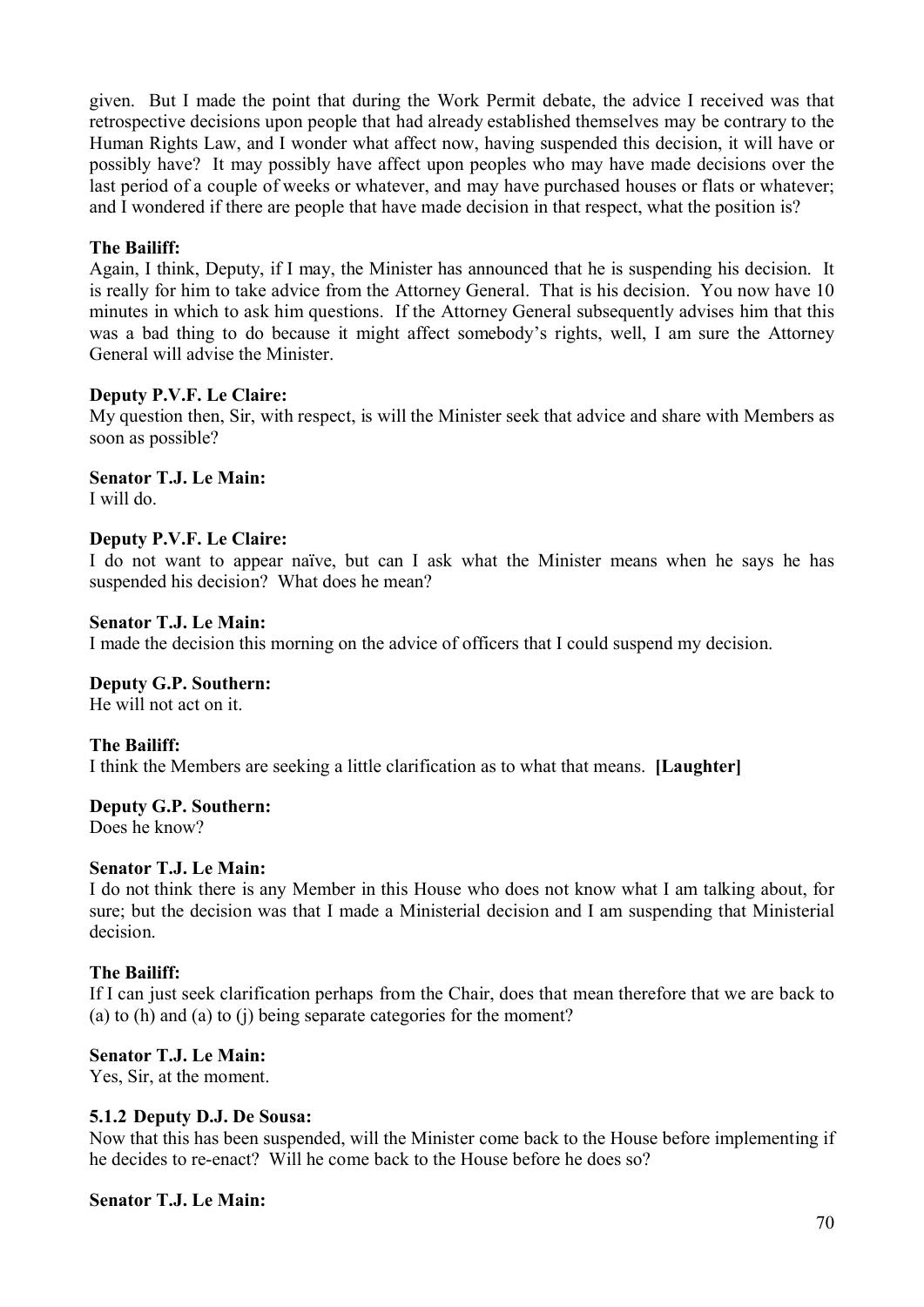given. But I made the point that during the Work Permit debate, the advice I received was that retrospective decisions upon people that had already established themselves may be contrary to the Human Rights Law, and I wonder what affect now, having suspended this decision, it will have or possibly have? It may possibly have affect upon peoples who may have made decisions over the last period of a couple of weeks or whatever, and may have purchased houses or flats or whatever; and I wondered if there are people that have made decision in that respect, what the position is?

**The Bailiff:**
Again, I think, Deputy, if I may, the Minister has announced that he is suspending his decision. It is really for him to take advice from the Attorney General. That is his decision. You now have 10 minutes in which to ask him questions. If the Attorney General subsequently advises him that this was a bad thing to do because it might affect somebody's rights, well, I am sure the Attorney General will advise the Minister.

**Deputy P.V.F. Le Claire:**
My question then, Sir, with respect, is will the Minister seek that advice and share with Members as soon as possible?

**Senator T.J. Le Main:**
I will do.

**Deputy P.V.F. Le Claire:**
I do not want to appear naïve, but can I ask what the Minister means when he says he has suspended his decision? What does he mean?

**Senator T.J. Le Main:**
I made the decision this morning on the advice of officers that I could suspend my decision.

**Deputy G.P. Southern:**
He will not act on it.

**The Bailiff:**
I think the Members are seeking a little clarification as to what that means. **[Laughter]**

**Deputy G.P. Southern:**
Does he know?

**Senator T.J. Le Main:**
I do not think there is any Member in this House who does not know what I am talking about, for sure; but the decision was that I made a Ministerial decision and I am suspending that Ministerial decision.

**The Bailiff:**
If I can just seek clarification perhaps from the Chair, does that mean therefore that we are back to (a) to (h) and (a) to (j) being separate categories for the moment?

**Senator T.J. Le Main:**
Yes, Sir, at the moment.

### 5.1.2 Deputy D.J. De Sousa:

Now that this has been suspended, will the Minister come back to the House before implementing if he decides to re-enact? Will he come back to the House before he does so?

**Senator T.J. Le Main:**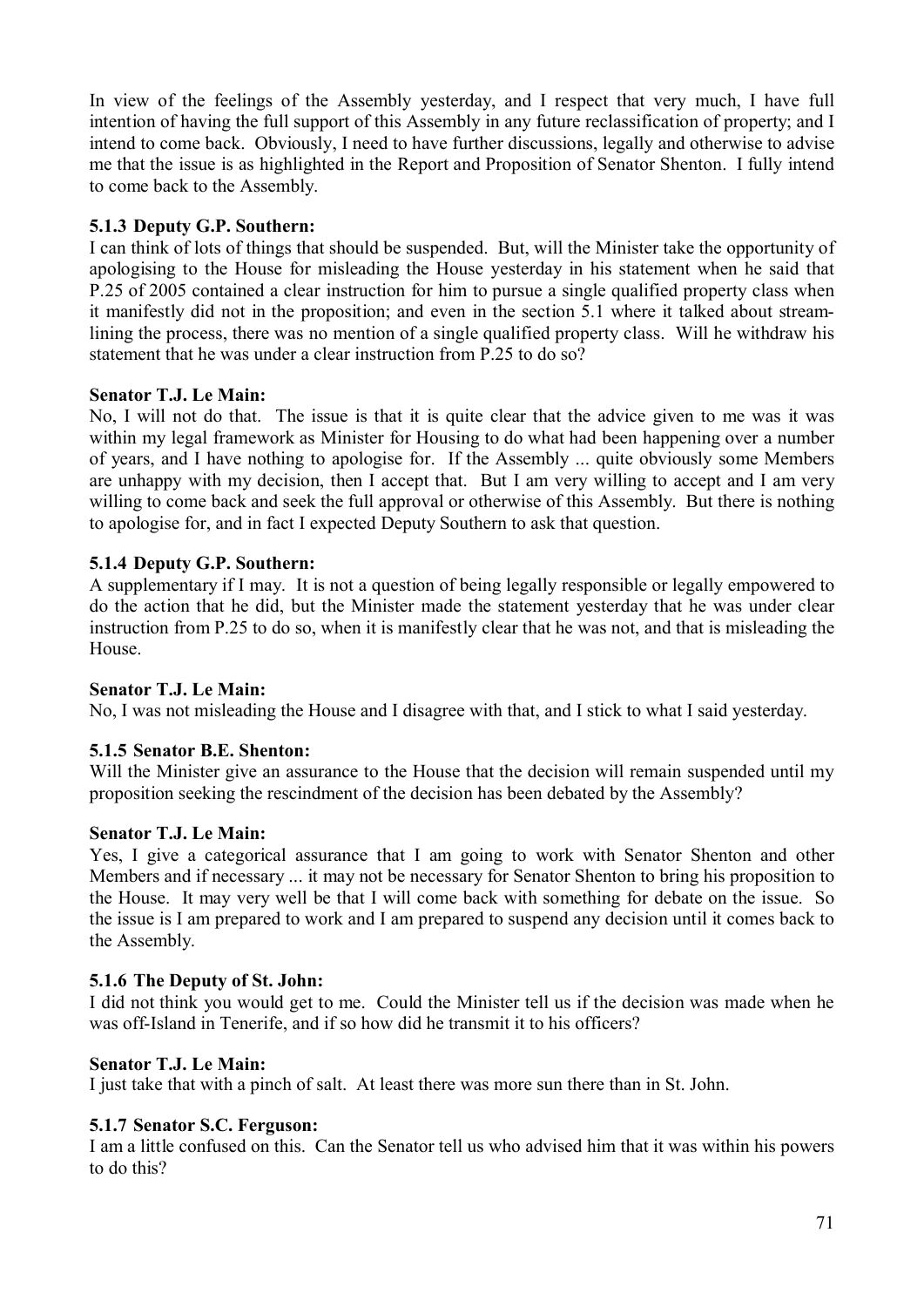In view of the feelings of the Assembly yesterday, and I respect that very much, I have full intention of having the full support of this Assembly in any future reclassification of property; and I intend to come back. Obviously, I need to have further discussions, legally and otherwise to advise me that the issue is as highlighted in the Report and Proposition of Senator Shenton. I fully intend to come back to the Assembly.

### 5.1.3 Deputy G.P. Southern:

I can think of lots of things that should be suspended. But, will the Minister take the opportunity of apologising to the House for misleading the House yesterday in his statement when he said that P.25 of 2005 contained a clear instruction for him to pursue a single qualified property class when it manifestly did not in the proposition; and even in the section 5.1 where it talked about stream-lining the process, there was no mention of a single qualified property class. Will he withdraw his statement that he was under a clear instruction from P.25 to do so?

### Senator T.J. Le Main:

No, I will not do that. The issue is that it is quite clear that the advice given to me was it was within my legal framework as Minister for Housing to do what had been happening over a number of years, and I have nothing to apologise for. If the Assembly ... quite obviously some Members are unhappy with my decision, then I accept that. But I am very willing to accept and I am very willing to come back and seek the full approval or otherwise of this Assembly. But there is nothing to apologise for, and in fact I expected Deputy Southern to ask that question.

### 5.1.4 Deputy G.P. Southern:

A supplementary if I may. It is not a question of being legally responsible or legally empowered to do the action that he did, but the Minister made the statement yesterday that he was under clear instruction from P.25 to do so, when it is manifestly clear that he was not, and that is misleading the House.

### Senator T.J. Le Main:

No, I was not misleading the House and I disagree with that, and I stick to what I said yesterday.

### 5.1.5 Senator B.E. Shenton:

Will the Minister give an assurance to the House that the decision will remain suspended until my proposition seeking the rescindment of the decision has been debated by the Assembly?

### Senator T.J. Le Main:

Yes, I give a categorical assurance that I am going to work with Senator Shenton and other Members and if necessary ... it may not be necessary for Senator Shenton to bring his proposition to the House. It may very well be that I will come back with something for debate on the issue. So the issue is I am prepared to work and I am prepared to suspend any decision until it comes back to the Assembly.

### 5.1.6 The Deputy of St. John:

I did not think you would get to me. Could the Minister tell us if the decision was made when he was off-Island in Tenerife, and if so how did he transmit it to his officers?

### Senator T.J. Le Main:

I just take that with a pinch of salt. At least there was more sun there than in St. John.

### 5.1.7 Senator S.C. Ferguson:

I am a little confused on this. Can the Senator tell us who advised him that it was within his powers to do this?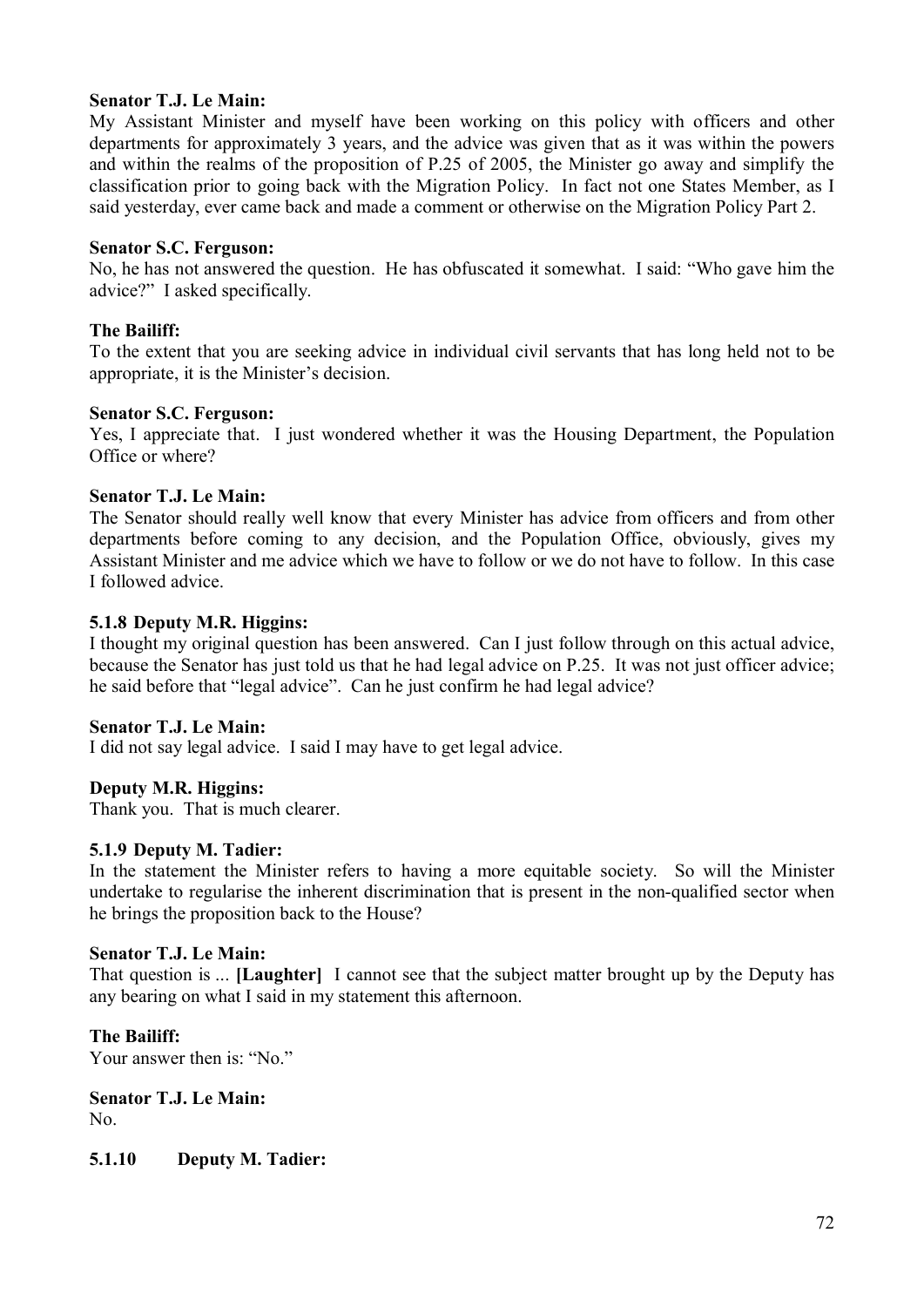**Senator T.J. Le Main:**

My Assistant Minister and myself have been working on this policy with officers and other departments for approximately 3 years, and the advice was given that as it was within the powers and within the realms of the proposition of P.25 of 2005, the Minister go away and simplify the classification prior to going back with the Migration Policy. In fact not one States Member, as I said yesterday, ever came back and made a comment or otherwise on the Migration Policy Part 2.

**Senator S.C. Ferguson:**

No, he has not answered the question. He has obfuscated it somewhat. I said: "Who gave him the advice?" I asked specifically.

**The Bailiff:**

To the extent that you are seeking advice in individual civil servants that has long held not to be appropriate, it is the Minister's decision.

**Senator S.C. Ferguson:**

Yes, I appreciate that. I just wondered whether it was the Housing Department, the Population Office or where?

**Senator T.J. Le Main:**

The Senator should really well know that every Minister has advice from officers and from other departments before coming to any decision, and the Population Office, obviously, gives my Assistant Minister and me advice which we have to follow or we do not have to follow. In this case I followed advice.

**5.1.8 Deputy M.R. Higgins:**

I thought my original question has been answered. Can I just follow through on this actual advice, because the Senator has just told us that he had legal advice on P.25. It was not just officer advice; he said before that "legal advice". Can he just confirm he had legal advice?

**Senator T.J. Le Main:**

I did not say legal advice. I said I may have to get legal advice.

**Deputy M.R. Higgins:**

Thank you. That is much clearer.

**5.1.9 Deputy M. Tadier:**

In the statement the Minister refers to having a more equitable society. So will the Minister undertake to regularise the inherent discrimination that is present in the non-qualified sector when he brings the proposition back to the House?

**Senator T.J. Le Main:**

That question is ... **[Laughter]** I cannot see that the subject matter brought up by the Deputy has any bearing on what I said in my statement this afternoon.

**The Bailiff:**

Your answer then is: "No."

**Senator T.J. Le Main:**

No.

**5.1.10 Deputy M. Tadier:**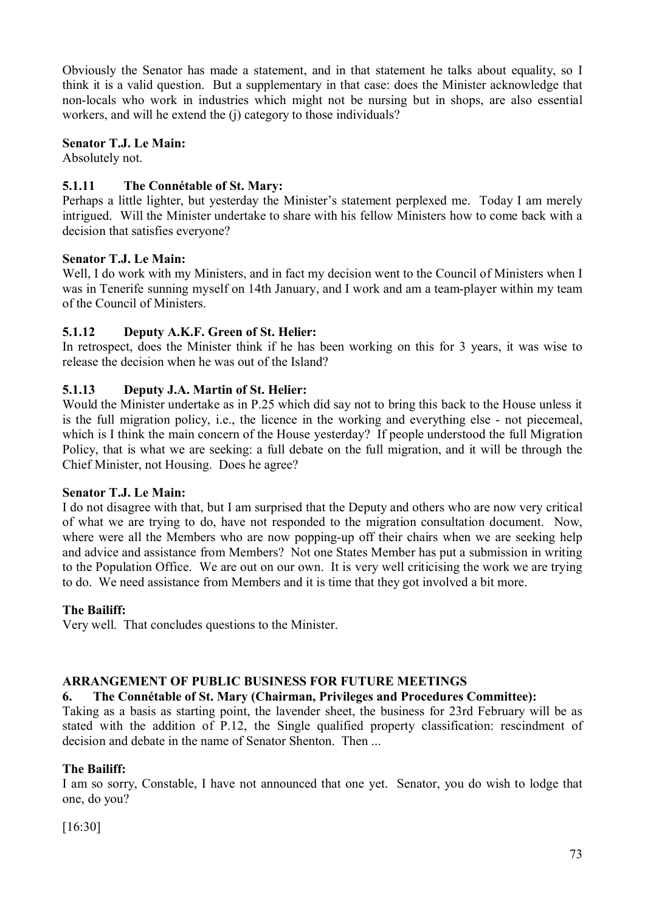Obviously the Senator has made a statement, and in that statement he talks about equality, so I think it is a valid question. But a supplementary in that case: does the Minister acknowledge that non-locals who work in industries which might not be nursing but in shops, are also essential workers, and will he extend the (j) category to those individuals?

**Senator T.J. Le Main:**

Absolutely not.

### 5.1.11 The Connétable of St. Mary:

Perhaps a little lighter, but yesterday the Minister's statement perplexed me. Today I am merely intrigued. Will the Minister undertake to share with his fellow Ministers how to come back with a decision that satisfies everyone?

**Senator T.J. Le Main:**

Well, I do work with my Ministers, and in fact my decision went to the Council of Ministers when I was in Tenerife sunning myself on 14th January, and I work and am a team-player within my team of the Council of Ministers.

### 5.1.12 Deputy A.K.F. Green of St. Helier:

In retrospect, does the Minister think if he has been working on this for 3 years, it was wise to release the decision when he was out of the Island?

### 5.1.13 Deputy J.A. Martin of St. Helier:

Would the Minister undertake as in P.25 which did say not to bring this back to the House unless it is the full migration policy, i.e., the licence in the working and everything else - not piecemeal, which is I think the main concern of the House yesterday? If people understood the full Migration Policy, that is what we are seeking: a full debate on the full migration, and it will be through the Chief Minister, not Housing. Does he agree?

**Senator T.J. Le Main:**

I do not disagree with that, but I am surprised that the Deputy and others who are now very critical of what we are trying to do, have not responded to the migration consultation document. Now, where were all the Members who are now popping-up off their chairs when we are seeking help and advice and assistance from Members? Not one States Member has put a submission in writing to the Population Office. We are out on our own. It is very well criticising the work we are trying to do. We need assistance from Members and it is time that they got involved a bit more.

**The Bailiff:**

Very well. That concludes questions to the Minister.

## ARRANGEMENT OF PUBLIC BUSINESS FOR FUTURE MEETINGS

### 6. The Connétable of St. Mary (Chairman, Privileges and Procedures Committee):

Taking as a basis as starting point, the lavender sheet, the business for 23rd February will be as stated with the addition of P.12, the Single qualified property classification: rescindment of decision and debate in the name of Senator Shenton. Then ...

**The Bailiff:**

I am so sorry, Constable, I have not announced that one yet. Senator, you do wish to lodge that one, do you?

[16:30]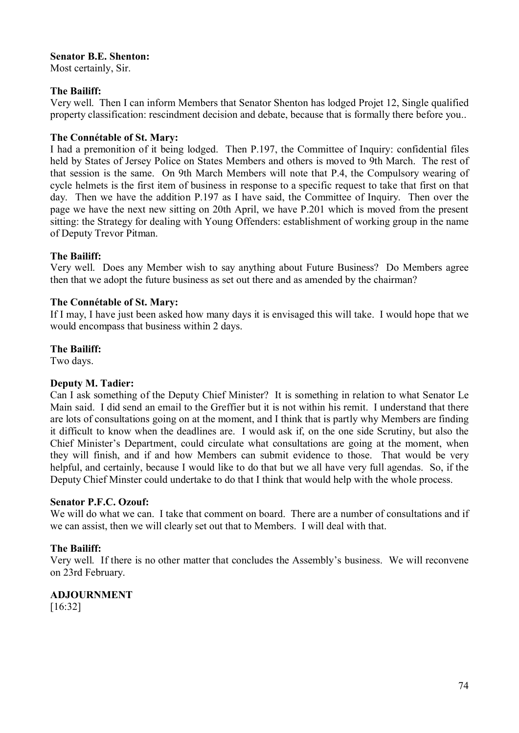**Senator B.E. Shenton:**

Most certainly, Sir.

**The Bailiff:**

Very well. Then I can inform Members that Senator Shenton has lodged Projet 12, Single qualified property classification: rescindment decision and debate, because that is formally there before you..

**The Connétable of St. Mary:**

I had a premonition of it being lodged. Then P.197, the Committee of Inquiry: confidential files held by States of Jersey Police on States Members and others is moved to 9th March. The rest of that session is the same. On 9th March Members will note that P.4, the Compulsory wearing of cycle helmets is the first item of business in response to a specific request to take that first on that day. Then we have the addition P.197 as I have said, the Committee of Inquiry. Then over the page we have the next new sitting on 20th April, we have P.201 which is moved from the present sitting: the Strategy for dealing with Young Offenders: establishment of working group in the name of Deputy Trevor Pitman.

**The Bailiff:**

Very well. Does any Member wish to say anything about Future Business? Do Members agree then that we adopt the future business as set out there and as amended by the chairman?

**The Connétable of St. Mary:**

If I may, I have just been asked how many days it is envisaged this will take. I would hope that we would encompass that business within 2 days.

**The Bailiff:**

Two days.

**Deputy M. Tadier:**

Can I ask something of the Deputy Chief Minister? It is something in relation to what Senator Le Main said. I did send an email to the Greffier but it is not within his remit. I understand that there are lots of consultations going on at the moment, and I think that is partly why Members are finding it difficult to know when the deadlines are. I would ask if, on the one side Scrutiny, but also the Chief Minister's Department, could circulate what consultations are going at the moment, when they will finish, and if and how Members can submit evidence to those. That would be very helpful, and certainly, because I would like to do that but we all have very full agendas. So, if the Deputy Chief Minster could undertake to do that I think that would help with the whole process.

**Senator P.F.C. Ozouf:**

We will do what we can. I take that comment on board. There are a number of consultations and if we can assist, then we will clearly set out that to Members. I will deal with that.

**The Bailiff:**

Very well. If there is no other matter that concludes the Assembly's business. We will reconvene on 23rd February.

**ADJOURNMENT**

[16:32]